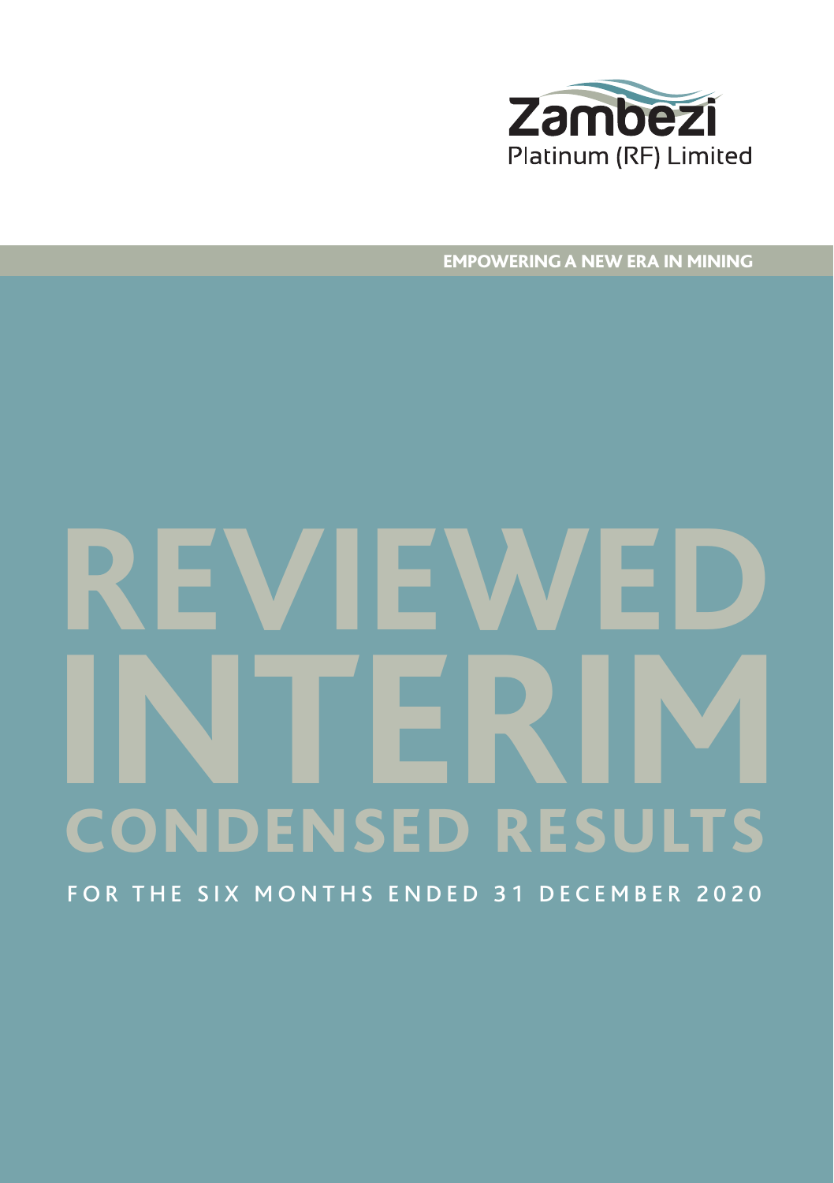Zambezi

Platinum (RF) Limited

EMPOWERING A NEW ERA IN MINING

# REVIEWED INTERIM CONDENSED RESULTS

FOR THE SIX MONTHS ENDED 31 DECEMBER 2020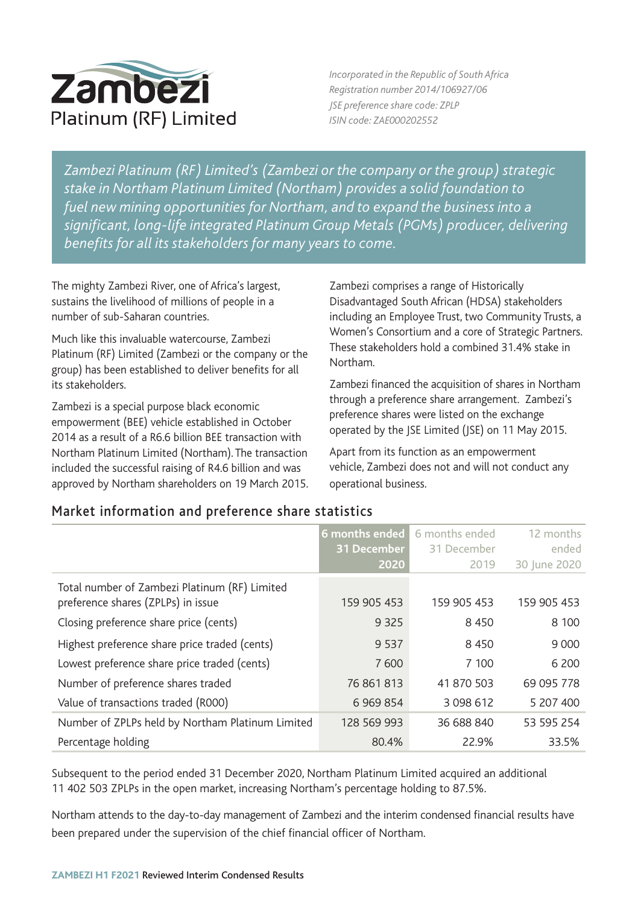# Zambezi Platinum (RF) Limited

*Incorporated in the Republic of South Africa*
*Registration number 2014/106927/06*
*JSE preference share code: ZPLP*
*ISIN code: ZAE000202552*

*Zambezi Platinum (RF) Limited's (Zambezi or the company or the group) strategic stake in Northam Platinum Limited (Northam) provides a solid foundation to fuel new mining opportunities for Northam, and to expand the business into a significant, long-life integrated Platinum Group Metals (PGMs) producer, delivering benefits for all its stakeholders for many years to come.*

The mighty Zambezi River, one of Africa's largest, sustains the livelihood of millions of people in a number of sub-Saharan countries.

Much like this invaluable watercourse, Zambezi Platinum (RF) Limited (Zambezi or the company or the group) has been established to deliver benefits for all its stakeholders.

Zambezi is a special purpose black economic empowerment (BEE) vehicle established in October 2014 as a result of a R6.6 billion BEE transaction with Northam Platinum Limited (Northam). The transaction included the successful raising of R4.6 billion and was approved by Northam shareholders on 19 March 2015.

Zambezi comprises a range of Historically Disadvantaged South African (HDSA) stakeholders including an Employee Trust, two Community Trusts, a Women's Consortium and a core of Strategic Partners. These stakeholders hold a combined 31.4% stake in Northam.

Zambezi financed the acquisition of shares in Northam through a preference share arrangement. Zambezi's preference shares were listed on the exchange operated by the JSE Limited (JSE) on 11 May 2015.

Apart from its function as an empowerment vehicle, Zambezi does not and will not conduct any operational business.

## Market information and preference share statistics

| | 6 months ended 31 December 2020 | 6 months ended 31 December 2019 | 12 months ended 30 June 2020 |
|---|---|---|---|
| Total number of Zambezi Platinum (RF) Limited preference shares (ZPLPs) in issue | 159 905 453 | 159 905 453 | 159 905 453 |
| Closing preference share price (cents) | 9 325 | 8 450 | 8 100 |
| Highest preference share price traded (cents) | 9 537 | 8 450 | 9 000 |
| Lowest preference share price traded (cents) | 7 600 | 7 100 | 6 200 |
| Number of preference shares traded | 76 861 813 | 41 870 503 | 69 095 778 |
| Value of transactions traded (R000) | 6 969 854 | 3 098 612 | 5 207 400 |
| Number of ZPLPs held by Northam Platinum Limited | 128 569 993 | 36 688 840 | 53 595 254 |
| Percentage holding | 80.4% | 22.9% | 33.5% |

Subsequent to the period ended 31 December 2020, Northam Platinum Limited acquired an additional 11 402 503 ZPLPs in the open market, increasing Northam's percentage holding to 87.5%.

Northam attends to the day-to-day management of Zambezi and the interim condensed financial results have been prepared under the supervision of the chief financial officer of Northam.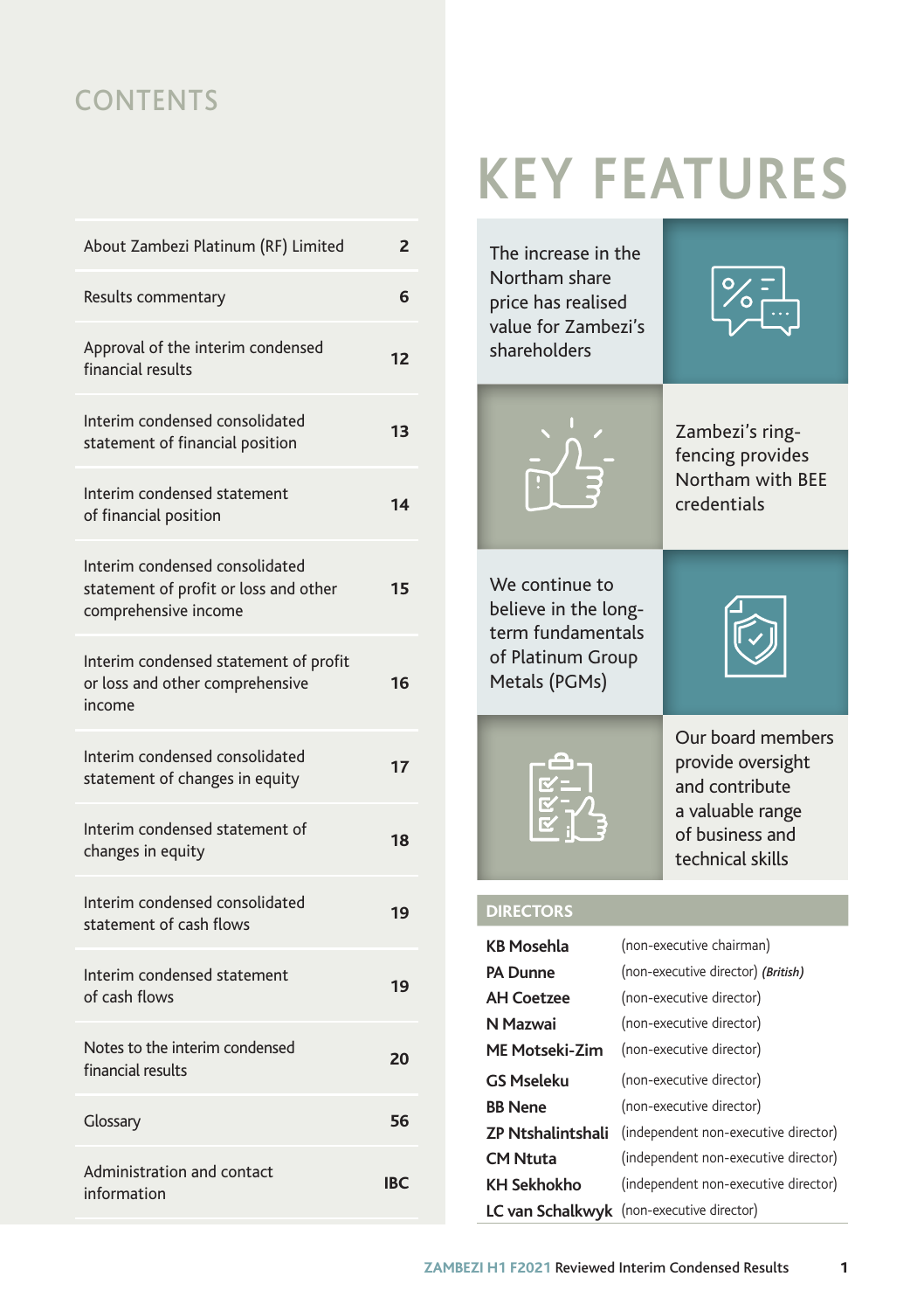# CONTENTS

| | |
|---|---|
| About Zambezi Platinum (RF) Limited | 2 |
| Results commentary | 6 |
| Approval of the interim condensed financial results | 12 |
| Interim condensed consolidated statement of financial position | 13 |
| Interim condensed statement of financial position | 14 |
| Interim condensed consolidated statement of profit or loss and other comprehensive income | 15 |
| Interim condensed statement of profit or loss and other comprehensive income | 16 |
| Interim condensed consolidated statement of changes in equity | 17 |
| Interim condensed statement of changes in equity | 18 |
| Interim condensed consolidated statement of cash flows | 19 |
| Interim condensed statement of cash flows | 19 |
| Notes to the interim condensed financial results | 20 |
| Glossary | 56 |
| Administration and contact information | IBC |

# KEY FEATURES

The increase in the Northam share price has realised value for Zambezi's shareholders

Zambezi's ring-fencing provides Northam with BEE credentials

We continue to believe in the long-term fundamentals of Platinum Group Metals (PGMs)

Our board members provide oversight and contribute a valuable range of business and technical skills

## DIRECTORS

| | |
|---|---|
| **KB Mosehla** | (non-executive chairman) |
| **PA Dunne** | (non-executive director) *(British)* |
| **AH Coetzee** | (non-executive director) |
| **N Mazwai** | (non-executive director) |
| **ME Motseki-Zim** | (non-executive director) |
| **GS Mseleku** | (non-executive director) |
| **BB Nene** | (non-executive director) |
| **ZP Ntshalintshali** | (independent non-executive director) |
| **CM Ntuta** | (independent non-executive director) |
| **KH Sekhokho** | (independent non-executive director) |
| **LC van Schalkwyk** | (non-executive director) |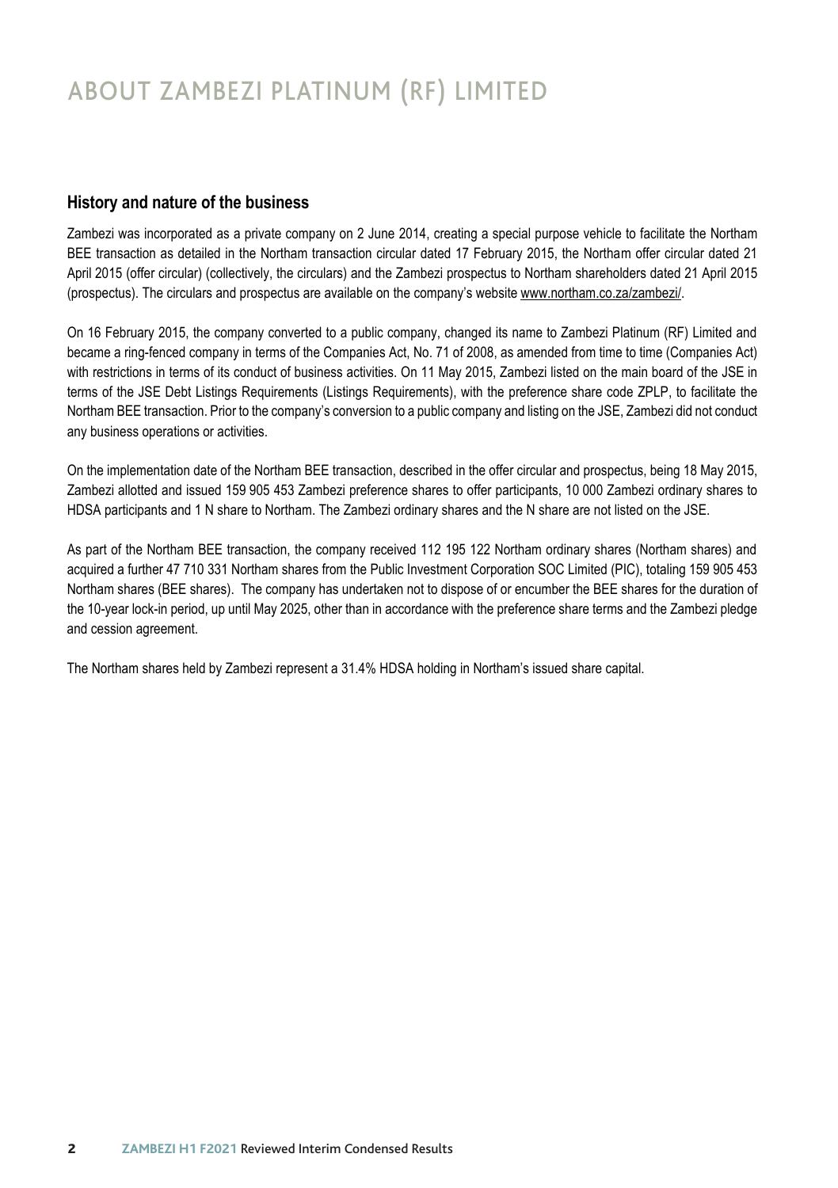# ABOUT ZAMBEZI PLATINUM (RF) LIMITED

## History and nature of the business

Zambezi was incorporated as a private company on 2 June 2014, creating a special purpose vehicle to facilitate the Northam BEE transaction as detailed in the Northam transaction circular dated 17 February 2015, the Northam offer circular dated 21 April 2015 (offer circular) (collectively, the circulars) and the Zambezi prospectus to Northam shareholders dated 21 April 2015 (prospectus). The circulars and prospectus are available on the company's website www.northam.co.za/zambezi/.

On 16 February 2015, the company converted to a public company, changed its name to Zambezi Platinum (RF) Limited and became a ring-fenced company in terms of the Companies Act, No. 71 of 2008, as amended from time to time (Companies Act) with restrictions in terms of its conduct of business activities. On 11 May 2015, Zambezi listed on the main board of the JSE in terms of the JSE Debt Listings Requirements (Listings Requirements), with the preference share code ZPLP, to facilitate the Northam BEE transaction. Prior to the company's conversion to a public company and listing on the JSE, Zambezi did not conduct any business operations or activities.

On the implementation date of the Northam BEE transaction, described in the offer circular and prospectus, being 18 May 2015, Zambezi allotted and issued 159 905 453 Zambezi preference shares to offer participants, 10 000 Zambezi ordinary shares to HDSA participants and 1 N share to Northam. The Zambezi ordinary shares and the N share are not listed on the JSE.

As part of the Northam BEE transaction, the company received 112 195 122 Northam ordinary shares (Northam shares) and acquired a further 47 710 331 Northam shares from the Public Investment Corporation SOC Limited (PIC), totaling 159 905 453 Northam shares (BEE shares). The company has undertaken not to dispose of or encumber the BEE shares for the duration of the 10-year lock-in period, up until May 2025, other than in accordance with the preference share terms and the Zambezi pledge and cession agreement.

The Northam shares held by Zambezi represent a 31.4% HDSA holding in Northam's issued share capital.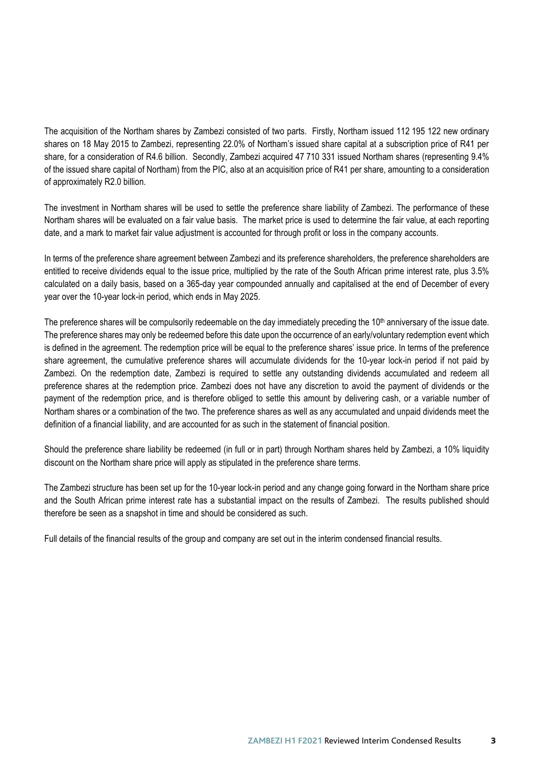The acquisition of the Northam shares by Zambezi consisted of two parts. Firstly, Northam issued 112 195 122 new ordinary shares on 18 May 2015 to Zambezi, representing 22.0% of Northam's issued share capital at a subscription price of R41 per share, for a consideration of R4.6 billion. Secondly, Zambezi acquired 47 710 331 issued Northam shares (representing 9.4% of the issued share capital of Northam) from the PIC, also at an acquisition price of R41 per share, amounting to a consideration of approximately R2.0 billion.

The investment in Northam shares will be used to settle the preference share liability of Zambezi. The performance of these Northam shares will be evaluated on a fair value basis. The market price is used to determine the fair value, at each reporting date, and a mark to market fair value adjustment is accounted for through profit or loss in the company accounts.

In terms of the preference share agreement between Zambezi and its preference shareholders, the preference shareholders are entitled to receive dividends equal to the issue price, multiplied by the rate of the South African prime interest rate, plus 3.5% calculated on a daily basis, based on a 365-day year compounded annually and capitalised at the end of December of every year over the 10-year lock-in period, which ends in May 2025.

The preference shares will be compulsorily redeemable on the day immediately preceding the 10th anniversary of the issue date. The preference shares may only be redeemed before this date upon the occurrence of an early/voluntary redemption event which is defined in the agreement. The redemption price will be equal to the preference shares' issue price. In terms of the preference share agreement, the cumulative preference shares will accumulate dividends for the 10-year lock-in period if not paid by Zambezi. On the redemption date, Zambezi is required to settle any outstanding dividends accumulated and redeem all preference shares at the redemption price. Zambezi does not have any discretion to avoid the payment of dividends or the payment of the redemption price, and is therefore obliged to settle this amount by delivering cash, or a variable number of Northam shares or a combination of the two. The preference shares as well as any accumulated and unpaid dividends meet the definition of a financial liability, and are accounted for as such in the statement of financial position.

Should the preference share liability be redeemed (in full or in part) through Northam shares held by Zambezi, a 10% liquidity discount on the Northam share price will apply as stipulated in the preference share terms.

The Zambezi structure has been set up for the 10-year lock-in period and any change going forward in the Northam share price and the South African prime interest rate has a substantial impact on the results of Zambezi. The results published should therefore be seen as a snapshot in time and should be considered as such.

Full details of the financial results of the group and company are set out in the interim condensed financial results.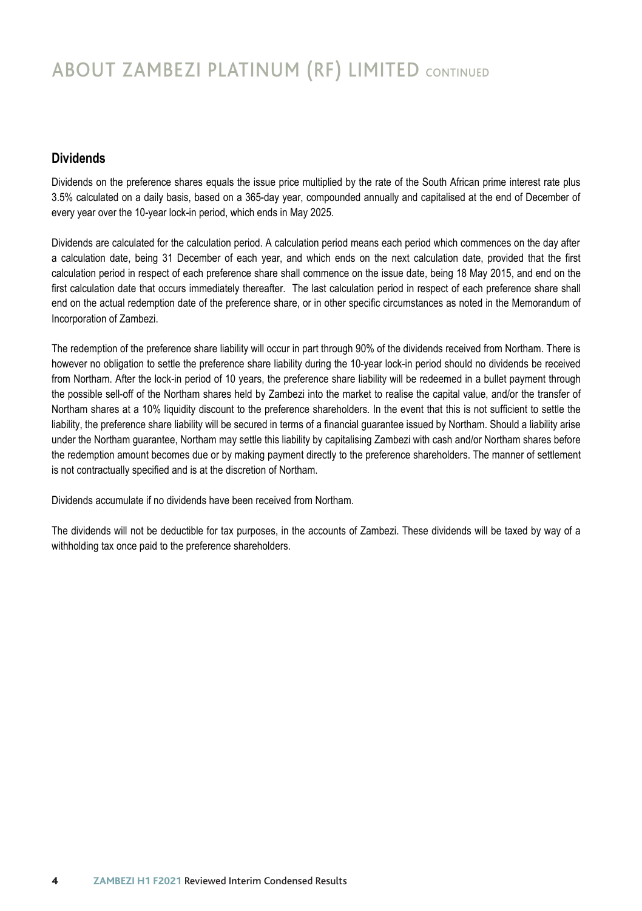# ABOUT ZAMBEZI PLATINUM (RF) LIMITED CONTINUED

## Dividends

Dividends on the preference shares equals the issue price multiplied by the rate of the South African prime interest rate plus 3.5% calculated on a daily basis, based on a 365-day year, compounded annually and capitalised at the end of December of every year over the 10-year lock-in period, which ends in May 2025.

Dividends are calculated for the calculation period. A calculation period means each period which commences on the day after a calculation date, being 31 December of each year, and which ends on the next calculation date, provided that the first calculation period in respect of each preference share shall commence on the issue date, being 18 May 2015, and end on the first calculation date that occurs immediately thereafter. The last calculation period in respect of each preference share shall end on the actual redemption date of the preference share, or in other specific circumstances as noted in the Memorandum of Incorporation of Zambezi.

The redemption of the preference share liability will occur in part through 90% of the dividends received from Northam. There is however no obligation to settle the preference share liability during the 10-year lock-in period should no dividends be received from Northam. After the lock-in period of 10 years, the preference share liability will be redeemed in a bullet payment through the possible sell-off of the Northam shares held by Zambezi into the market to realise the capital value, and/or the transfer of Northam shares at a 10% liquidity discount to the preference shareholders. In the event that this is not sufficient to settle the liability, the preference share liability will be secured in terms of a financial guarantee issued by Northam. Should a liability arise under the Northam guarantee, Northam may settle this liability by capitalising Zambezi with cash and/or Northam shares before the redemption amount becomes due or by making payment directly to the preference shareholders. The manner of settlement is not contractually specified and is at the discretion of Northam.

Dividends accumulate if no dividends have been received from Northam.

The dividends will not be deductible for tax purposes, in the accounts of Zambezi. These dividends will be taxed by way of a withholding tax once paid to the preference shareholders.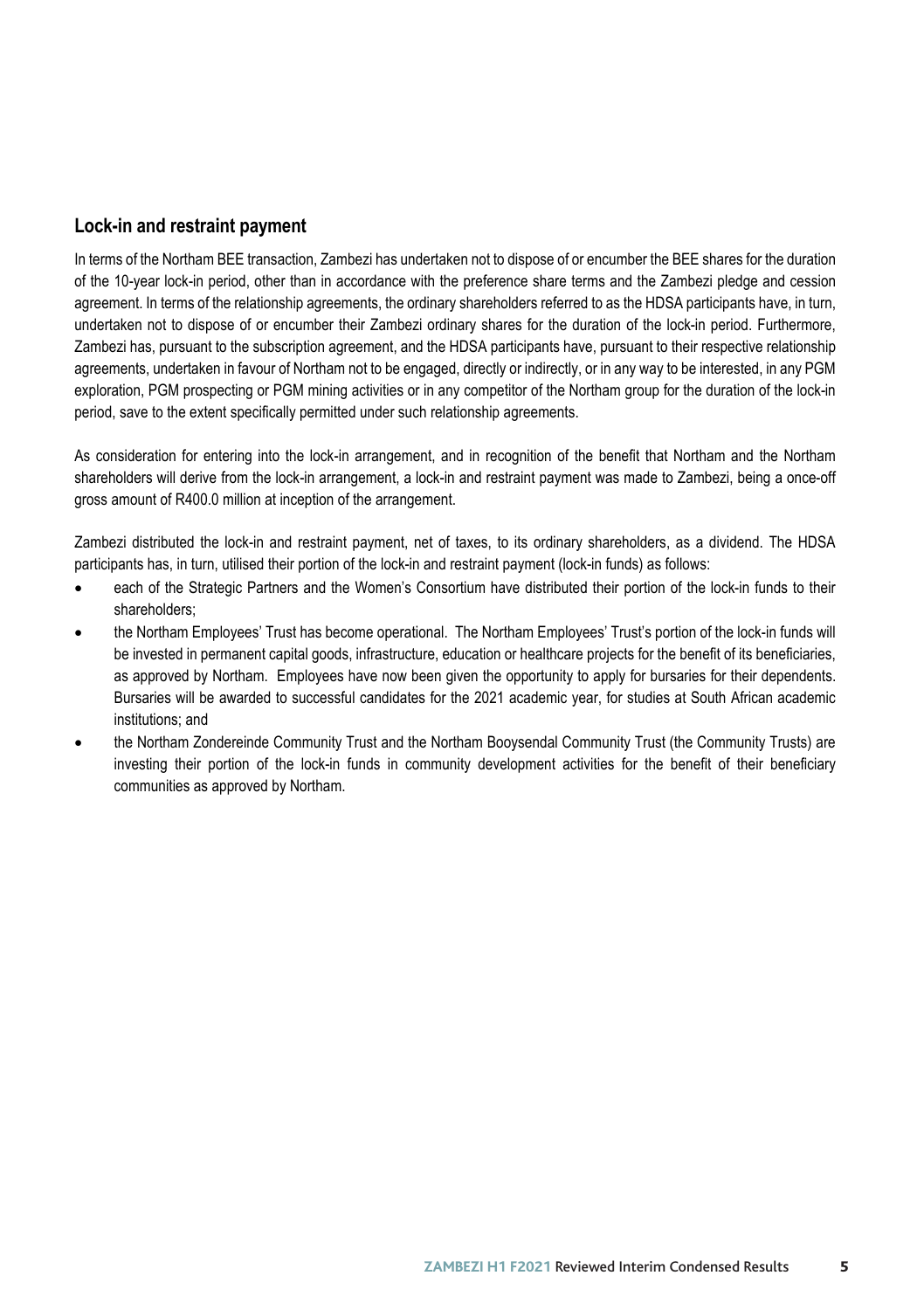## Lock-in and restraint payment

In terms of the Northam BEE transaction, Zambezi has undertaken not to dispose of or encumber the BEE shares for the duration of the 10-year lock-in period, other than in accordance with the preference share terms and the Zambezi pledge and cession agreement. In terms of the relationship agreements, the ordinary shareholders referred to as the HDSA participants have, in turn, undertaken not to dispose of or encumber their Zambezi ordinary shares for the duration of the lock-in period. Furthermore, Zambezi has, pursuant to the subscription agreement, and the HDSA participants have, pursuant to their respective relationship agreements, undertaken in favour of Northam not to be engaged, directly or indirectly, or in any way to be interested, in any PGM exploration, PGM prospecting or PGM mining activities or in any competitor of the Northam group for the duration of the lock-in period, save to the extent specifically permitted under such relationship agreements.

As consideration for entering into the lock-in arrangement, and in recognition of the benefit that Northam and the Northam shareholders will derive from the lock-in arrangement, a lock-in and restraint payment was made to Zambezi, being a once-off gross amount of R400.0 million at inception of the arrangement.

Zambezi distributed the lock-in and restraint payment, net of taxes, to its ordinary shareholders, as a dividend. The HDSA participants has, in turn, utilised their portion of the lock-in and restraint payment (lock-in funds) as follows:

- each of the Strategic Partners and the Women's Consortium have distributed their portion of the lock-in funds to their shareholders;
- the Northam Employees' Trust has become operational. The Northam Employees' Trust's portion of the lock-in funds will be invested in permanent capital goods, infrastructure, education or healthcare projects for the benefit of its beneficiaries, as approved by Northam. Employees have now been given the opportunity to apply for bursaries for their dependents. Bursaries will be awarded to successful candidates for the 2021 academic year, for studies at South African academic institutions; and
- the Northam Zondereinde Community Trust and the Northam Booysendal Community Trust (the Community Trusts) are investing their portion of the lock-in funds in community development activities for the benefit of their beneficiary communities as approved by Northam.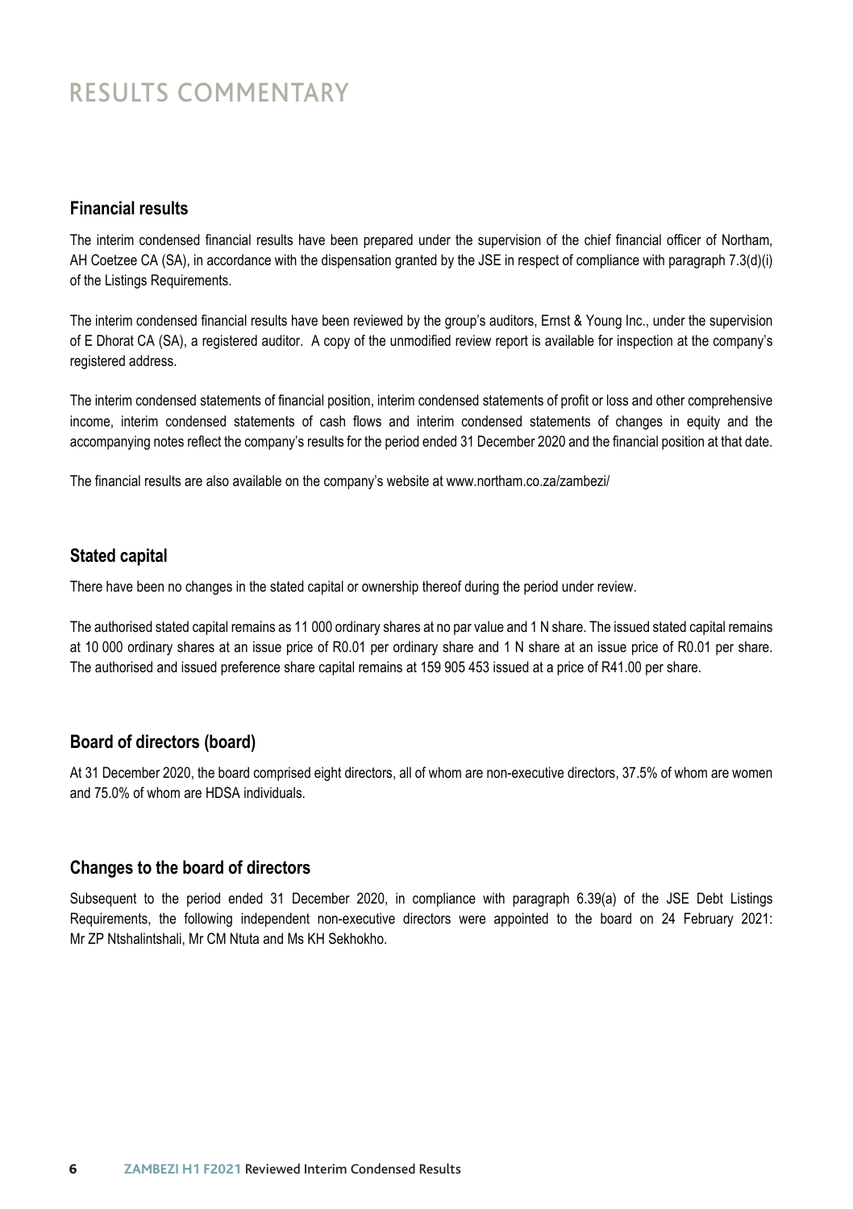# RESULTS COMMENTARY

## Financial results

The interim condensed financial results have been prepared under the supervision of the chief financial officer of Northam, AH Coetzee CA (SA), in accordance with the dispensation granted by the JSE in respect of compliance with paragraph 7.3(d)(i) of the Listings Requirements.

The interim condensed financial results have been reviewed by the group's auditors, Ernst & Young Inc., under the supervision of E Dhorat CA (SA), a registered auditor. A copy of the unmodified review report is available for inspection at the company's registered address.

The interim condensed statements of financial position, interim condensed statements of profit or loss and other comprehensive income, interim condensed statements of cash flows and interim condensed statements of changes in equity and the accompanying notes reflect the company's results for the period ended 31 December 2020 and the financial position at that date.

The financial results are also available on the company's website at www.northam.co.za/zambezi/

## Stated capital

There have been no changes in the stated capital or ownership thereof during the period under review.

The authorised stated capital remains as 11 000 ordinary shares at no par value and 1 N share. The issued stated capital remains at 10 000 ordinary shares at an issue price of R0.01 per ordinary share and 1 N share at an issue price of R0.01 per share. The authorised and issued preference share capital remains at 159 905 453 issued at a price of R41.00 per share.

## Board of directors (board)

At 31 December 2020, the board comprised eight directors, all of whom are non-executive directors, 37.5% of whom are women and 75.0% of whom are HDSA individuals.

## Changes to the board of directors

Subsequent to the period ended 31 December 2020, in compliance with paragraph 6.39(a) of the JSE Debt Listings Requirements, the following independent non-executive directors were appointed to the board on 24 February 2021: Mr ZP Ntshalintshali, Mr CM Ntuta and Ms KH Sekhokho.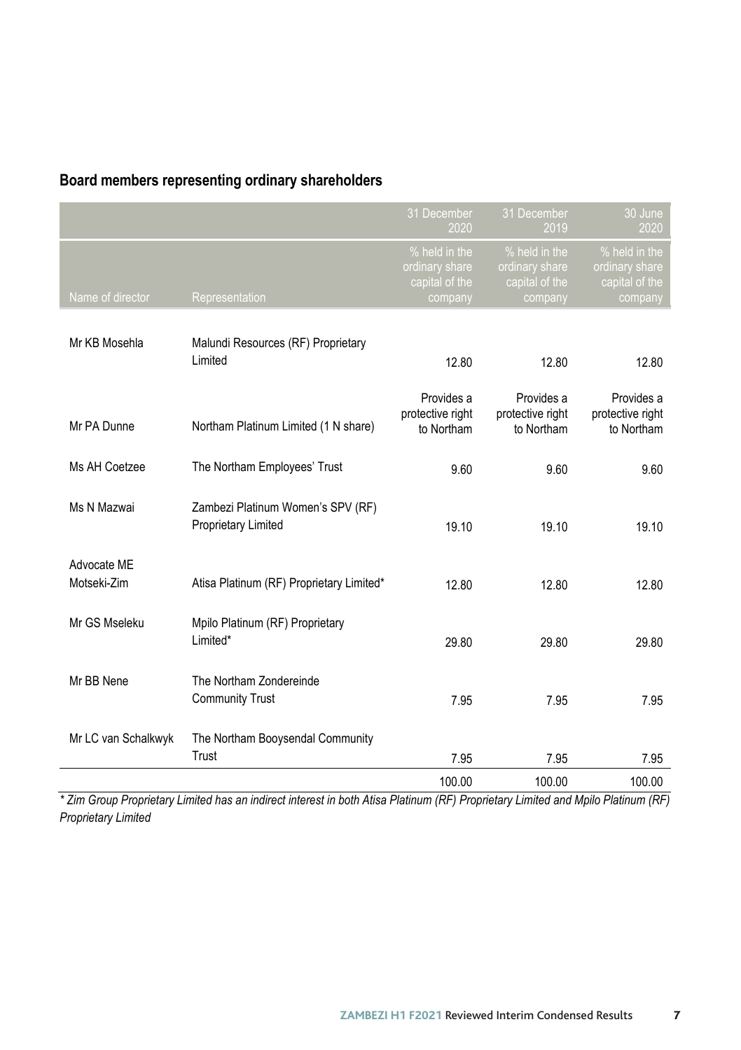## Board members representing ordinary shareholders

| Name of director | Representation | 31 December 2020<br>% held in the ordinary share capital of the company | 31 December 2019<br>% held in the ordinary share capital of the company | 30 June 2020<br>% held in the ordinary share capital of the company |
|---|---|---|---|---|
| Mr KB Mosehla | Malundi Resources (RF) Proprietary Limited | 12.80 | 12.80 | 12.80 |
| Mr PA Dunne | Northam Platinum Limited (1 N share) | Provides a protective right to Northam | Provides a protective right to Northam | Provides a protective right to Northam |
| Ms AH Coetzee | The Northam Employees' Trust | 9.60 | 9.60 | 9.60 |
| Ms N Mazwai | Zambezi Platinum Women's SPV (RF) Proprietary Limited | 19.10 | 19.10 | 19.10 |
| Advocate ME Motseki-Zim | Atisa Platinum (RF) Proprietary Limited* | 12.80 | 12.80 | 12.80 |
| Mr GS Mseleku | Mpilo Platinum (RF) Proprietary Limited* | 29.80 | 29.80 | 29.80 |
| Mr BB Nene | The Northam Zondereinde Community Trust | 7.95 | 7.95 | 7.95 |
| Mr LC van Schalkwyk | The Northam Booysendal Community Trust | 7.95 | 7.95 | 7.95 |
| | | 100.00 | 100.00 | 100.00 |

*\* Zim Group Proprietary Limited has an indirect interest in both Atisa Platinum (RF) Proprietary Limited and Mpilo Platinum (RF) Proprietary Limited*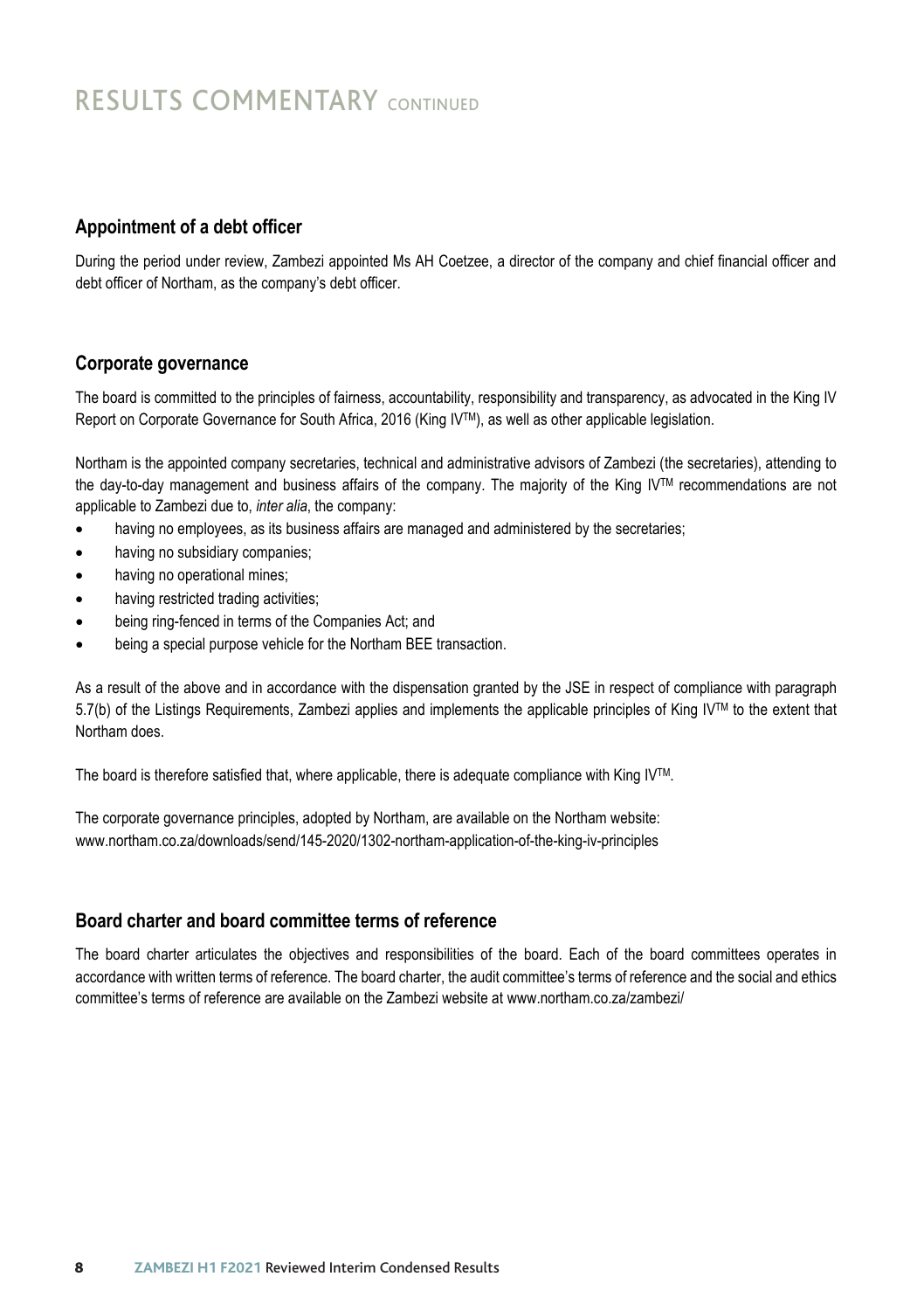# RESULTS COMMENTARY CONTINUED

## Appointment of a debt officer

During the period under review, Zambezi appointed Ms AH Coetzee, a director of the company and chief financial officer and debt officer of Northam, as the company's debt officer.

## Corporate governance

The board is committed to the principles of fairness, accountability, responsibility and transparency, as advocated in the King IV Report on Corporate Governance for South Africa, 2016 (King IV™), as well as other applicable legislation.

Northam is the appointed company secretaries, technical and administrative advisors of Zambezi (the secretaries), attending to the day-to-day management and business affairs of the company. The majority of the King IV™ recommendations are not applicable to Zambezi due to, *inter alia*, the company:

- having no employees, as its business affairs are managed and administered by the secretaries;
- having no subsidiary companies;
- having no operational mines;
- having restricted trading activities;
- being ring-fenced in terms of the Companies Act; and
- being a special purpose vehicle for the Northam BEE transaction.

As a result of the above and in accordance with the dispensation granted by the JSE in respect of compliance with paragraph 5.7(b) of the Listings Requirements, Zambezi applies and implements the applicable principles of King IV™ to the extent that Northam does.

The board is therefore satisfied that, where applicable, there is adequate compliance with King IV™.

The corporate governance principles, adopted by Northam, are available on the Northam website:
www.northam.co.za/downloads/send/145-2020/1302-northam-application-of-the-king-iv-principles

## Board charter and board committee terms of reference

The board charter articulates the objectives and responsibilities of the board. Each of the board committees operates in accordance with written terms of reference. The board charter, the audit committee's terms of reference and the social and ethics committee's terms of reference are available on the Zambezi website at www.northam.co.za/zambezi/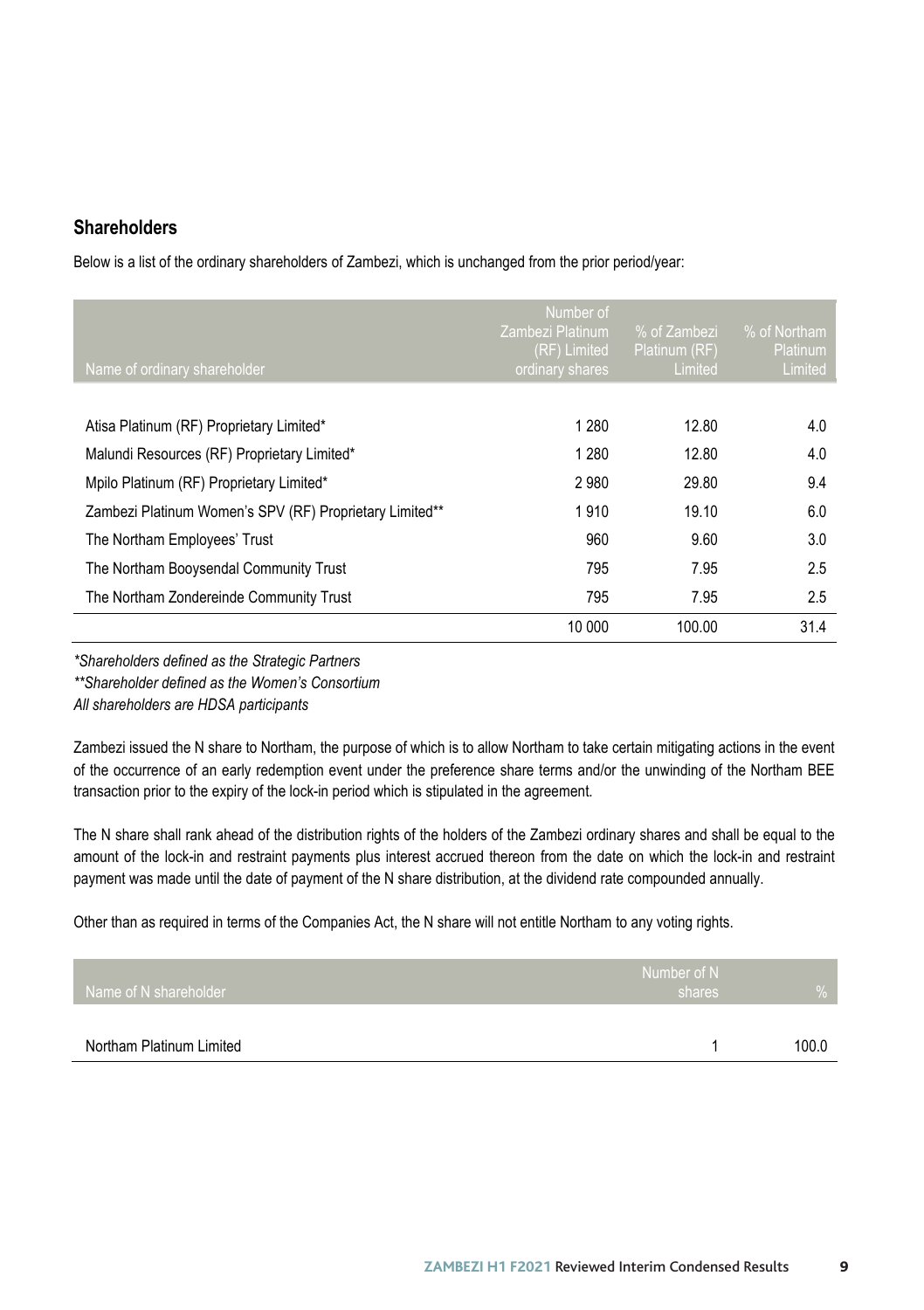## Shareholders

Below is a list of the ordinary shareholders of Zambezi, which is unchanged from the prior period/year:

| Name of ordinary shareholder | Number of Zambezi Platinum (RF) Limited ordinary shares | % of Zambezi Platinum (RF) Limited | % of Northam Platinum Limited |
|---|---|---|---|
| Atisa Platinum (RF) Proprietary Limited* | 1 280 | 12.80 | 4.0 |
| Malundi Resources (RF) Proprietary Limited* | 1 280 | 12.80 | 4.0 |
| Mpilo Platinum (RF) Proprietary Limited* | 2 980 | 29.80 | 9.4 |
| Zambezi Platinum Women's SPV (RF) Proprietary Limited** | 1 910 | 19.10 | 6.0 |
| The Northam Employees' Trust | 960 | 9.60 | 3.0 |
| The Northam Booysendal Community Trust | 795 | 7.95 | 2.5 |
| The Northam Zondereinde Community Trust | 795 | 7.95 | 2.5 |
| | 10 000 | 100.00 | 31.4 |

*\*Shareholders defined as the Strategic Partners*

*\*\*Shareholder defined as the Women's Consortium*

*All shareholders are HDSA participants*

Zambezi issued the N share to Northam, the purpose of which is to allow Northam to take certain mitigating actions in the event of the occurrence of an early redemption event under the preference share terms and/or the unwinding of the Northam BEE transaction prior to the expiry of the lock-in period which is stipulated in the agreement.

The N share shall rank ahead of the distribution rights of the holders of the Zambezi ordinary shares and shall be equal to the amount of the lock-in and restraint payments plus interest accrued thereon from the date on which the lock-in and restraint payment was made until the date of payment of the N share distribution, at the dividend rate compounded annually.

Other than as required in terms of the Companies Act, the N share will not entitle Northam to any voting rights.

| Name of N shareholder | Number of N shares | % |
|---|---|---|
| Northam Platinum Limited | 1 | 100.0 |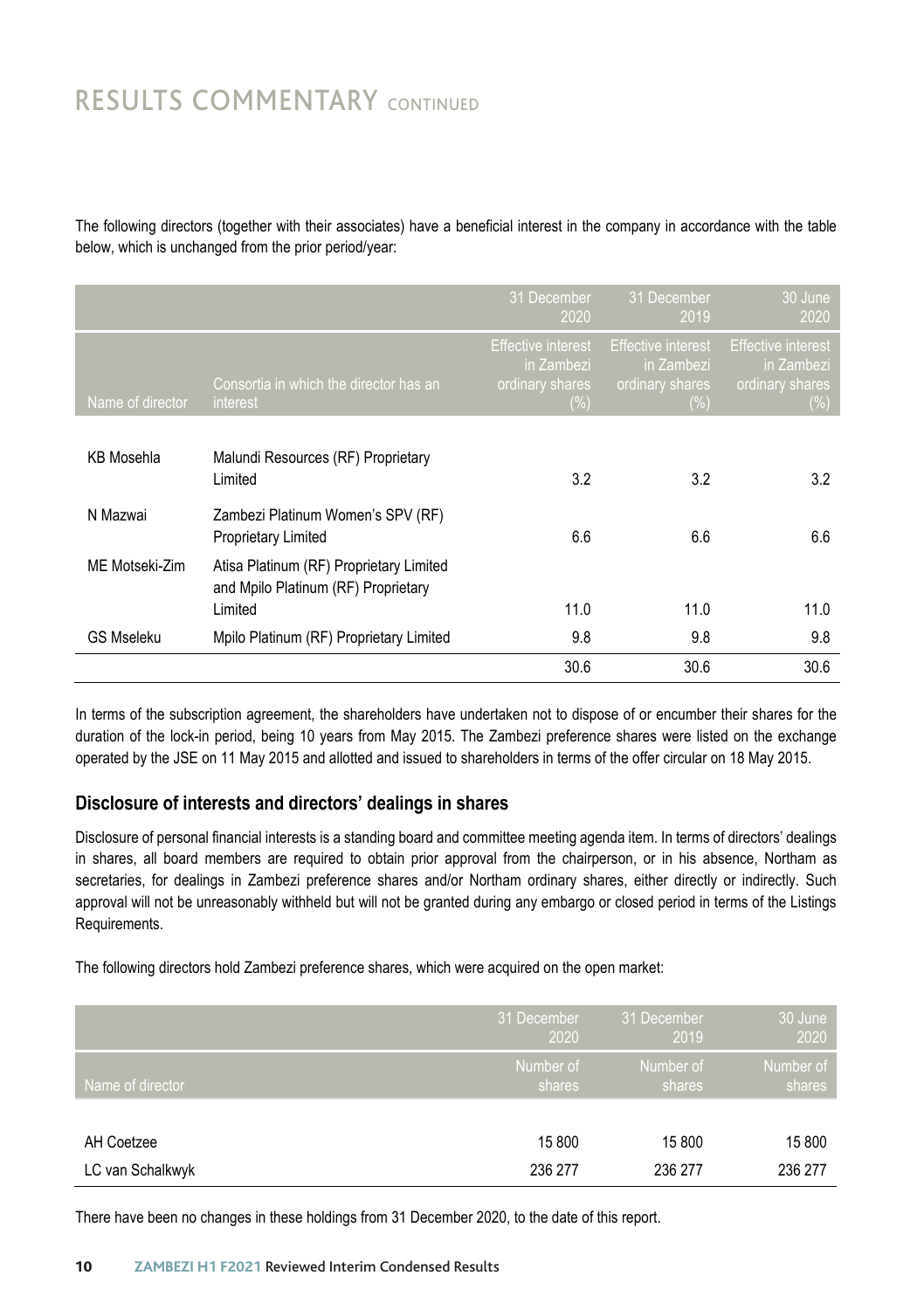# RESULTS COMMENTARY CONTINUED

The following directors (together with their associates) have a beneficial interest in the company in accordance with the table below, which is unchanged from the prior period/year:

| | | 31 December 2020 | 31 December 2019 | 30 June 2020 |
|---|---|---|---|---|
| Name of director | Consortia in which the director has an interest | Effective interest in Zambezi ordinary shares (%) | Effective interest in Zambezi ordinary shares (%) | Effective interest in Zambezi ordinary shares (%) |
| KB Mosehla | Malundi Resources (RF) Proprietary Limited | 3.2 | 3.2 | 3.2 |
| N Mazwai | Zambezi Platinum Women's SPV (RF) Proprietary Limited | 6.6 | 6.6 | 6.6 |
| ME Motseki-Zim | Atisa Platinum (RF) Proprietary Limited and Mpilo Platinum (RF) Proprietary Limited | 11.0 | 11.0 | 11.0 |
| GS Mseleku | Mpilo Platinum (RF) Proprietary Limited | 9.8 | 9.8 | 9.8 |
| | | 30.6 | 30.6 | 30.6 |

In terms of the subscription agreement, the shareholders have undertaken not to dispose of or encumber their shares for the duration of the lock-in period, being 10 years from May 2015. The Zambezi preference shares were listed on the exchange operated by the JSE on 11 May 2015 and allotted and issued to shareholders in terms of the offer circular on 18 May 2015.

## Disclosure of interests and directors' dealings in shares

Disclosure of personal financial interests is a standing board and committee meeting agenda item. In terms of directors' dealings in shares, all board members are required to obtain prior approval from the chairperson, or in his absence, Northam as secretaries, for dealings in Zambezi preference shares and/or Northam ordinary shares, either directly or indirectly. Such approval will not be unreasonably withheld but will not be granted during any embargo or closed period in terms of the Listings Requirements.

The following directors hold Zambezi preference shares, which were acquired on the open market:

| | 31 December 2020 | 31 December 2019 | 30 June 2020 |
|---|---|---|---|
| Name of director | Number of shares | Number of shares | Number of shares |
| AH Coetzee | 15 800 | 15 800 | 15 800 |
| LC van Schalkwyk | 236 277 | 236 277 | 236 277 |

There have been no changes in these holdings from 31 December 2020, to the date of this report.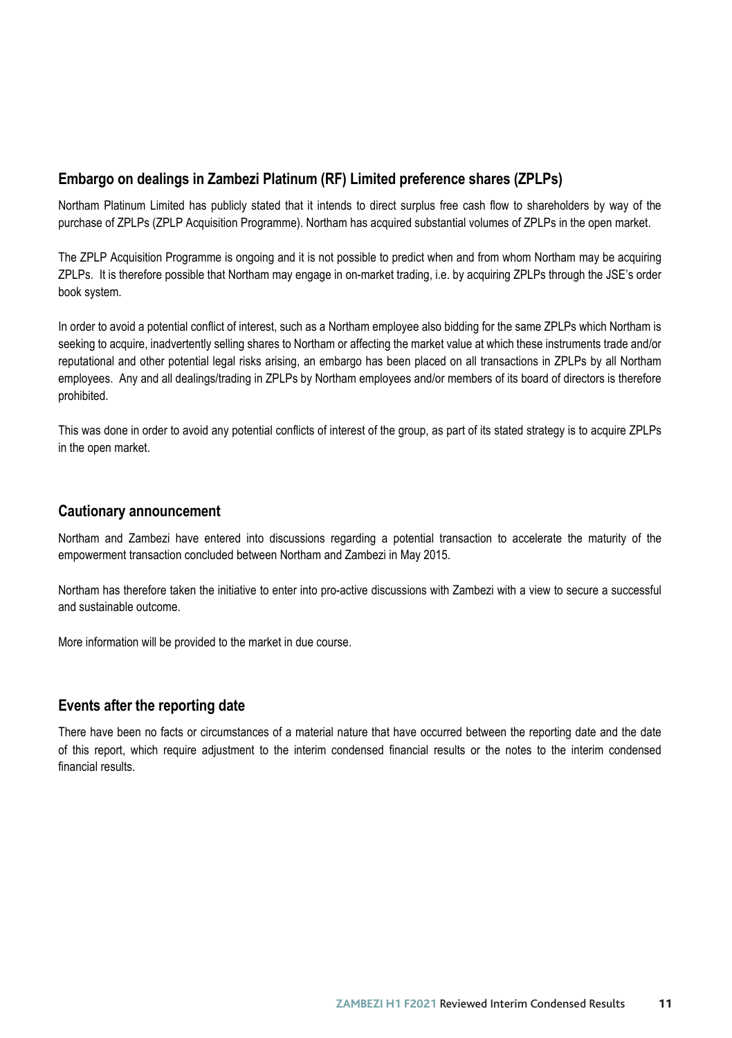## Embargo on dealings in Zambezi Platinum (RF) Limited preference shares (ZPLPs)

Northam Platinum Limited has publicly stated that it intends to direct surplus free cash flow to shareholders by way of the purchase of ZPLPs (ZPLP Acquisition Programme). Northam has acquired substantial volumes of ZPLPs in the open market.

The ZPLP Acquisition Programme is ongoing and it is not possible to predict when and from whom Northam may be acquiring ZPLPs. It is therefore possible that Northam may engage in on-market trading, i.e. by acquiring ZPLPs through the JSE's order book system.

In order to avoid a potential conflict of interest, such as a Northam employee also bidding for the same ZPLPs which Northam is seeking to acquire, inadvertently selling shares to Northam or affecting the market value at which these instruments trade and/or reputational and other potential legal risks arising, an embargo has been placed on all transactions in ZPLPs by all Northam employees. Any and all dealings/trading in ZPLPs by Northam employees and/or members of its board of directors is therefore prohibited.

This was done in order to avoid any potential conflicts of interest of the group, as part of its stated strategy is to acquire ZPLPs in the open market.

## Cautionary announcement

Northam and Zambezi have entered into discussions regarding a potential transaction to accelerate the maturity of the empowerment transaction concluded between Northam and Zambezi in May 2015.

Northam has therefore taken the initiative to enter into pro-active discussions with Zambezi with a view to secure a successful and sustainable outcome.

More information will be provided to the market in due course.

## Events after the reporting date

There have been no facts or circumstances of a material nature that have occurred between the reporting date and the date of this report, which require adjustment to the interim condensed financial results or the notes to the interim condensed financial results.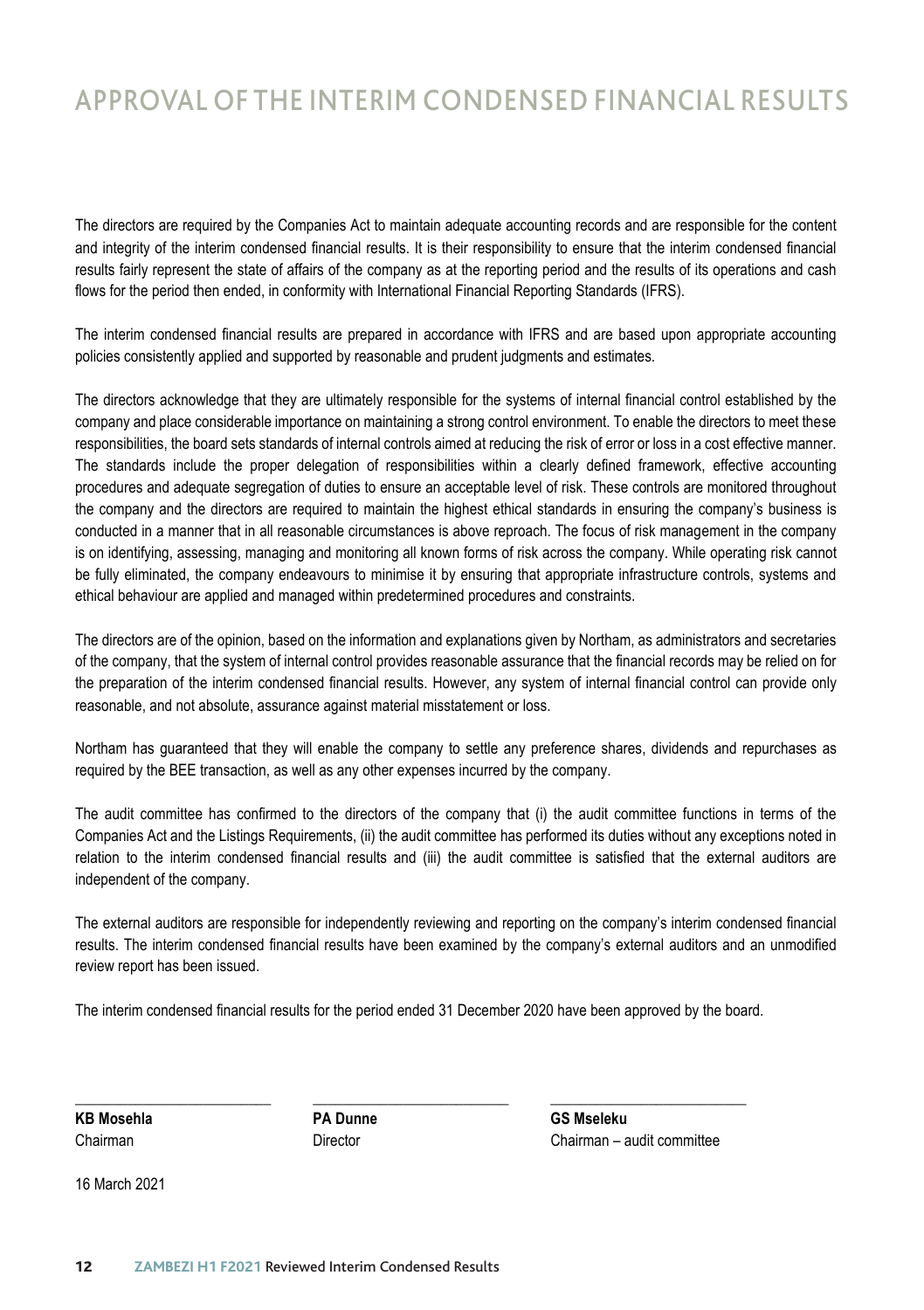# APPROVAL OF THE INTERIM CONDENSED FINANCIAL RESULTS

The directors are required by the Companies Act to maintain adequate accounting records and are responsible for the content and integrity of the interim condensed financial results. It is their responsibility to ensure that the interim condensed financial results fairly represent the state of affairs of the company as at the reporting period and the results of its operations and cash flows for the period then ended, in conformity with International Financial Reporting Standards (IFRS).

The interim condensed financial results are prepared in accordance with IFRS and are based upon appropriate accounting policies consistently applied and supported by reasonable and prudent judgments and estimates.

The directors acknowledge that they are ultimately responsible for the systems of internal financial control established by the company and place considerable importance on maintaining a strong control environment. To enable the directors to meet these responsibilities, the board sets standards of internal controls aimed at reducing the risk of error or loss in a cost effective manner. The standards include the proper delegation of responsibilities within a clearly defined framework, effective accounting procedures and adequate segregation of duties to ensure an acceptable level of risk. These controls are monitored throughout the company and the directors are required to maintain the highest ethical standards in ensuring the company's business is conducted in a manner that in all reasonable circumstances is above reproach. The focus of risk management in the company is on identifying, assessing, managing and monitoring all known forms of risk across the company. While operating risk cannot be fully eliminated, the company endeavours to minimise it by ensuring that appropriate infrastructure controls, systems and ethical behaviour are applied and managed within predetermined procedures and constraints.

The directors are of the opinion, based on the information and explanations given by Northam, as administrators and secretaries of the company, that the system of internal control provides reasonable assurance that the financial records may be relied on for the preparation of the interim condensed financial results. However, any system of internal financial control can provide only reasonable, and not absolute, assurance against material misstatement or loss.

Northam has guaranteed that they will enable the company to settle any preference shares, dividends and repurchases as required by the BEE transaction, as well as any other expenses incurred by the company.

The audit committee has confirmed to the directors of the company that (i) the audit committee functions in terms of the Companies Act and the Listings Requirements, (ii) the audit committee has performed its duties without any exceptions noted in relation to the interim condensed financial results and (iii) the audit committee is satisfied that the external auditors are independent of the company.

The external auditors are responsible for independently reviewing and reporting on the company's interim condensed financial results. The interim condensed financial results have been examined by the company's external auditors and an unmodified review report has been issued.

The interim condensed financial results for the period ended 31 December 2020 have been approved by the board.

| **KB Mosehla** | **PA Dunne** | **GS Mseleku** |
|---|---|---|
| Chairman | Director | Chairman – audit committee |

16 March 2021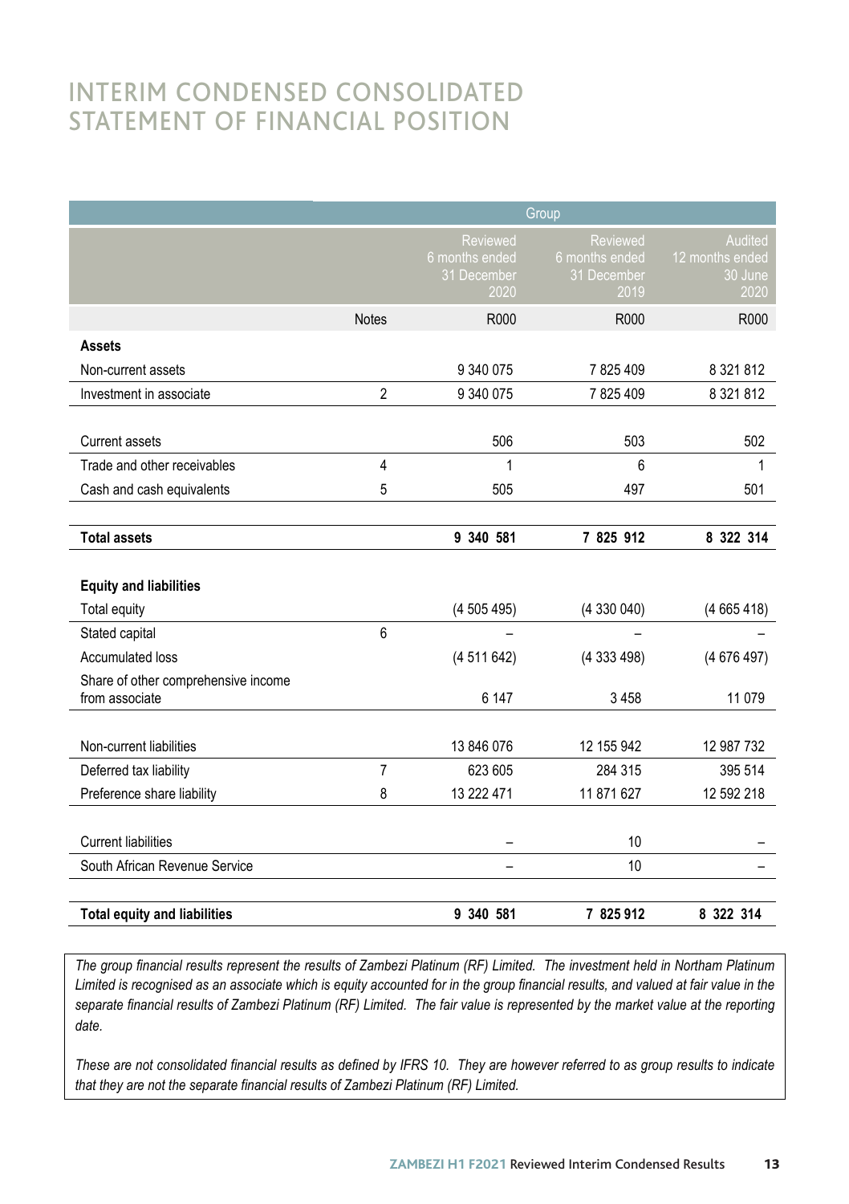# INTERIM CONDENSED CONSOLIDATED STATEMENT OF FINANCIAL POSITION

| | | Group | | |
|---|---|---|---|---|
| | | Reviewed 6 months ended 31 December 2020 | Reviewed 6 months ended 31 December 2019 | Audited 12 months ended 30 June 2020 |
| | Notes | R000 | R000 | R000 |
| **Assets** | | | | |
| Non-current assets | | 9 340 075 | 7 825 409 | 8 321 812 |
| Investment in associate | 2 | 9 340 075 | 7 825 409 | 8 321 812 |
| Current assets | | 506 | 503 | 502 |
| Trade and other receivables | 4 | 1 | 6 | 1 |
| Cash and cash equivalents | 5 | 505 | 497 | 501 |
| **Total assets** | | **9 340 581** | **7 825 912** | **8 322 314** |
| **Equity and liabilities** | | | | |
| Total equity | | (4 505 495) | (4 330 040) | (4 665 418) |
| Stated capital | 6 | – | – | – |
| Accumulated loss | | (4 511 642) | (4 333 498) | (4 676 497) |
| Share of other comprehensive income from associate | | 6 147 | 3 458 | 11 079 |
| Non-current liabilities | | 13 846 076 | 12 155 942 | 12 987 732 |
| Deferred tax liability | 7 | 623 605 | 284 315 | 395 514 |
| Preference share liability | 8 | 13 222 471 | 11 871 627 | 12 592 218 |
| Current liabilities | | – | 10 | – |
| South African Revenue Service | | – | 10 | – |
| **Total equity and liabilities** | | **9 340 581** | **7 825 912** | **8 322 314** |

*The group financial results represent the results of Zambezi Platinum (RF) Limited. The investment held in Northam Platinum Limited is recognised as an associate which is equity accounted for in the group financial results, and valued at fair value in the separate financial results of Zambezi Platinum (RF) Limited. The fair value is represented by the market value at the reporting date.*

*These are not consolidated financial results as defined by IFRS 10. They are however referred to as group results to indicate that they are not the separate financial results of Zambezi Platinum (RF) Limited.*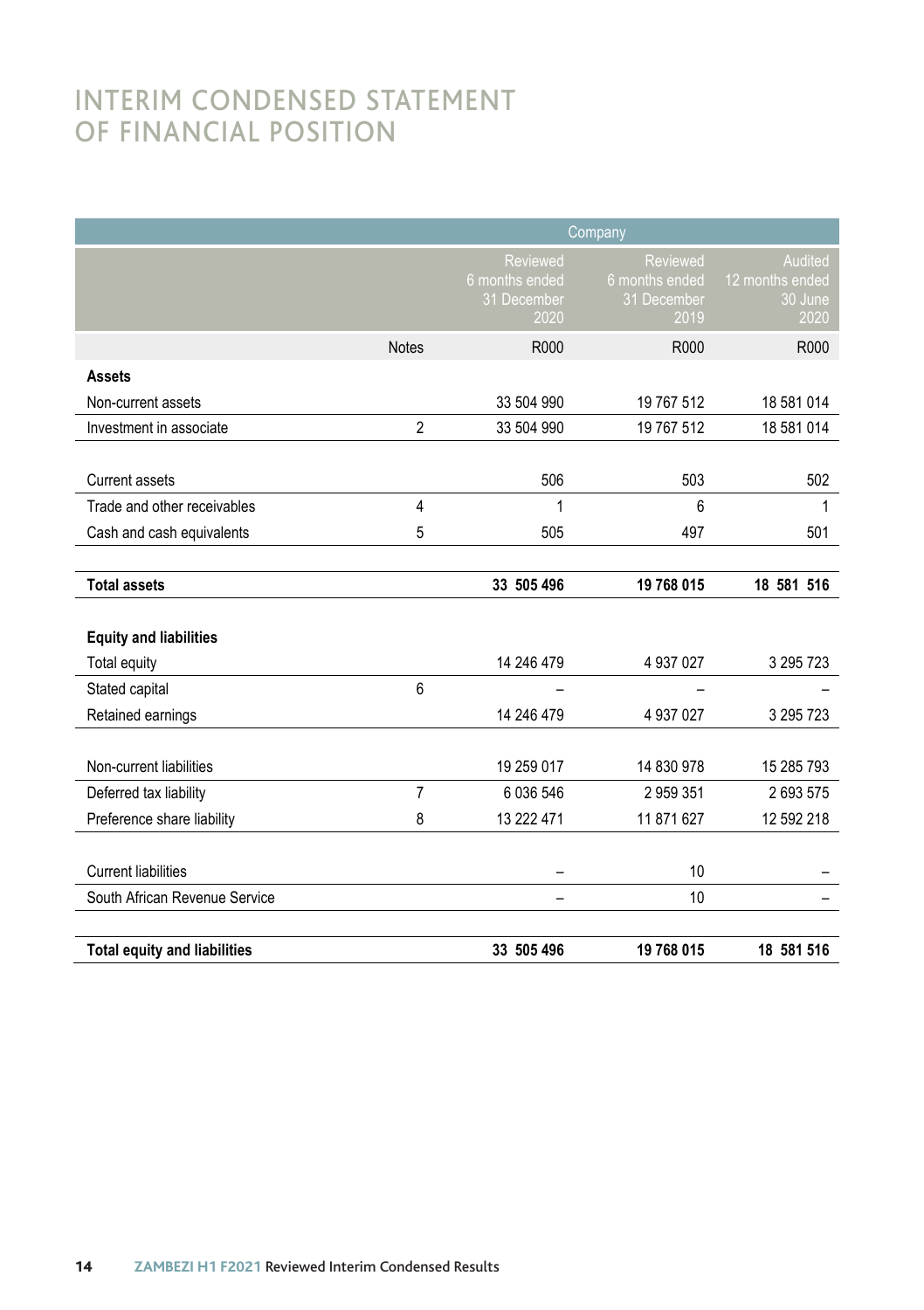# INTERIM CONDENSED STATEMENT OF FINANCIAL POSITION

| | | Company | | |
|---|---|---|---|---|
| | | Reviewed 6 months ended 31 December 2020 | Reviewed 6 months ended 31 December 2019 | Audited 12 months ended 30 June 2020 |
| | Notes | R000 | R000 | R000 |
| **Assets** | | | | |
| Non-current assets | | 33 504 990 | 19 767 512 | 18 581 014 |
| Investment in associate | 2 | 33 504 990 | 19 767 512 | 18 581 014 |
| Current assets | | 506 | 503 | 502 |
| Trade and other receivables | 4 | 1 | 6 | 1 |
| Cash and cash equivalents | 5 | 505 | 497 | 501 |
| **Total assets** | | **33 505 496** | **19 768 015** | **18 581 516** |
| **Equity and liabilities** | | | | |
| Total equity | | 14 246 479 | 4 937 027 | 3 295 723 |
| Stated capital | 6 | – | – | – |
| Retained earnings | | 14 246 479 | 4 937 027 | 3 295 723 |
| Non-current liabilities | | 19 259 017 | 14 830 978 | 15 285 793 |
| Deferred tax liability | 7 | 6 036 546 | 2 959 351 | 2 693 575 |
| Preference share liability | 8 | 13 222 471 | 11 871 627 | 12 592 218 |
| Current liabilities | | – | 10 | – |
| South African Revenue Service | | – | 10 | – |
| **Total equity and liabilities** | | **33 505 496** | **19 768 015** | **18 581 516** |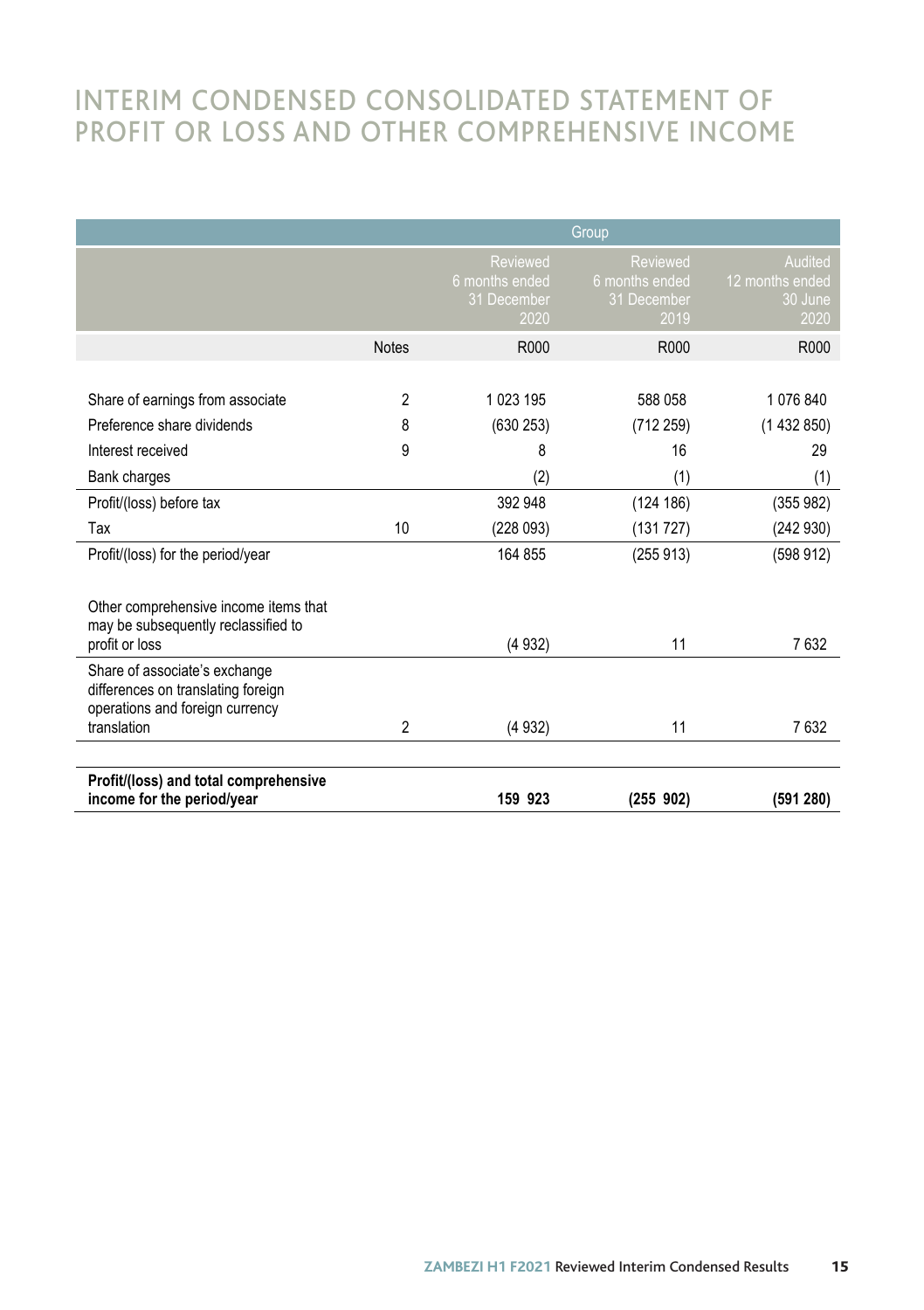# INTERIM CONDENSED CONSOLIDATED STATEMENT OF PROFIT OR LOSS AND OTHER COMPREHENSIVE INCOME

| | | Group | | |
|---|---|---|---|---|
| | | Reviewed 6 months ended 31 December 2020 | Reviewed 6 months ended 31 December 2019 | Audited 12 months ended 30 June 2020 |
| | Notes | R000 | R000 | R000 |
| Share of earnings from associate | 2 | 1 023 195 | 588 058 | 1 076 840 |
| Preference share dividends | 8 | (630 253) | (712 259) | (1 432 850) |
| Interest received | 9 | 8 | 16 | 29 |
| Bank charges | | (2) | (1) | (1) |
| Profit/(loss) before tax | | 392 948 | (124 186) | (355 982) |
| Tax | 10 | (228 093) | (131 727) | (242 930) |
| Profit/(loss) for the period/year | | 164 855 | (255 913) | (598 912) |
| Other comprehensive income items that may be subsequently reclassified to profit or loss | | (4 932) | 11 | 7 632 |
| Share of associate's exchange differences on translating foreign operations and foreign currency translation | 2 | (4 932) | 11 | 7 632 |
| **Profit/(loss) and total comprehensive income for the period/year** | | **159 923** | **(255 902)** | **(591 280)** |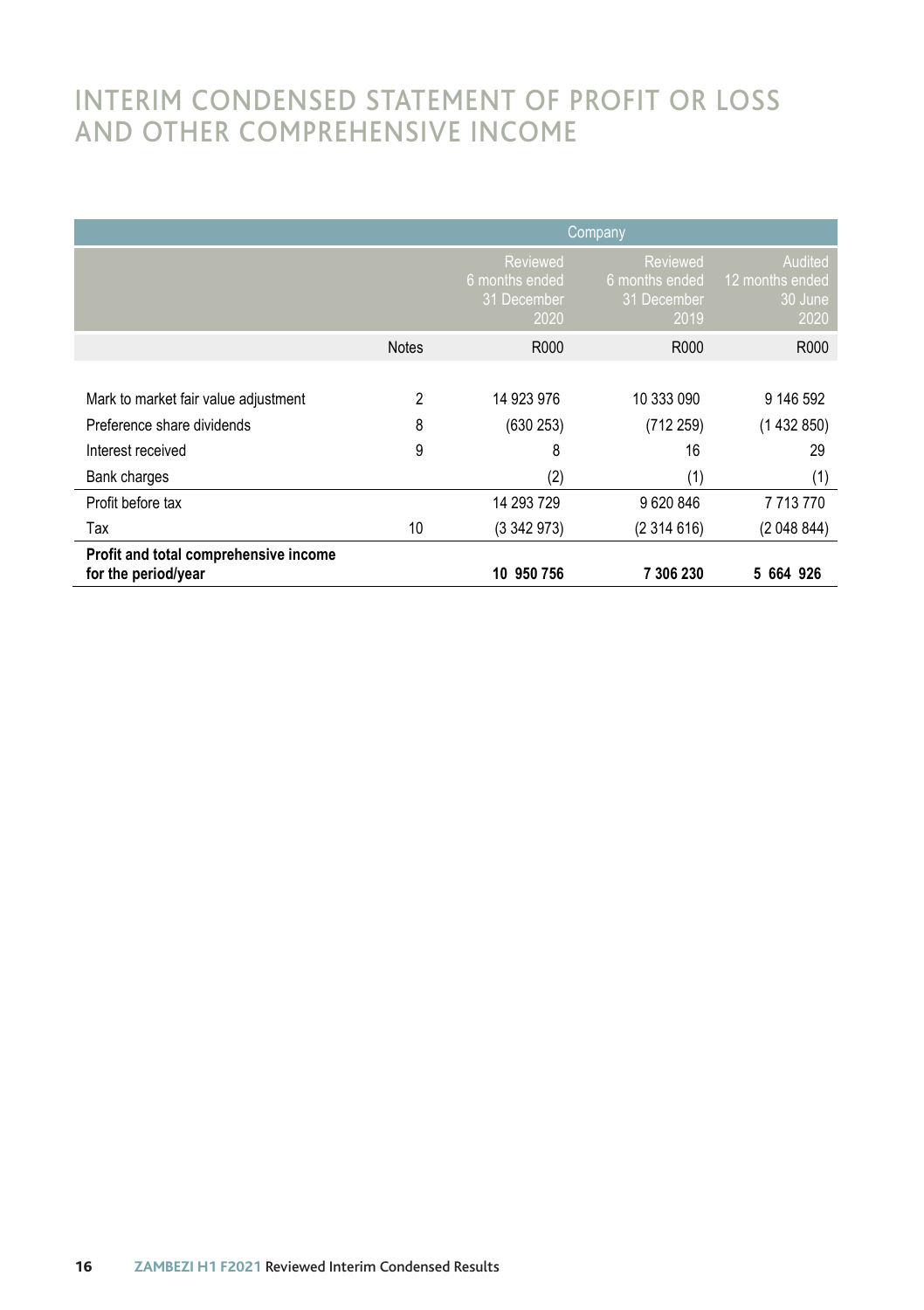# INTERIM CONDENSED STATEMENT OF PROFIT OR LOSS AND OTHER COMPREHENSIVE INCOME

| | | Company | | |
|---|---|---|---|---|
| | | Reviewed 6 months ended 31 December 2020 | Reviewed 6 months ended 31 December 2019 | Audited 12 months ended 30 June 2020 |
| | Notes | R000 | R000 | R000 |
| Mark to market fair value adjustment | 2 | 14 923 976 | 10 333 090 | 9 146 592 |
| Preference share dividends | 8 | (630 253) | (712 259) | (1 432 850) |
| Interest received | 9 | 8 | 16 | 29 |
| Bank charges | | (2) | (1) | (1) |
| Profit before tax | | 14 293 729 | 9 620 846 | 7 713 770 |
| Tax | 10 | (3 342 973) | (2 314 616) | (2 048 844) |
| **Profit and total comprehensive income for the period/year** | | **10 950 756** | **7 306 230** | **5 664 926** |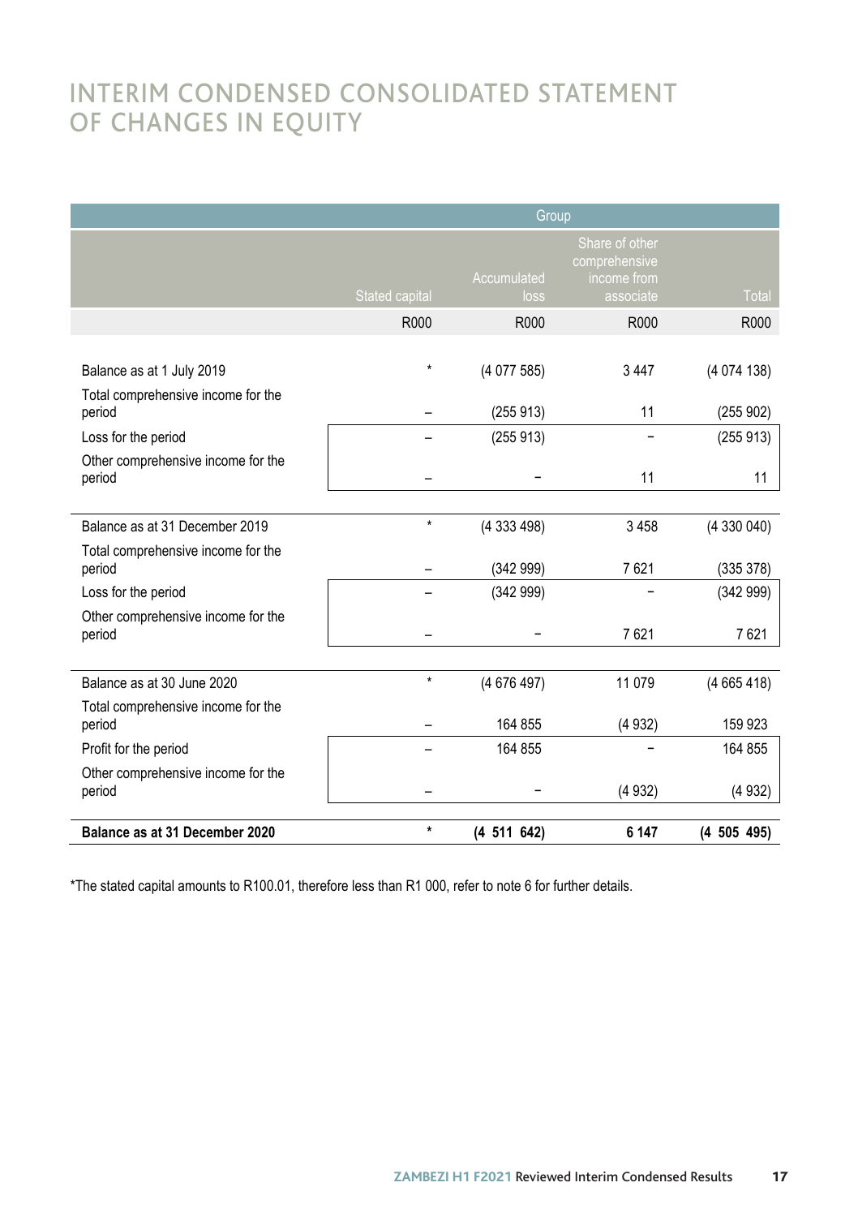# INTERIM CONDENSED CONSOLIDATED STATEMENT OF CHANGES IN EQUITY

| | Group | | | |
|---|---|---|---|---|
| | Stated capital | Accumulated loss | Share of other comprehensive income from associate | Total |
| | R000 | R000 | R000 | R000 |
| Balance as at 1 July 2019 | * | (4 077 585) | 3 447 | (4 074 138) |
| Total comprehensive income for the period | – | (255 913) | 11 | (255 902) |
| Loss for the period | – | (255 913) | – | (255 913) |
| Other comprehensive income for the period | – | – | 11 | 11 |
| Balance as at 31 December 2019 | * | (4 333 498) | 3 458 | (4 330 040) |
| Total comprehensive income for the period | – | (342 999) | 7 621 | (335 378) |
| Loss for the period | – | (342 999) | – | (342 999) |
| Other comprehensive income for the period | – | – | 7 621 | 7 621 |
| Balance as at 30 June 2020 | * | (4 676 497) | 11 079 | (4 665 418) |
| Total comprehensive income for the period | – | 164 855 | (4 932) | 159 923 |
| Profit for the period | – | 164 855 | – | 164 855 |
| Other comprehensive income for the period | – | – | (4 932) | (4 932) |
| **Balance as at 31 December 2020** | * | **(4 511 642)** | **6 147** | **(4 505 495)** |

*The stated capital amounts to R100.01, therefore less than R1 000, refer to note 6 for further details.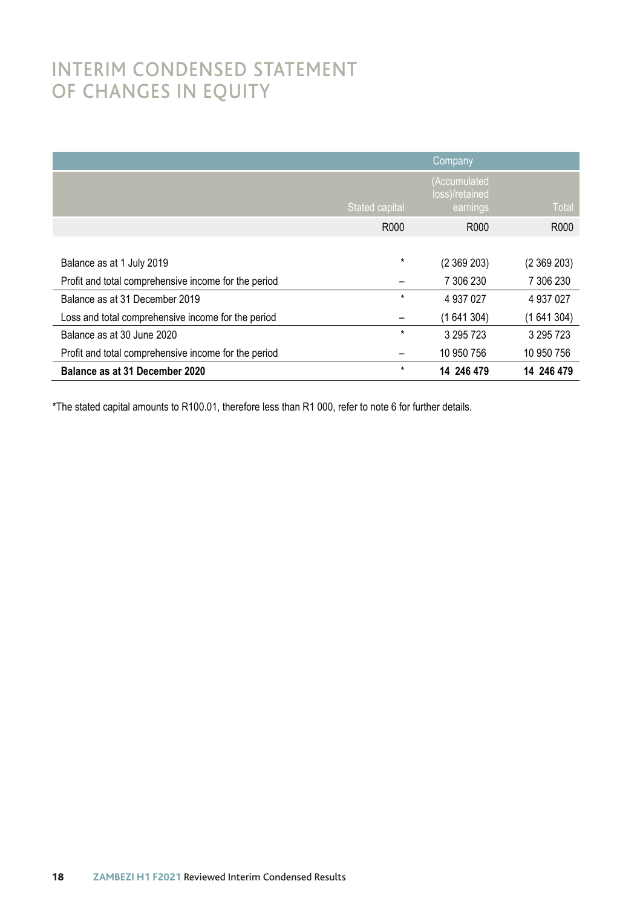# INTERIM CONDENSED STATEMENT OF CHANGES IN EQUITY

| | Company | | |
|---|---|---|---|
| | Stated capital | (Accumulated loss)/retained earnings | Total |
| | R000 | R000 | R000 |
| Balance as at 1 July 2019 | * | (2 369 203) | (2 369 203) |
| Profit and total comprehensive income for the period | – | 7 306 230 | 7 306 230 |
| Balance as at 31 December 2019 | * | 4 937 027 | 4 937 027 |
| Loss and total comprehensive income for the period | – | (1 641 304) | (1 641 304) |
| Balance as at 30 June 2020 | * | 3 295 723 | 3 295 723 |
| Profit and total comprehensive income for the period | – | 10 950 756 | 10 950 756 |
| **Balance as at 31 December 2020** | * | **14 246 479** | **14 246 479** |

*The stated capital amounts to R100.01, therefore less than R1 000, refer to note 6 for further details.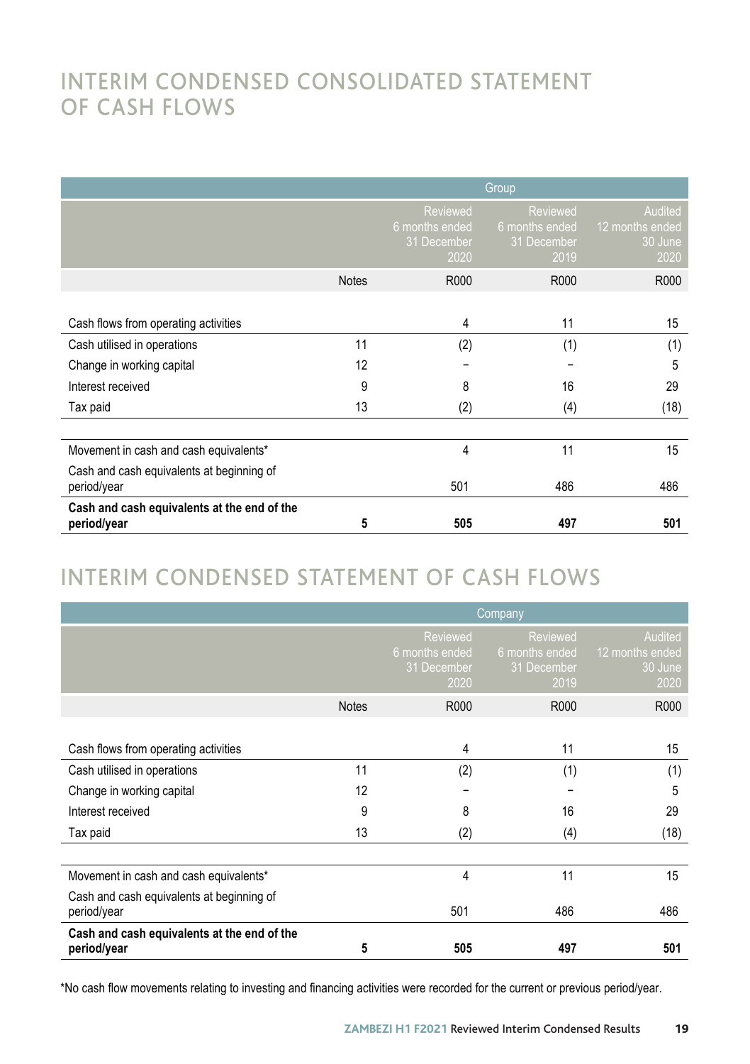# INTERIM CONDENSED CONSOLIDATED STATEMENT OF CASH FLOWS

| | | Group | | |
|---|---|---|---|---|
| | | Reviewed 6 months ended 31 December 2020 | Reviewed 6 months ended 31 December 2019 | Audited 12 months ended 30 June 2020 |
| | Notes | R000 | R000 | R000 |
| Cash flows from operating activities | | 4 | 11 | 15 |
| Cash utilised in operations | 11 | (2) | (1) | (1) |
| Change in working capital | 12 | – | – | 5 |
| Interest received | 9 | 8 | 16 | 29 |
| Tax paid | 13 | (2) | (4) | (18) |
| Movement in cash and cash equivalents* | | 4 | 11 | 15 |
| Cash and cash equivalents at beginning of period/year | | 501 | 486 | 486 |
| **Cash and cash equivalents at the end of the period/year** | **5** | **505** | **497** | **501** |

# INTERIM CONDENSED STATEMENT OF CASH FLOWS

| | | Company | | |
|---|---|---|---|---|
| | | Reviewed 6 months ended 31 December 2020 | Reviewed 6 months ended 31 December 2019 | Audited 12 months ended 30 June 2020 |
| | Notes | R000 | R000 | R000 |
| Cash flows from operating activities | | 4 | 11 | 15 |
| Cash utilised in operations | 11 | (2) | (1) | (1) |
| Change in working capital | 12 | – | – | 5 |
| Interest received | 9 | 8 | 16 | 29 |
| Tax paid | 13 | (2) | (4) | (18) |
| Movement in cash and cash equivalents* | | 4 | 11 | 15 |
| Cash and cash equivalents at beginning of period/year | | 501 | 486 | 486 |
| **Cash and cash equivalents at the end of the period/year** | **5** | **505** | **497** | **501** |

*No cash flow movements relating to investing and financing activities were recorded for the current or previous period/year.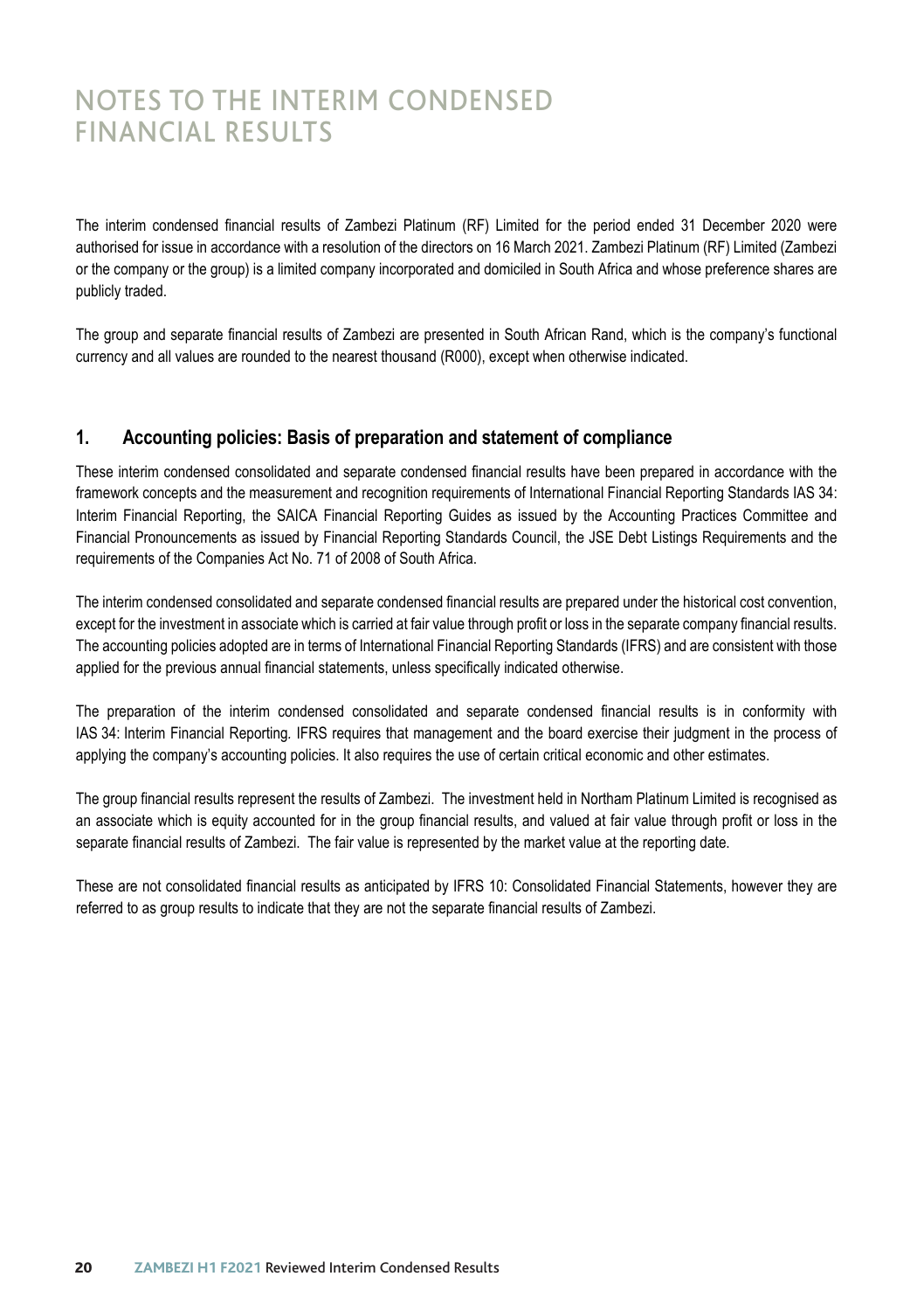# NOTES TO THE INTERIM CONDENSED FINANCIAL RESULTS

The interim condensed financial results of Zambezi Platinum (RF) Limited for the period ended 31 December 2020 were authorised for issue in accordance with a resolution of the directors on 16 March 2021. Zambezi Platinum (RF) Limited (Zambezi or the company or the group) is a limited company incorporated and domiciled in South Africa and whose preference shares are publicly traded.

The group and separate financial results of Zambezi are presented in South African Rand, which is the company's functional currency and all values are rounded to the nearest thousand (R000), except when otherwise indicated.

## 1. Accounting policies: Basis of preparation and statement of compliance

These interim condensed consolidated and separate condensed financial results have been prepared in accordance with the framework concepts and the measurement and recognition requirements of International Financial Reporting Standards IAS 34: Interim Financial Reporting, the SAICA Financial Reporting Guides as issued by the Accounting Practices Committee and Financial Pronouncements as issued by Financial Reporting Standards Council, the JSE Debt Listings Requirements and the requirements of the Companies Act No. 71 of 2008 of South Africa.

The interim condensed consolidated and separate condensed financial results are prepared under the historical cost convention, except for the investment in associate which is carried at fair value through profit or loss in the separate company financial results. The accounting policies adopted are in terms of International Financial Reporting Standards (IFRS) and are consistent with those applied for the previous annual financial statements, unless specifically indicated otherwise.

The preparation of the interim condensed consolidated and separate condensed financial results is in conformity with IAS 34: Interim Financial Reporting. IFRS requires that management and the board exercise their judgment in the process of applying the company's accounting policies. It also requires the use of certain critical economic and other estimates.

The group financial results represent the results of Zambezi. The investment held in Northam Platinum Limited is recognised as an associate which is equity accounted for in the group financial results, and valued at fair value through profit or loss in the separate financial results of Zambezi. The fair value is represented by the market value at the reporting date.

These are not consolidated financial results as anticipated by IFRS 10: Consolidated Financial Statements, however they are referred to as group results to indicate that they are not the separate financial results of Zambezi.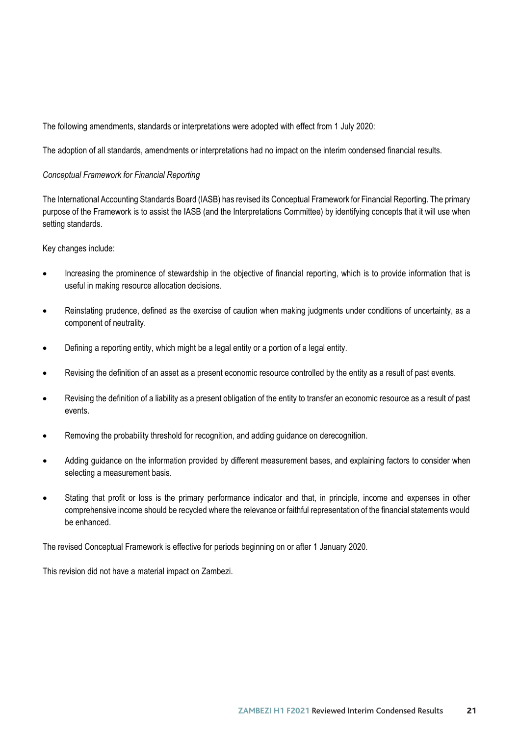The following amendments, standards or interpretations were adopted with effect from 1 July 2020:

The adoption of all standards, amendments or interpretations had no impact on the interim condensed financial results.

*Conceptual Framework for Financial Reporting*

The International Accounting Standards Board (IASB) has revised its Conceptual Framework for Financial Reporting. The primary purpose of the Framework is to assist the IASB (and the Interpretations Committee) by identifying concepts that it will use when setting standards.

Key changes include:

- Increasing the prominence of stewardship in the objective of financial reporting, which is to provide information that is useful in making resource allocation decisions.
- Reinstating prudence, defined as the exercise of caution when making judgments under conditions of uncertainty, as a component of neutrality.
- Defining a reporting entity, which might be a legal entity or a portion of a legal entity.
- Revising the definition of an asset as a present economic resource controlled by the entity as a result of past events.
- Revising the definition of a liability as a present obligation of the entity to transfer an economic resource as a result of past events.
- Removing the probability threshold for recognition, and adding guidance on derecognition.
- Adding guidance on the information provided by different measurement bases, and explaining factors to consider when selecting a measurement basis.
- Stating that profit or loss is the primary performance indicator and that, in principle, income and expenses in other comprehensive income should be recycled where the relevance or faithful representation of the financial statements would be enhanced.

The revised Conceptual Framework is effective for periods beginning on or after 1 January 2020.

This revision did not have a material impact on Zambezi.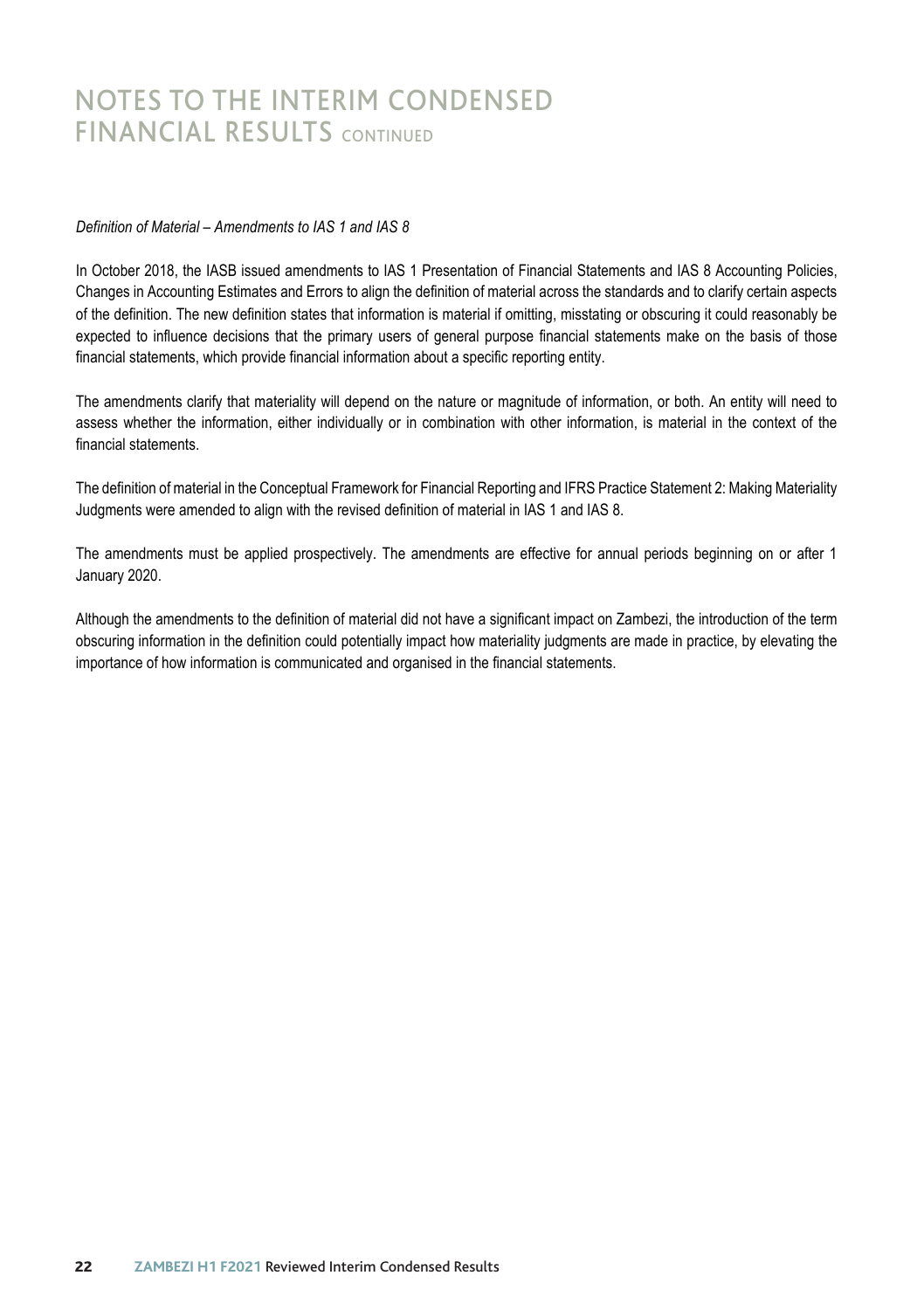*Definition of Material – Amendments to IAS 1 and IAS 8*

In October 2018, the IASB issued amendments to IAS 1 Presentation of Financial Statements and IAS 8 Accounting Policies, Changes in Accounting Estimates and Errors to align the definition of material across the standards and to clarify certain aspects of the definition. The new definition states that information is material if omitting, misstating or obscuring it could reasonably be expected to influence decisions that the primary users of general purpose financial statements make on the basis of those financial statements, which provide financial information about a specific reporting entity.

The amendments clarify that materiality will depend on the nature or magnitude of information, or both. An entity will need to assess whether the information, either individually or in combination with other information, is material in the context of the financial statements.

The definition of material in the Conceptual Framework for Financial Reporting and IFRS Practice Statement 2: Making Materiality Judgments were amended to align with the revised definition of material in IAS 1 and IAS 8.

The amendments must be applied prospectively. The amendments are effective for annual periods beginning on or after 1 January 2020.

Although the amendments to the definition of material did not have a significant impact on Zambezi, the introduction of the term obscuring information in the definition could potentially impact how materiality judgments are made in practice, by elevating the importance of how information is communicated and organised in the financial statements.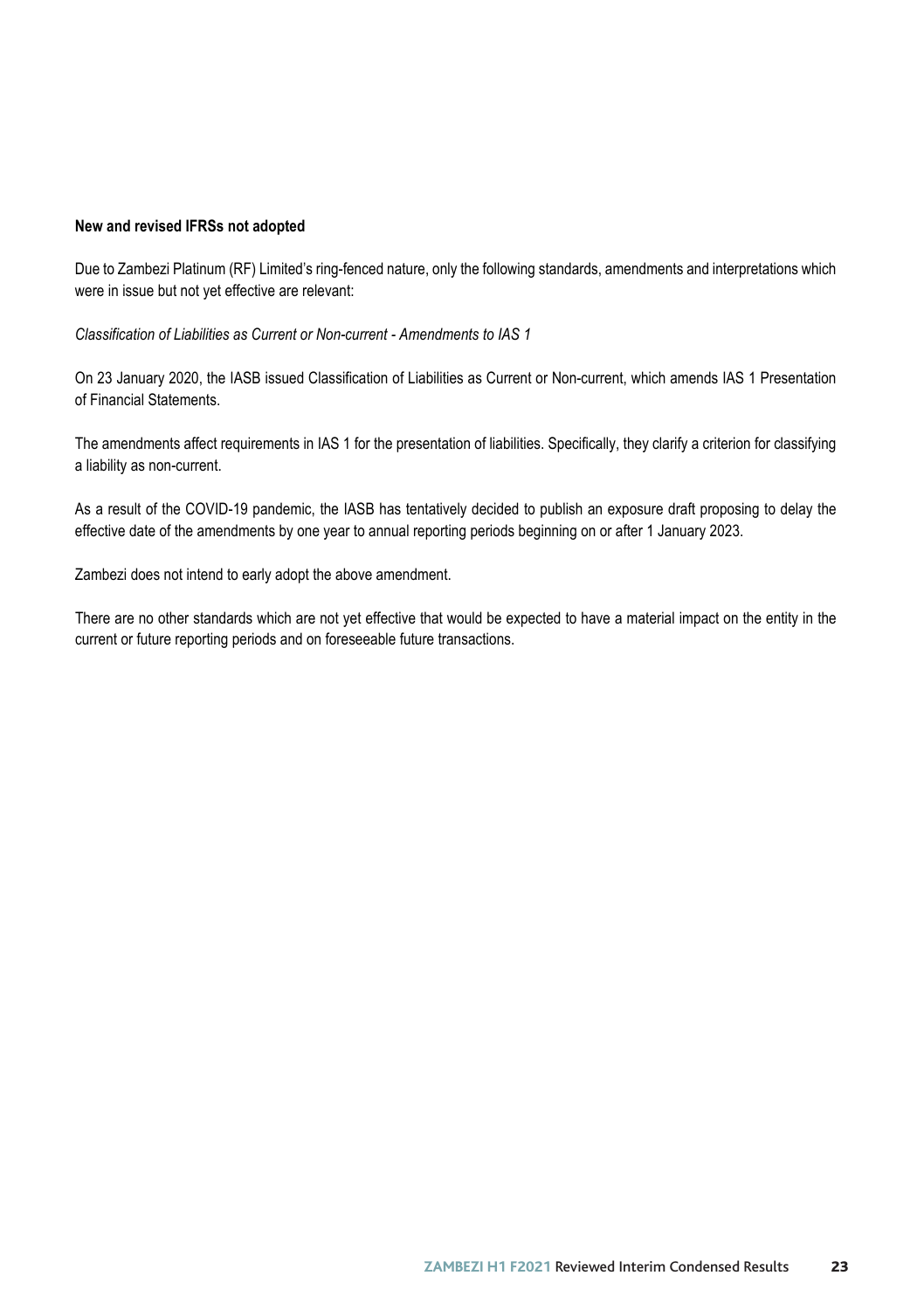**New and revised IFRSs not adopted**

Due to Zambezi Platinum (RF) Limited's ring-fenced nature, only the following standards, amendments and interpretations which were in issue but not yet effective are relevant:

*Classification of Liabilities as Current or Non-current - Amendments to IAS 1*

On 23 January 2020, the IASB issued Classification of Liabilities as Current or Non-current, which amends IAS 1 Presentation of Financial Statements.

The amendments affect requirements in IAS 1 for the presentation of liabilities. Specifically, they clarify a criterion for classifying a liability as non-current.

As a result of the COVID-19 pandemic, the IASB has tentatively decided to publish an exposure draft proposing to delay the effective date of the amendments by one year to annual reporting periods beginning on or after 1 January 2023.

Zambezi does not intend to early adopt the above amendment.

There are no other standards which are not yet effective that would be expected to have a material impact on the entity in the current or future reporting periods and on foreseeable future transactions.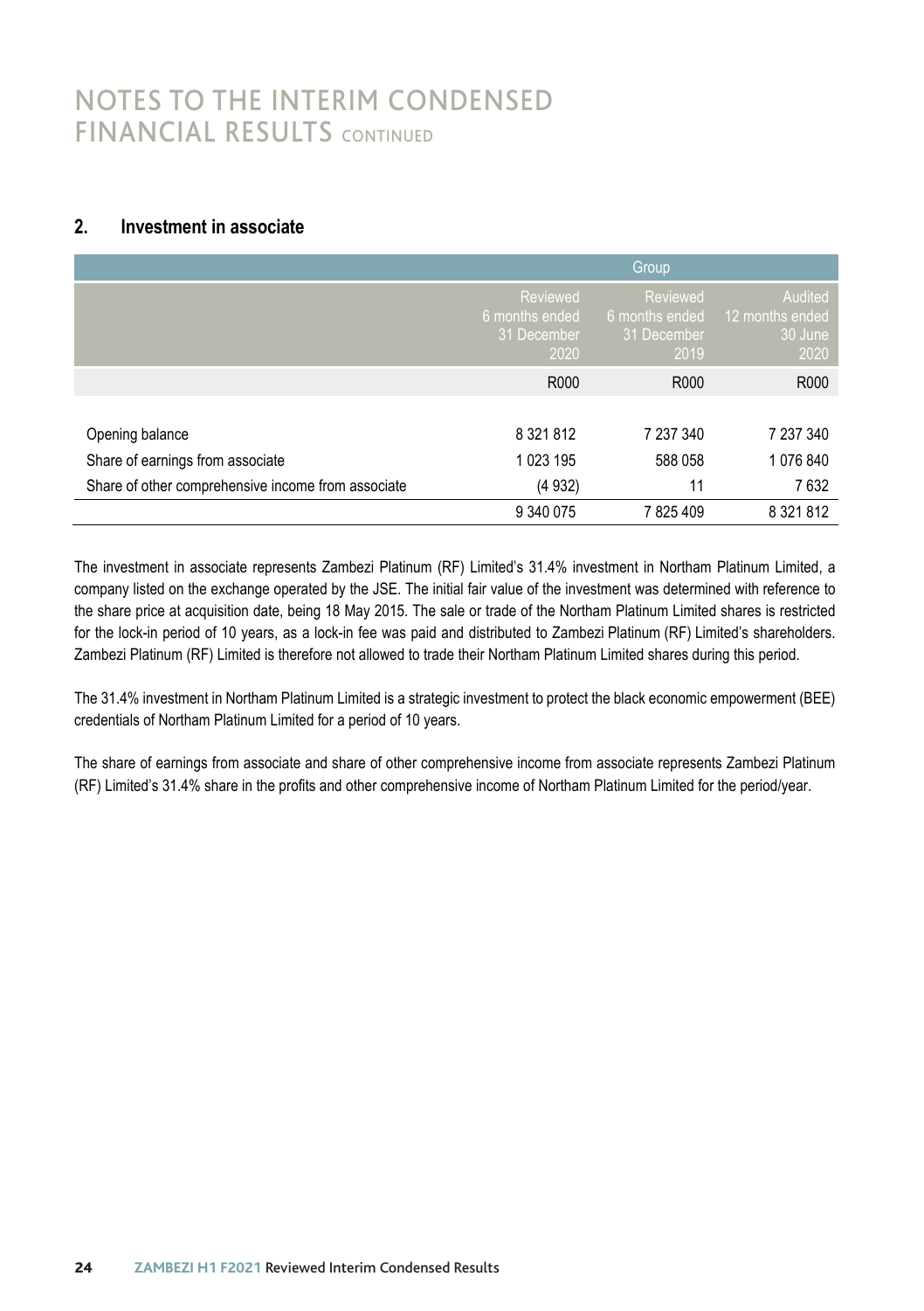# NOTES TO THE INTERIM CONDENSED FINANCIAL RESULTS CONTINUED

## 2. Investment in associate

| | Group | | |
|---|---|---|---|
| | Reviewed 6 months ended 31 December 2020 | Reviewed 6 months ended 31 December 2019 | Audited 12 months ended 30 June 2020 |
| | R000 | R000 | R000 |
| Opening balance | 8 321 812 | 7 237 340 | 7 237 340 |
| Share of earnings from associate | 1 023 195 | 588 058 | 1 076 840 |
| Share of other comprehensive income from associate | (4 932) | 11 | 7 632 |
| | 9 340 075 | 7 825 409 | 8 321 812 |

The investment in associate represents Zambezi Platinum (RF) Limited's 31.4% investment in Northam Platinum Limited, a company listed on the exchange operated by the JSE. The initial fair value of the investment was determined with reference to the share price at acquisition date, being 18 May 2015. The sale or trade of the Northam Platinum Limited shares is restricted for the lock-in period of 10 years, as a lock-in fee was paid and distributed to Zambezi Platinum (RF) Limited's shareholders. Zambezi Platinum (RF) Limited is therefore not allowed to trade their Northam Platinum Limited shares during this period.

The 31.4% investment in Northam Platinum Limited is a strategic investment to protect the black economic empowerment (BEE) credentials of Northam Platinum Limited for a period of 10 years.

The share of earnings from associate and share of other comprehensive income from associate represents Zambezi Platinum (RF) Limited's 31.4% share in the profits and other comprehensive income of Northam Platinum Limited for the period/year.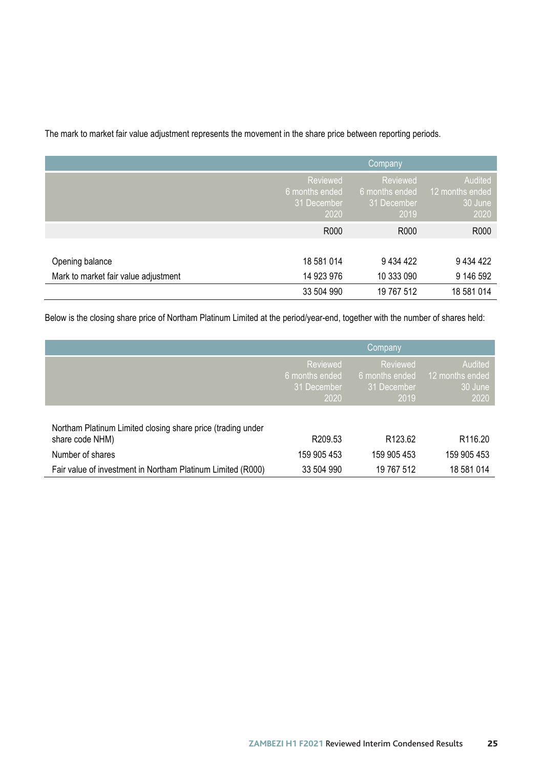The mark to market fair value adjustment represents the movement in the share price between reporting periods.

| | Company | | |
|---|---|---|---|
| | Reviewed 6 months ended 31 December 2020 | Reviewed 6 months ended 31 December 2019 | Audited 12 months ended 30 June 2020 |
| | R000 | R000 | R000 |
| Opening balance | 18 581 014 | 9 434 422 | 9 434 422 |
| Mark to market fair value adjustment | 14 923 976 | 10 333 090 | 9 146 592 |
| | 33 504 990 | 19 767 512 | 18 581 014 |

Below is the closing share price of Northam Platinum Limited at the period/year-end, together with the number of shares held:

| | Company | | |
|---|---|---|---|
| | Reviewed 6 months ended 31 December 2020 | Reviewed 6 months ended 31 December 2019 | Audited 12 months ended 30 June 2020 |
| Northam Platinum Limited closing share price (trading under share code NHM) | R209.53 | R123.62 | R116.20 |
| Number of shares | 159 905 453 | 159 905 453 | 159 905 453 |
| Fair value of investment in Northam Platinum Limited (R000) | 33 504 990 | 19 767 512 | 18 581 014 |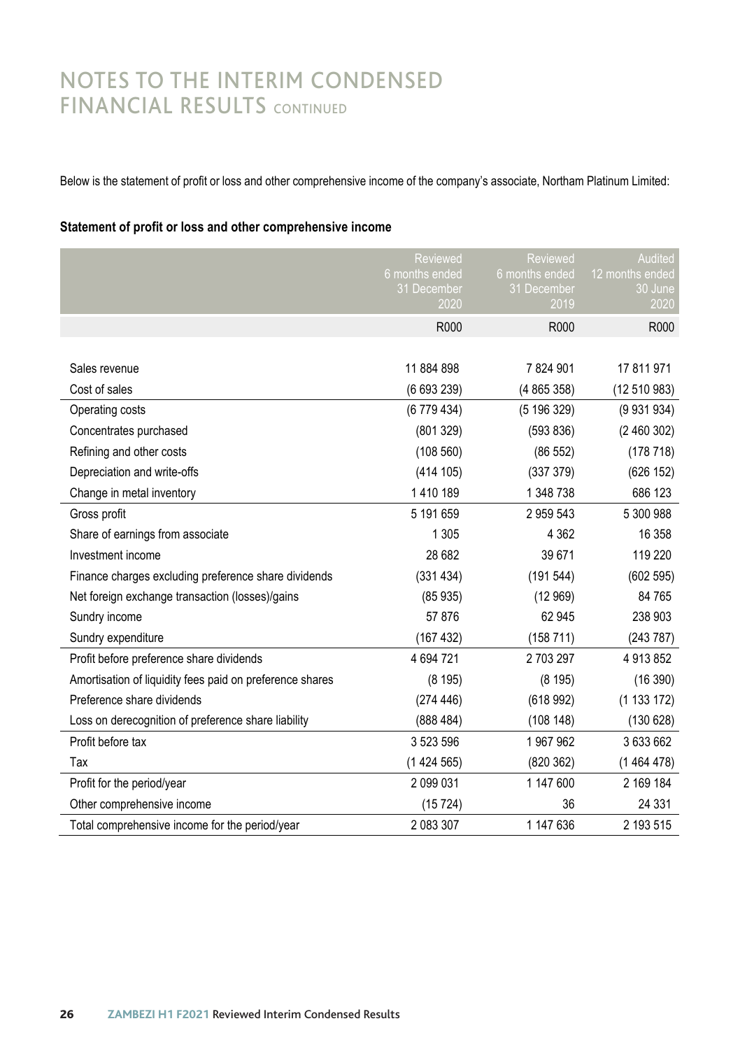# NOTES TO THE INTERIM CONDENSED FINANCIAL RESULTS CONTINUED

Below is the statement of profit or loss and other comprehensive income of the company's associate, Northam Platinum Limited:

**Statement of profit or loss and other comprehensive income**

| | Reviewed 6 months ended 31 December 2020 | Reviewed 6 months ended 31 December 2019 | Audited 12 months ended 30 June 2020 |
|---|---|---|---|
| | R000 | R000 | R000 |
| Sales revenue | 11 884 898 | 7 824 901 | 17 811 971 |
| Cost of sales | (6 693 239) | (4 865 358) | (12 510 983) |
| Operating costs | (6 779 434) | (5 196 329) | (9 931 934) |
| Concentrates purchased | (801 329) | (593 836) | (2 460 302) |
| Refining and other costs | (108 560) | (86 552) | (178 718) |
| Depreciation and write-offs | (414 105) | (337 379) | (626 152) |
| Change in metal inventory | 1 410 189 | 1 348 738 | 686 123 |
| Gross profit | 5 191 659 | 2 959 543 | 5 300 988 |
| Share of earnings from associate | 1 305 | 4 362 | 16 358 |
| Investment income | 28 682 | 39 671 | 119 220 |
| Finance charges excluding preference share dividends | (331 434) | (191 544) | (602 595) |
| Net foreign exchange transaction (losses)/gains | (85 935) | (12 969) | 84 765 |
| Sundry income | 57 876 | 62 945 | 238 903 |
| Sundry expenditure | (167 432) | (158 711) | (243 787) |
| Profit before preference share dividends | 4 694 721 | 2 703 297 | 4 913 852 |
| Amortisation of liquidity fees paid on preference shares | (8 195) | (8 195) | (16 390) |
| Preference share dividends | (274 446) | (618 992) | (1 133 172) |
| Loss on derecognition of preference share liability | (888 484) | (108 148) | (130 628) |
| Profit before tax | 3 523 596 | 1 967 962 | 3 633 662 |
| Tax | (1 424 565) | (820 362) | (1 464 478) |
| Profit for the period/year | 2 099 031 | 1 147 600 | 2 169 184 |
| Other comprehensive income | (15 724) | 36 | 24 331 |
| Total comprehensive income for the period/year | 2 083 307 | 1 147 636 | 2 193 515 |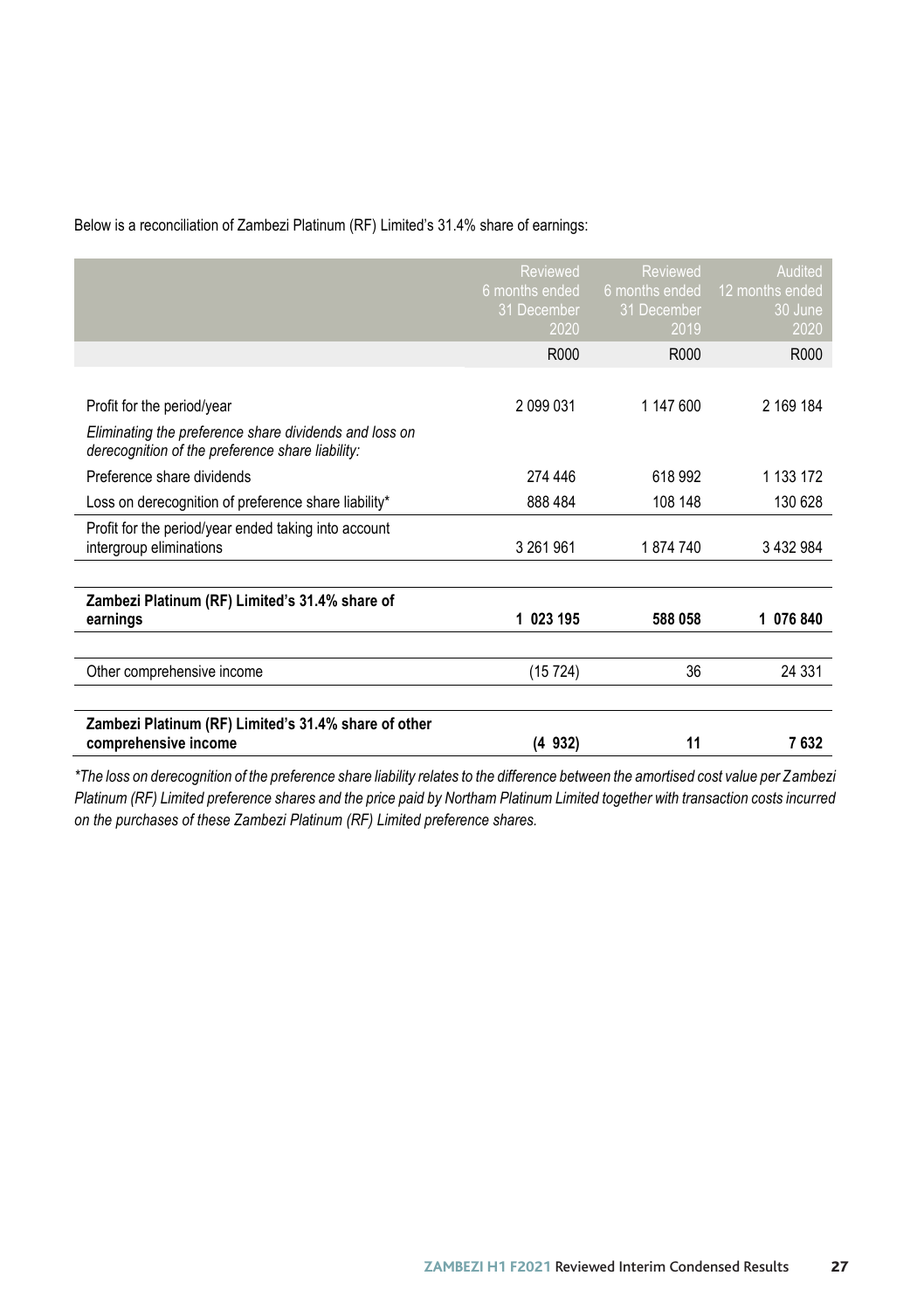Below is a reconciliation of Zambezi Platinum (RF) Limited's 31.4% share of earnings:

| | Reviewed 6 months ended 31 December 2020 | Reviewed 6 months ended 31 December 2019 | Audited 12 months ended 30 June 2020 |
|---|---|---|---|
| | R000 | R000 | R000 |
| Profit for the period/year | 2 099 031 | 1 147 600 | 2 169 184 |
| *Eliminating the preference share dividends and loss on derecognition of the preference share liability:* | | | |
| Preference share dividends | 274 446 | 618 992 | 1 133 172 |
| Loss on derecognition of preference share liability* | 888 484 | 108 148 | 130 628 |
| Profit for the period/year ended taking into account intergroup eliminations | 3 261 961 | 1 874 740 | 3 432 984 |
| **Zambezi Platinum (RF) Limited's 31.4% share of earnings** | **1 023 195** | **588 058** | **1 076 840** |
| Other comprehensive income | (15 724) | 36 | 24 331 |
| **Zambezi Platinum (RF) Limited's 31.4% share of other comprehensive income** | **(4 932)** | **11** | **7 632** |

*\*The loss on derecognition of the preference share liability relates to the difference between the amortised cost value per Zambezi Platinum (RF) Limited preference shares and the price paid by Northam Platinum Limited together with transaction costs incurred on the purchases of these Zambezi Platinum (RF) Limited preference shares.*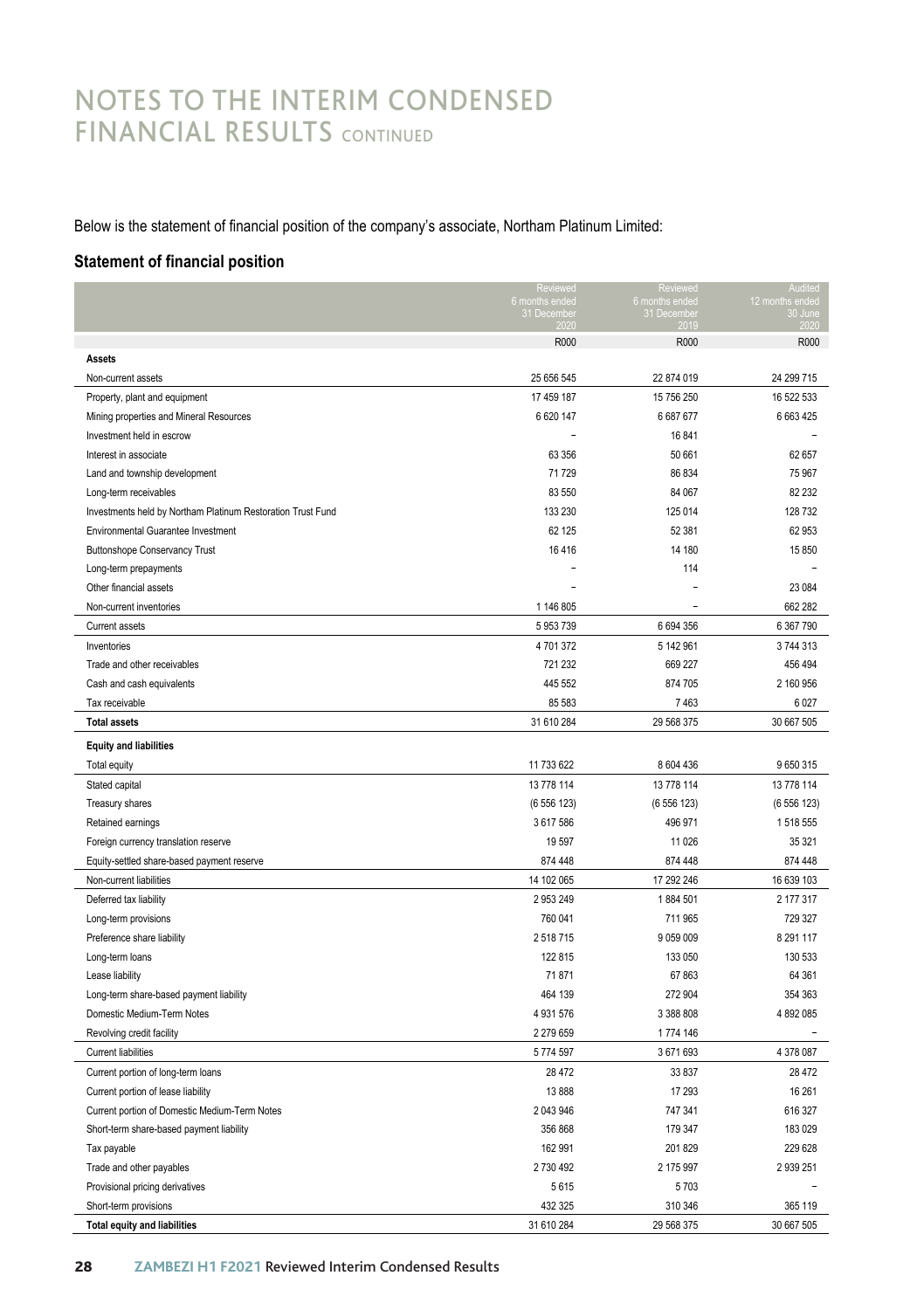# NOTES TO THE INTERIM CONDENSED FINANCIAL RESULTS CONTINUED

Below is the statement of financial position of the company's associate, Northam Platinum Limited:

## Statement of financial position

| | Reviewed 6 months ended 31 December 2020 | Reviewed 6 months ended 31 December 2019 | Audited 12 months ended 30 June 2020 |
|---|---|---|---|
| | R000 | R000 | R000 |
| **Assets** | | | |
| Non-current assets | 25 656 545 | 22 874 019 | 24 299 715 |
| Property, plant and equipment | 17 459 187 | 15 756 250 | 16 522 533 |
| Mining properties and Mineral Resources | 6 620 147 | 6 687 677 | 6 663 425 |
| Investment held in escrow | – | 16 841 | – |
| Interest in associate | 63 356 | 50 661 | 62 657 |
| Land and township development | 71 729 | 86 834 | 75 967 |
| Long-term receivables | 83 550 | 84 067 | 82 232 |
| Investments held by Northam Platinum Restoration Trust Fund | 133 230 | 125 014 | 128 732 |
| Environmental Guarantee Investment | 62 125 | 52 381 | 62 953 |
| Buttonshope Conservancy Trust | 16 416 | 14 180 | 15 850 |
| Long-term prepayments | – | 114 | – |
| Other financial assets | – | – | 23 084 |
| Non-current inventories | 1 146 805 | – | 662 282 |
| Current assets | 5 953 739 | 6 694 356 | 6 367 790 |
| Inventories | 4 701 372 | 5 142 961 | 3 744 313 |
| Trade and other receivables | 721 232 | 669 227 | 456 494 |
| Cash and cash equivalents | 445 552 | 874 705 | 2 160 956 |
| Tax receivable | 85 583 | 7 463 | 6 027 |
| **Total assets** | 31 610 284 | 29 568 375 | 30 667 505 |
| **Equity and liabilities** | | | |
| Total equity | 11 733 622 | 8 604 436 | 9 650 315 |
| Stated capital | 13 778 114 | 13 778 114 | 13 778 114 |
| Treasury shares | (6 556 123) | (6 556 123) | (6 556 123) |
| Retained earnings | 3 617 586 | 496 971 | 1 518 555 |
| Foreign currency translation reserve | 19 597 | 11 026 | 35 321 |
| Equity-settled share-based payment reserve | 874 448 | 874 448 | 874 448 |
| Non-current liabilities | 14 102 065 | 17 292 246 | 16 639 103 |
| Deferred tax liability | 2 953 249 | 1 884 501 | 2 177 317 |
| Long-term provisions | 760 041 | 711 965 | 729 327 |
| Preference share liability | 2 518 715 | 9 059 009 | 8 291 117 |
| Long-term loans | 122 815 | 133 050 | 130 533 |
| Lease liability | 71 871 | 67 863 | 64 361 |
| Long-term share-based payment liability | 464 139 | 272 904 | 354 363 |
| Domestic Medium-Term Notes | 4 931 576 | 3 388 808 | 4 892 085 |
| Revolving credit facility | 2 279 659 | 1 774 146 | – |
| Current liabilities | 5 774 597 | 3 671 693 | 4 378 087 |
| Current portion of long-term loans | 28 472 | 33 837 | 28 472 |
| Current portion of lease liability | 13 888 | 17 293 | 16 261 |
| Current portion of Domestic Medium-Term Notes | 2 043 946 | 747 341 | 616 327 |
| Short-term share-based payment liability | 356 868 | 179 347 | 183 029 |
| Tax payable | 162 991 | 201 829 | 229 628 |
| Trade and other payables | 2 730 492 | 2 175 997 | 2 939 251 |
| Provisional pricing derivatives | 5 615 | 5 703 | – |
| Short-term provisions | 432 325 | 310 346 | 365 119 |
| **Total equity and liabilities** | 31 610 284 | 29 568 375 | 30 667 505 |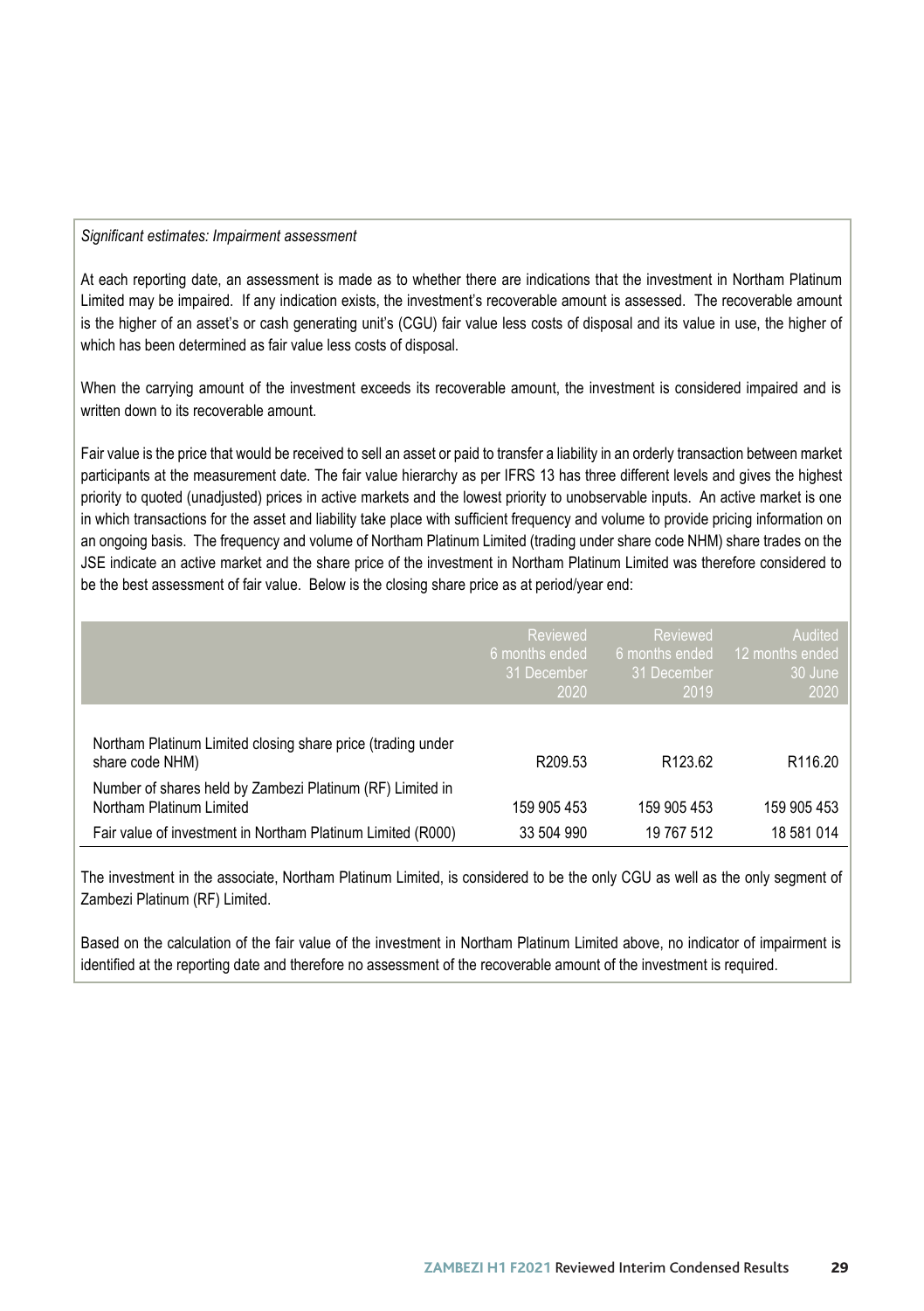*Significant estimates: Impairment assessment*

At each reporting date, an assessment is made as to whether there are indications that the investment in Northam Platinum Limited may be impaired. If any indication exists, the investment's recoverable amount is assessed. The recoverable amount is the higher of an asset's or cash generating unit's (CGU) fair value less costs of disposal and its value in use, the higher of which has been determined as fair value less costs of disposal.

When the carrying amount of the investment exceeds its recoverable amount, the investment is considered impaired and is written down to its recoverable amount.

Fair value is the price that would be received to sell an asset or paid to transfer a liability in an orderly transaction between market participants at the measurement date. The fair value hierarchy as per IFRS 13 has three different levels and gives the highest priority to quoted (unadjusted) prices in active markets and the lowest priority to unobservable inputs. An active market is one in which transactions for the asset and liability take place with sufficient frequency and volume to provide pricing information on an ongoing basis. The frequency and volume of Northam Platinum Limited (trading under share code NHM) share trades on the JSE indicate an active market and the share price of the investment in Northam Platinum Limited was therefore considered to be the best assessment of fair value. Below is the closing share price as at period/year end:

| | Reviewed 6 months ended 31 December 2020 | Reviewed 6 months ended 31 December 2019 | Audited 12 months ended 30 June 2020 |
|---|---|---|---|
| Northam Platinum Limited closing share price (trading under share code NHM) | R209.53 | R123.62 | R116.20 |
| Number of shares held by Zambezi Platinum (RF) Limited in Northam Platinum Limited | 159 905 453 | 159 905 453 | 159 905 453 |
| Fair value of investment in Northam Platinum Limited (R000) | 33 504 990 | 19 767 512 | 18 581 014 |

The investment in the associate, Northam Platinum Limited, is considered to be the only CGU as well as the only segment of Zambezi Platinum (RF) Limited.

Based on the calculation of the fair value of the investment in Northam Platinum Limited above, no indicator of impairment is identified at the reporting date and therefore no assessment of the recoverable amount of the investment is required.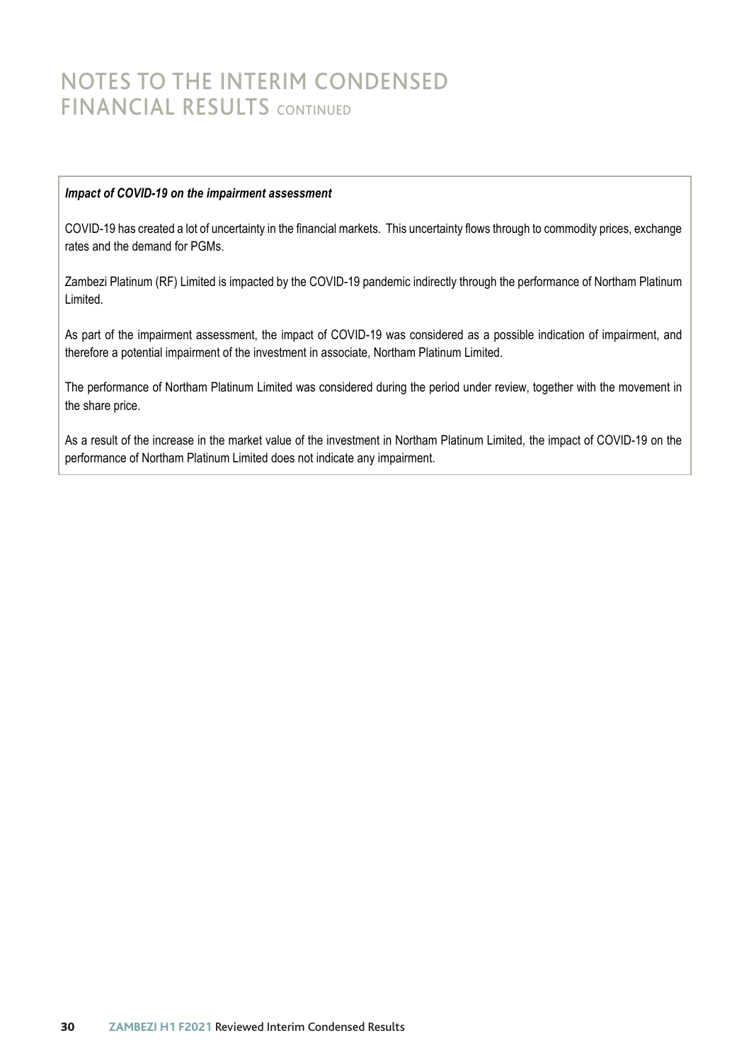# NOTES TO THE INTERIM CONDENSED FINANCIAL RESULTS CONTINUED

***Impact of COVID-19 on the impairment assessment***

COVID-19 has created a lot of uncertainty in the financial markets. This uncertainty flows through to commodity prices, exchange rates and the demand for PGMs.

Zambezi Platinum (RF) Limited is impacted by the COVID-19 pandemic indirectly through the performance of Northam Platinum Limited.

As part of the impairment assessment, the impact of COVID-19 was considered as a possible indication of impairment, and therefore a potential impairment of the investment in associate, Northam Platinum Limited.

The performance of Northam Platinum Limited was considered during the period under review, together with the movement in the share price.

As a result of the increase in the market value of the investment in Northam Platinum Limited, the impact of COVID-19 on the performance of Northam Platinum Limited does not indicate any impairment.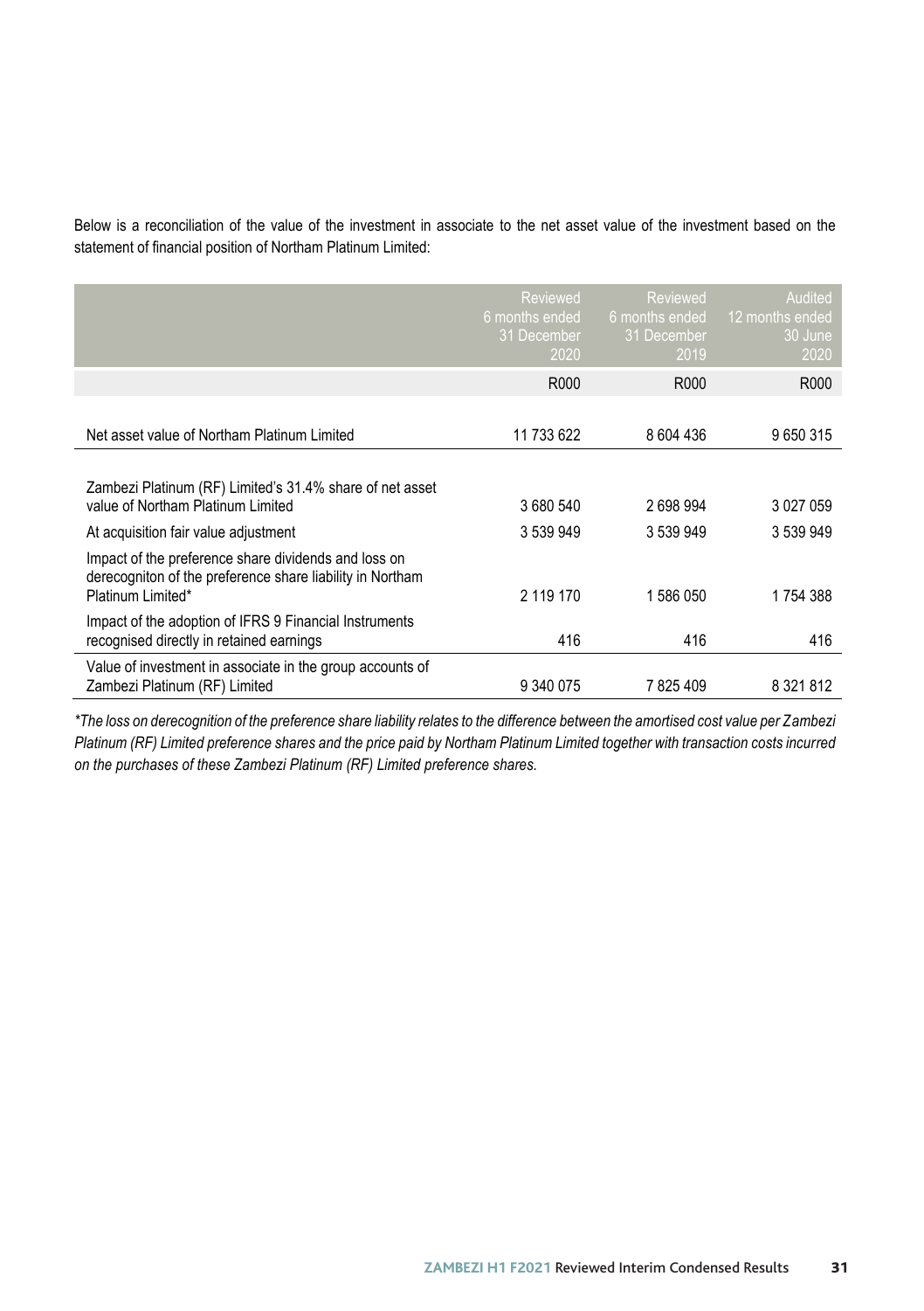Below is a reconciliation of the value of the investment in associate to the net asset value of the investment based on the statement of financial position of Northam Platinum Limited:

| | Reviewed 6 months ended 31 December 2020 | Reviewed 6 months ended 31 December 2019 | Audited 12 months ended 30 June 2020 |
|---|---|---|---|
| | R000 | R000 | R000 |
| Net asset value of Northam Platinum Limited | 11 733 622 | 8 604 436 | 9 650 315 |
| Zambezi Platinum (RF) Limited's 31.4% share of net asset value of Northam Platinum Limited | 3 680 540 | 2 698 994 | 3 027 059 |
| At acquisition fair value adjustment | 3 539 949 | 3 539 949 | 3 539 949 |
| Impact of the preference share dividends and loss on derecogniton of the preference share liability in Northam Platinum Limited* | 2 119 170 | 1 586 050 | 1 754 388 |
| Impact of the adoption of IFRS 9 Financial Instruments recognised directly in retained earnings | 416 | 416 | 416 |
| Value of investment in associate in the group accounts of Zambezi Platinum (RF) Limited | 9 340 075 | 7 825 409 | 8 321 812 |

*\*The loss on derecognition of the preference share liability relates to the difference between the amortised cost value per Zambezi Platinum (RF) Limited preference shares and the price paid by Northam Platinum Limited together with transaction costs incurred on the purchases of these Zambezi Platinum (RF) Limited preference shares.*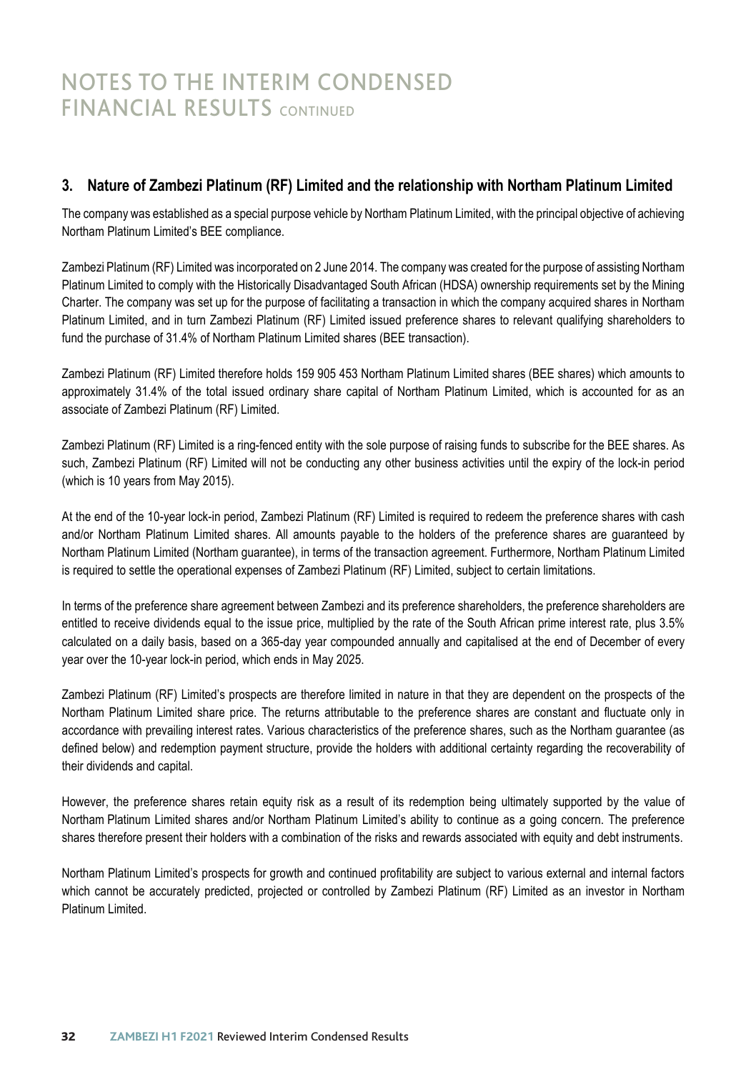# NOTES TO THE INTERIM CONDENSED FINANCIAL RESULTS CONTINUED

## 3. Nature of Zambezi Platinum (RF) Limited and the relationship with Northam Platinum Limited

The company was established as a special purpose vehicle by Northam Platinum Limited, with the principal objective of achieving Northam Platinum Limited's BEE compliance.

Zambezi Platinum (RF) Limited was incorporated on 2 June 2014. The company was created for the purpose of assisting Northam Platinum Limited to comply with the Historically Disadvantaged South African (HDSA) ownership requirements set by the Mining Charter. The company was set up for the purpose of facilitating a transaction in which the company acquired shares in Northam Platinum Limited, and in turn Zambezi Platinum (RF) Limited issued preference shares to relevant qualifying shareholders to fund the purchase of 31.4% of Northam Platinum Limited shares (BEE transaction).

Zambezi Platinum (RF) Limited therefore holds 159 905 453 Northam Platinum Limited shares (BEE shares) which amounts to approximately 31.4% of the total issued ordinary share capital of Northam Platinum Limited, which is accounted for as an associate of Zambezi Platinum (RF) Limited.

Zambezi Platinum (RF) Limited is a ring-fenced entity with the sole purpose of raising funds to subscribe for the BEE shares. As such, Zambezi Platinum (RF) Limited will not be conducting any other business activities until the expiry of the lock-in period (which is 10 years from May 2015).

At the end of the 10-year lock-in period, Zambezi Platinum (RF) Limited is required to redeem the preference shares with cash and/or Northam Platinum Limited shares. All amounts payable to the holders of the preference shares are guaranteed by Northam Platinum Limited (Northam guarantee), in terms of the transaction agreement. Furthermore, Northam Platinum Limited is required to settle the operational expenses of Zambezi Platinum (RF) Limited, subject to certain limitations.

In terms of the preference share agreement between Zambezi and its preference shareholders, the preference shareholders are entitled to receive dividends equal to the issue price, multiplied by the rate of the South African prime interest rate, plus 3.5% calculated on a daily basis, based on a 365-day year compounded annually and capitalised at the end of December of every year over the 10-year lock-in period, which ends in May 2025.

Zambezi Platinum (RF) Limited's prospects are therefore limited in nature in that they are dependent on the prospects of the Northam Platinum Limited share price. The returns attributable to the preference shares are constant and fluctuate only in accordance with prevailing interest rates. Various characteristics of the preference shares, such as the Northam guarantee (as defined below) and redemption payment structure, provide the holders with additional certainty regarding the recoverability of their dividends and capital.

However, the preference shares retain equity risk as a result of its redemption being ultimately supported by the value of Northam Platinum Limited shares and/or Northam Platinum Limited's ability to continue as a going concern. The preference shares therefore present their holders with a combination of the risks and rewards associated with equity and debt instruments.

Northam Platinum Limited's prospects for growth and continued profitability are subject to various external and internal factors which cannot be accurately predicted, projected or controlled by Zambezi Platinum (RF) Limited as an investor in Northam Platinum Limited.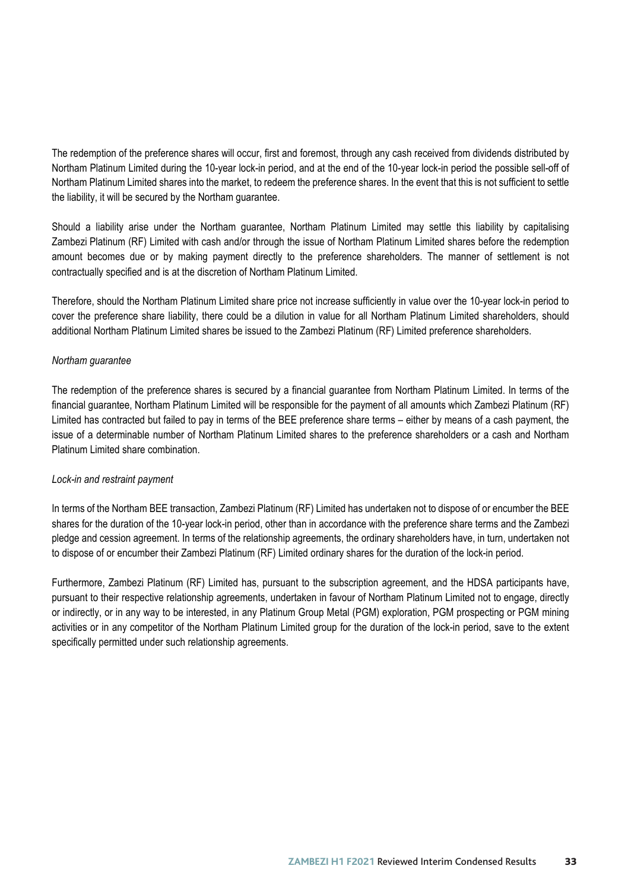The redemption of the preference shares will occur, first and foremost, through any cash received from dividends distributed by Northam Platinum Limited during the 10-year lock-in period, and at the end of the 10-year lock-in period the possible sell-off of Northam Platinum Limited shares into the market, to redeem the preference shares. In the event that this is not sufficient to settle the liability, it will be secured by the Northam guarantee.

Should a liability arise under the Northam guarantee, Northam Platinum Limited may settle this liability by capitalising Zambezi Platinum (RF) Limited with cash and/or through the issue of Northam Platinum Limited shares before the redemption amount becomes due or by making payment directly to the preference shareholders. The manner of settlement is not contractually specified and is at the discretion of Northam Platinum Limited.

Therefore, should the Northam Platinum Limited share price not increase sufficiently in value over the 10-year lock-in period to cover the preference share liability, there could be a dilution in value for all Northam Platinum Limited shareholders, should additional Northam Platinum Limited shares be issued to the Zambezi Platinum (RF) Limited preference shareholders.

*Northam guarantee*

The redemption of the preference shares is secured by a financial guarantee from Northam Platinum Limited. In terms of the financial guarantee, Northam Platinum Limited will be responsible for the payment of all amounts which Zambezi Platinum (RF) Limited has contracted but failed to pay in terms of the BEE preference share terms – either by means of a cash payment, the issue of a determinable number of Northam Platinum Limited shares to the preference shareholders or a cash and Northam Platinum Limited share combination.

*Lock-in and restraint payment*

In terms of the Northam BEE transaction, Zambezi Platinum (RF) Limited has undertaken not to dispose of or encumber the BEE shares for the duration of the 10-year lock-in period, other than in accordance with the preference share terms and the Zambezi pledge and cession agreement. In terms of the relationship agreements, the ordinary shareholders have, in turn, undertaken not to dispose of or encumber their Zambezi Platinum (RF) Limited ordinary shares for the duration of the lock-in period.

Furthermore, Zambezi Platinum (RF) Limited has, pursuant to the subscription agreement, and the HDSA participants have, pursuant to their respective relationship agreements, undertaken in favour of Northam Platinum Limited not to engage, directly or indirectly, or in any way to be interested, in any Platinum Group Metal (PGM) exploration, PGM prospecting or PGM mining activities or in any competitor of the Northam Platinum Limited group for the duration of the lock-in period, save to the extent specifically permitted under such relationship agreements.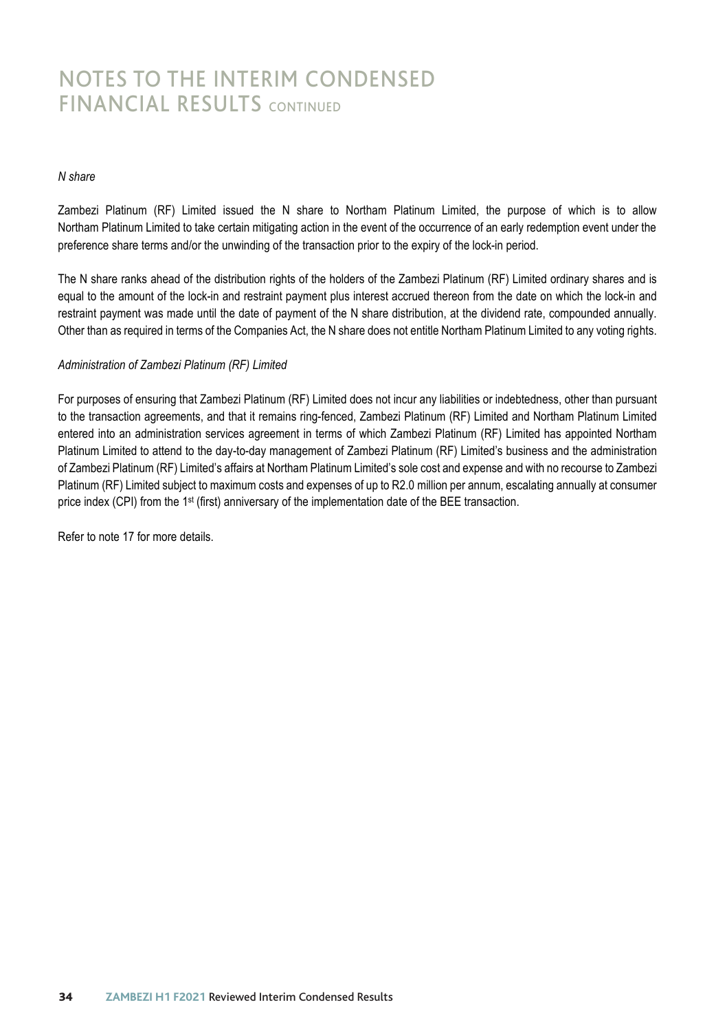# NOTES TO THE INTERIM CONDENSED FINANCIAL RESULTS CONTINUED

*N share*

Zambezi Platinum (RF) Limited issued the N share to Northam Platinum Limited, the purpose of which is to allow Northam Platinum Limited to take certain mitigating action in the event of the occurrence of an early redemption event under the preference share terms and/or the unwinding of the transaction prior to the expiry of the lock-in period.

The N share ranks ahead of the distribution rights of the holders of the Zambezi Platinum (RF) Limited ordinary shares and is equal to the amount of the lock-in and restraint payment plus interest accrued thereon from the date on which the lock-in and restraint payment was made until the date of payment of the N share distribution, at the dividend rate, compounded annually. Other than as required in terms of the Companies Act, the N share does not entitle Northam Platinum Limited to any voting rights.

*Administration of Zambezi Platinum (RF) Limited*

For purposes of ensuring that Zambezi Platinum (RF) Limited does not incur any liabilities or indebtedness, other than pursuant to the transaction agreements, and that it remains ring-fenced, Zambezi Platinum (RF) Limited and Northam Platinum Limited entered into an administration services agreement in terms of which Zambezi Platinum (RF) Limited has appointed Northam Platinum Limited to attend to the day-to-day management of Zambezi Platinum (RF) Limited's business and the administration of Zambezi Platinum (RF) Limited's affairs at Northam Platinum Limited's sole cost and expense and with no recourse to Zambezi Platinum (RF) Limited subject to maximum costs and expenses of up to R2.0 million per annum, escalating annually at consumer price index (CPI) from the 1st (first) anniversary of the implementation date of the BEE transaction.

Refer to note 17 for more details.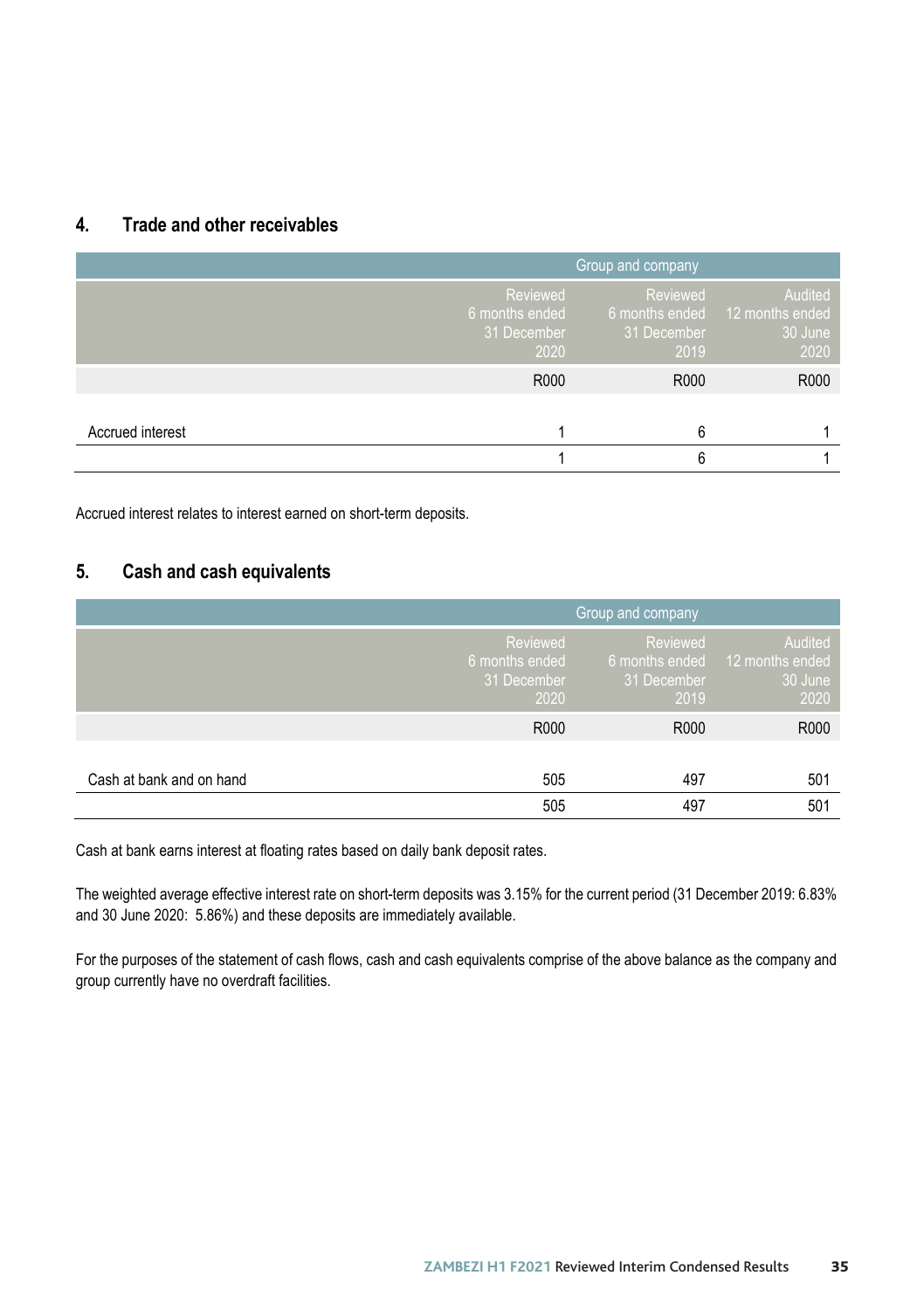## 4. Trade and other receivables

| | Group and company | | |
|---|---|---|---|
| | Reviewed 6 months ended 31 December 2020 | Reviewed 6 months ended 31 December 2019 | Audited 12 months ended 30 June 2020 |
| | R000 | R000 | R000 |
| Accrued interest | 1 | 6 | 1 |
| | 1 | 6 | 1 |

Accrued interest relates to interest earned on short-term deposits.

## 5. Cash and cash equivalents

| | Group and company | | |
|---|---|---|---|
| | Reviewed 6 months ended 31 December 2020 | Reviewed 6 months ended 31 December 2019 | Audited 12 months ended 30 June 2020 |
| | R000 | R000 | R000 |
| Cash at bank and on hand | 505 | 497 | 501 |
| | 505 | 497 | 501 |

Cash at bank earns interest at floating rates based on daily bank deposit rates.

The weighted average effective interest rate on short-term deposits was 3.15% for the current period (31 December 2019: 6.83% and 30 June 2020: 5.86%) and these deposits are immediately available.

For the purposes of the statement of cash flows, cash and cash equivalents comprise of the above balance as the company and group currently have no overdraft facilities.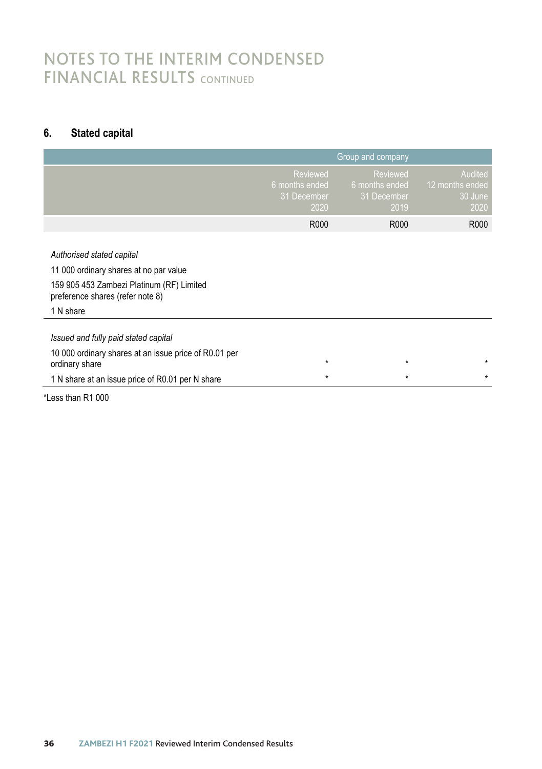# NOTES TO THE INTERIM CONDENSED FINANCIAL RESULTS CONTINUED

## 6. Stated capital

| | Group and company | | |
|---|---|---|---|
| | Reviewed 6 months ended 31 December 2020 | Reviewed 6 months ended 31 December 2019 | Audited 12 months ended 30 June 2020 |
| | R000 | R000 | R000 |
| *Authorised stated capital* | | | |
| 11 000 ordinary shares at no par value | | | |
| 159 905 453 Zambezi Platinum (RF) Limited preference shares (refer note 8) | | | |
| 1 N share | | | |
| *Issued and fully paid stated capital* | | | |
| 10 000 ordinary shares at an issue price of R0.01 per ordinary share | * | * | * |
| 1 N share at an issue price of R0.01 per N share | * | * | * |

*Less than R1 000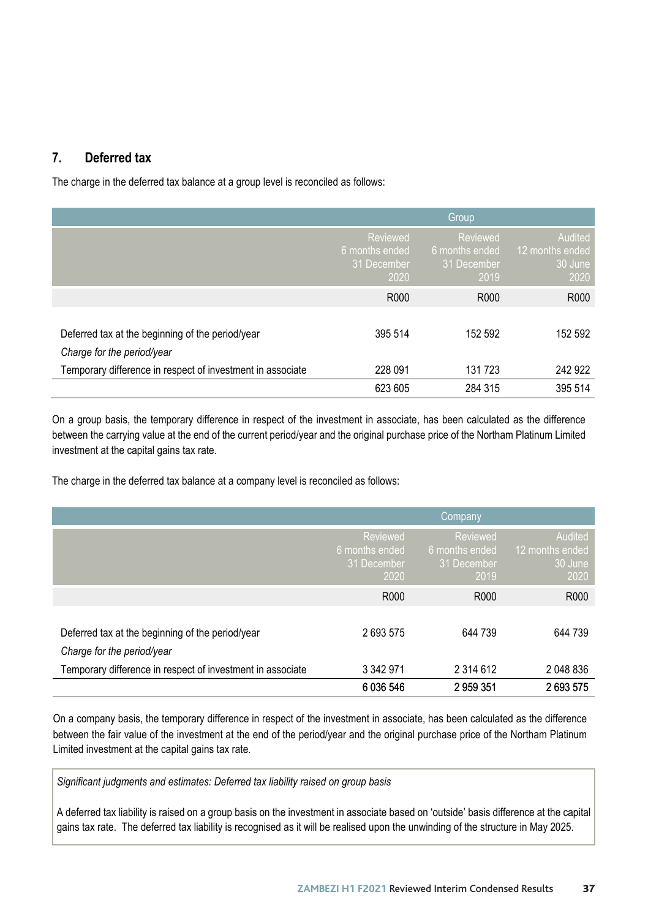## 7. Deferred tax

The charge in the deferred tax balance at a group level is reconciled as follows:

| | Group | | |
|---|---|---|---|
| | Reviewed 6 months ended 31 December 2020 | Reviewed 6 months ended 31 December 2019 | Audited 12 months ended 30 June 2020 |
| | R000 | R000 | R000 |
| Deferred tax at the beginning of the period/year | 395 514 | 152 592 | 152 592 |
| *Charge for the period/year* | | | |
| Temporary difference in respect of investment in associate | 228 091 | 131 723 | 242 922 |
| | 623 605 | 284 315 | 395 514 |

On a group basis, the temporary difference in respect of the investment in associate, has been calculated as the difference between the carrying value at the end of the current period/year and the original purchase price of the Northam Platinum Limited investment at the capital gains tax rate.

The charge in the deferred tax balance at a company level is reconciled as follows:

| | Company | | |
|---|---|---|---|
| | Reviewed 6 months ended 31 December 2020 | Reviewed 6 months ended 31 December 2019 | Audited 12 months ended 30 June 2020 |
| | R000 | R000 | R000 |
| Deferred tax at the beginning of the period/year | 2 693 575 | 644 739 | 644 739 |
| *Charge for the period/year* | | | |
| Temporary difference in respect of investment in associate | 3 342 971 | 2 314 612 | 2 048 836 |
| | 6 036 546 | 2 959 351 | 2 693 575 |

On a company basis, the temporary difference in respect of the investment in associate, has been calculated as the difference between the fair value of the investment at the end of the period/year and the original purchase price of the Northam Platinum Limited investment at the capital gains tax rate.

*Significant judgments and estimates: Deferred tax liability raised on group basis*

A deferred tax liability is raised on a group basis on the investment in associate based on 'outside' basis difference at the capital gains tax rate. The deferred tax liability is recognised as it will be realised upon the unwinding of the structure in May 2025.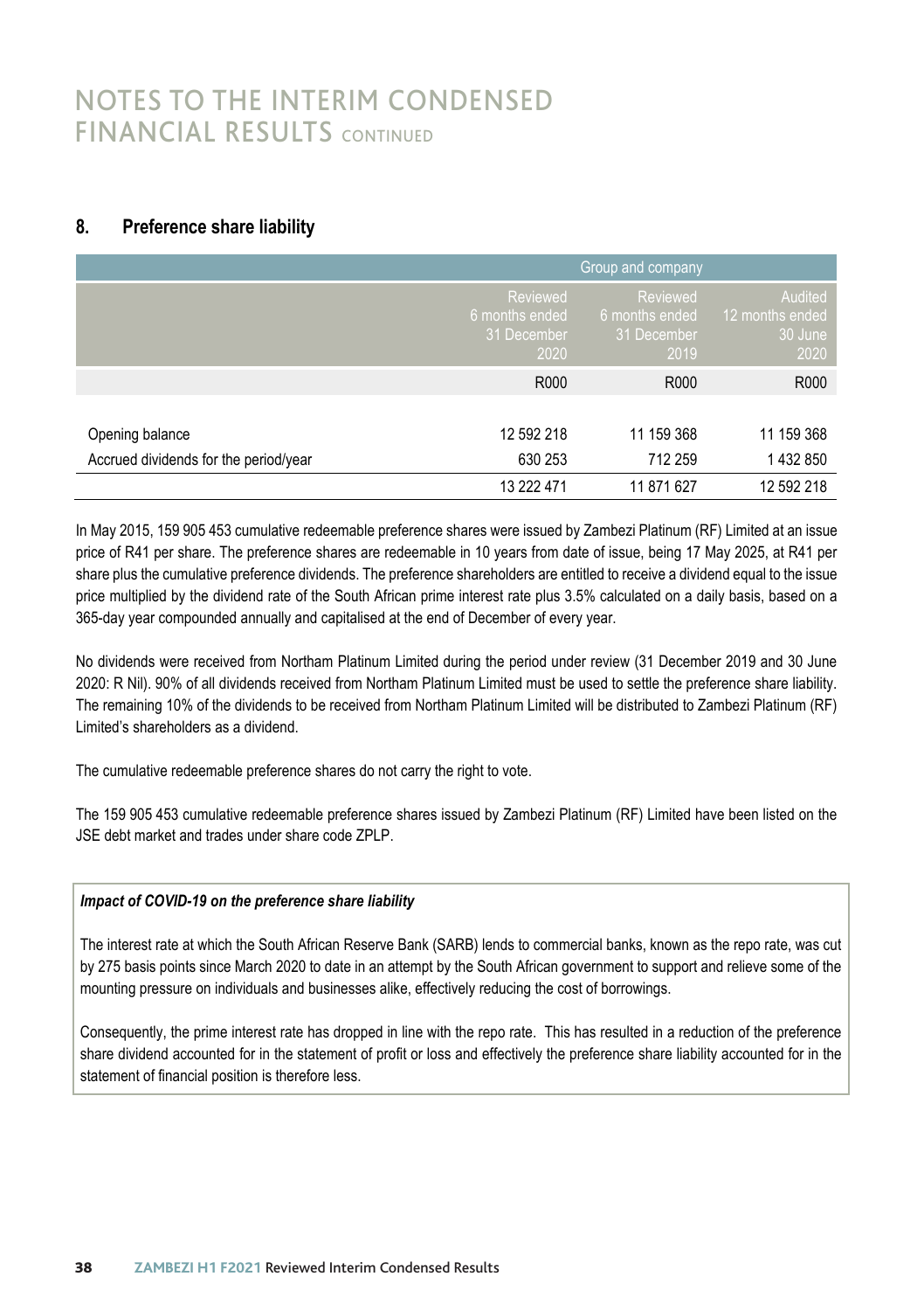# NOTES TO THE INTERIM CONDENSED FINANCIAL RESULTS CONTINUED

## 8. Preference share liability

| | Group and company | | |
|---|---|---|---|
| | Reviewed 6 months ended 31 December 2020 | Reviewed 6 months ended 31 December 2019 | Audited 12 months ended 30 June 2020 |
| | R000 | R000 | R000 |
| Opening balance | 12 592 218 | 11 159 368 | 11 159 368 |
| Accrued dividends for the period/year | 630 253 | 712 259 | 1 432 850 |
| | 13 222 471 | 11 871 627 | 12 592 218 |

In May 2015, 159 905 453 cumulative redeemable preference shares were issued by Zambezi Platinum (RF) Limited at an issue price of R41 per share. The preference shares are redeemable in 10 years from date of issue, being 17 May 2025, at R41 per share plus the cumulative preference dividends. The preference shareholders are entitled to receive a dividend equal to the issue price multiplied by the dividend rate of the South African prime interest rate plus 3.5% calculated on a daily basis, based on a 365-day year compounded annually and capitalised at the end of December of every year.

No dividends were received from Northam Platinum Limited during the period under review (31 December 2019 and 30 June 2020: R Nil). 90% of all dividends received from Northam Platinum Limited must be used to settle the preference share liability. The remaining 10% of the dividends to be received from Northam Platinum Limited will be distributed to Zambezi Platinum (RF) Limited's shareholders as a dividend.

The cumulative redeemable preference shares do not carry the right to vote.

The 159 905 453 cumulative redeemable preference shares issued by Zambezi Platinum (RF) Limited have been listed on the JSE debt market and trades under share code ZPLP.

***Impact of COVID-19 on the preference share liability***

The interest rate at which the South African Reserve Bank (SARB) lends to commercial banks, known as the repo rate, was cut by 275 basis points since March 2020 to date in an attempt by the South African government to support and relieve some of the mounting pressure on individuals and businesses alike, effectively reducing the cost of borrowings.

Consequently, the prime interest rate has dropped in line with the repo rate. This has resulted in a reduction of the preference share dividend accounted for in the statement of profit or loss and effectively the preference share liability accounted for in the statement of financial position is therefore less.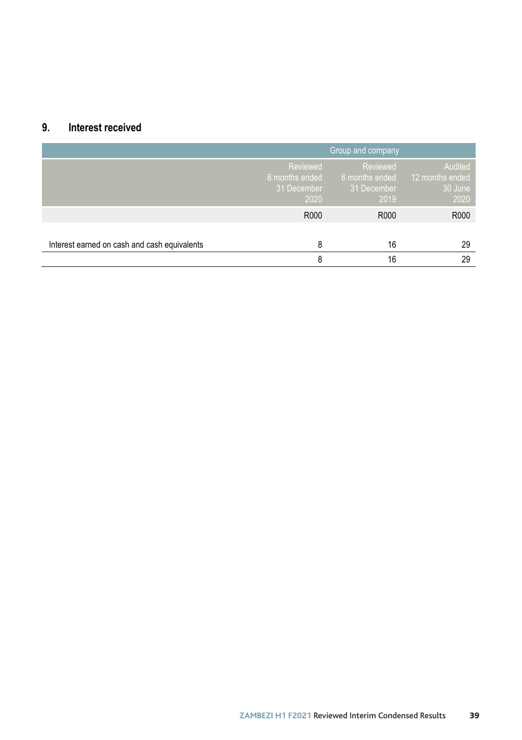## 9. Interest received

| | Group and company | | |
|---|---|---|---|
| | Reviewed 6 months ended 31 December 2020 | Reviewed 6 months ended 31 December 2019 | Audited 12 months ended 30 June 2020 |
| | R000 | R000 | R000 |
| Interest earned on cash and cash equivalents | 8 | 16 | 29 |
| | 8 | 16 | 29 |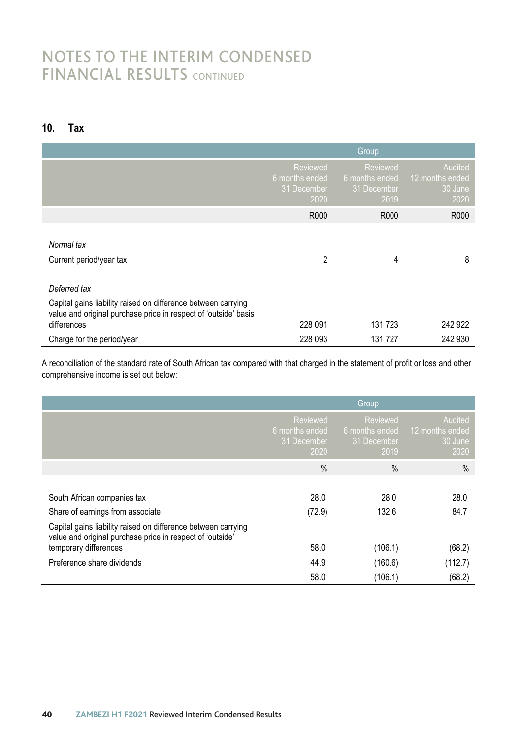# NOTES TO THE INTERIM CONDENSED FINANCIAL RESULTS CONTINUED

## 10. Tax

| | Group | | |
|---|---|---|---|
| | Reviewed 6 months ended 31 December 2020 | Reviewed 6 months ended 31 December 2019 | Audited 12 months ended 30 June 2020 |
| | R000 | R000 | R000 |
| *Normal tax* | | | |
| Current period/year tax | 2 | 4 | 8 |
| *Deferred tax* | | | |
| Capital gains liability raised on difference between carrying value and original purchase price in respect of 'outside' basis differences | 228 091 | 131 723 | 242 922 |
| Charge for the period/year | 228 093 | 131 727 | 242 930 |

A reconciliation of the standard rate of South African tax compared with that charged in the statement of profit or loss and other comprehensive income is set out below:

| | Group | | |
|---|---|---|---|
| | Reviewed 6 months ended 31 December 2020 | Reviewed 6 months ended 31 December 2019 | Audited 12 months ended 30 June 2020 |
| | % | % | % |
| South African companies tax | 28.0 | 28.0 | 28.0 |
| Share of earnings from associate | (72.9) | 132.6 | 84.7 |
| Capital gains liability raised on difference between carrying value and original purchase price in respect of 'outside' temporary differences | 58.0 | (106.1) | (68.2) |
| Preference share dividends | 44.9 | (160.6) | (112.7) |
| | 58.0 | (106.1) | (68.2) |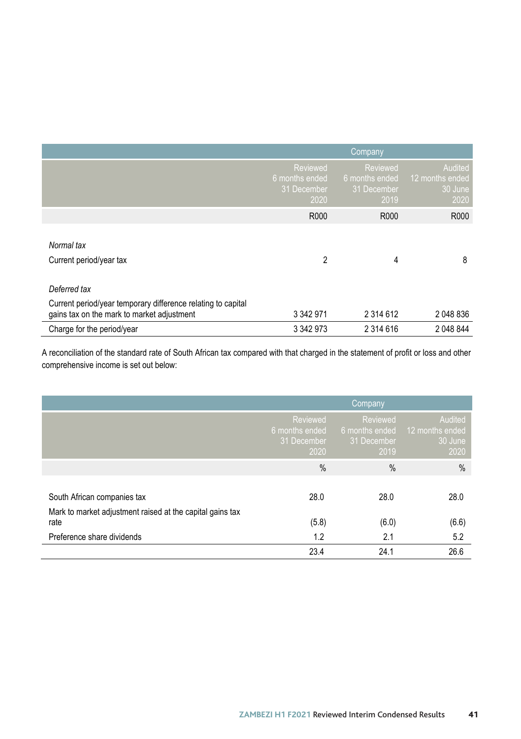| | Company | | |
|---|---|---|---|
| | Reviewed 6 months ended 31 December 2020 | Reviewed 6 months ended 31 December 2019 | Audited 12 months ended 30 June 2020 |
| | R000 | R000 | R000 |
| *Normal tax* | | | |
| Current period/year tax | 2 | 4 | 8 |
| *Deferred tax* | | | |
| Current period/year temporary difference relating to capital gains tax on the mark to market adjustment | 3 342 971 | 2 314 612 | 2 048 836 |
| Charge for the period/year | 3 342 973 | 2 314 616 | 2 048 844 |

A reconciliation of the standard rate of South African tax compared with that charged in the statement of profit or loss and other comprehensive income is set out below:

| | Company | | |
|---|---|---|---|
| | Reviewed 6 months ended 31 December 2020 | Reviewed 6 months ended 31 December 2019 | Audited 12 months ended 30 June 2020 |
| | % | % | % |
| South African companies tax | 28.0 | 28.0 | 28.0 |
| Mark to market adjustment raised at the capital gains tax rate | (5.8) | (6.0) | (6.6) |
| Preference share dividends | 1.2 | 2.1 | 5.2 |
| | 23.4 | 24.1 | 26.6 |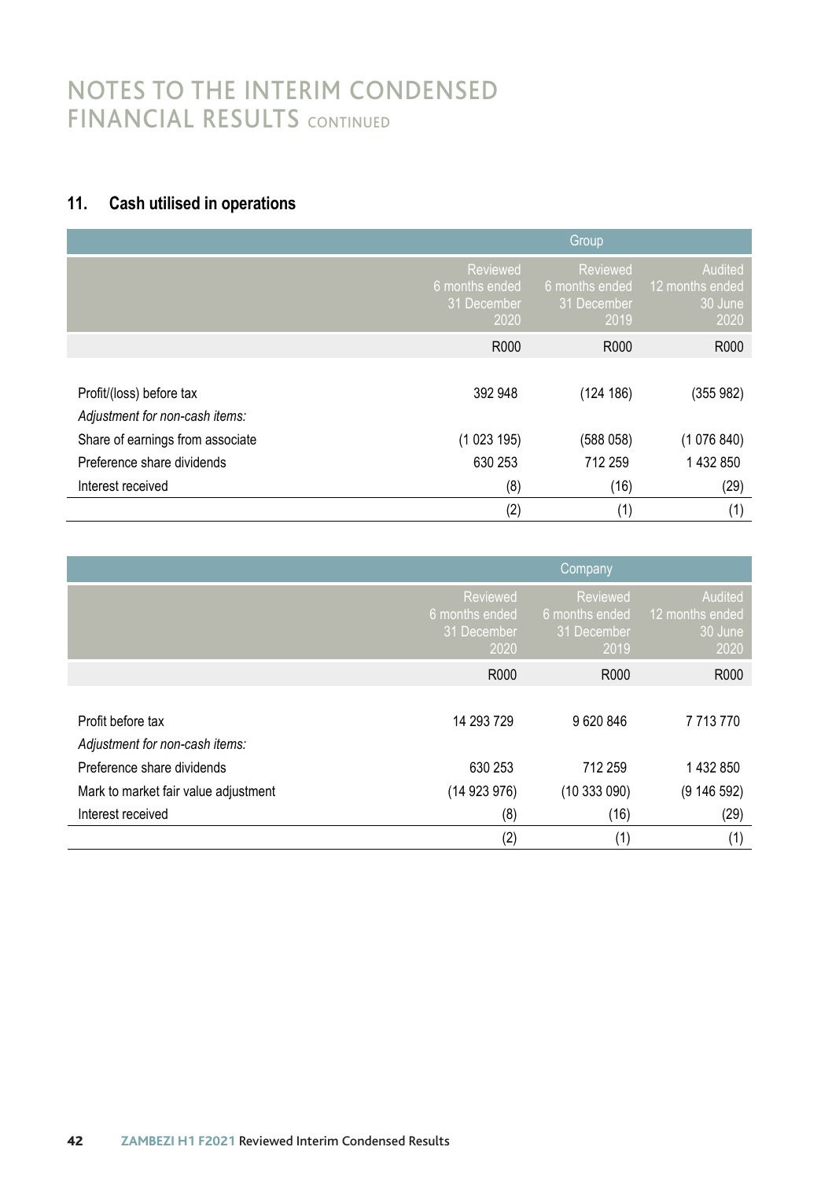# NOTES TO THE INTERIM CONDENSED FINANCIAL RESULTS CONTINUED

## 11. Cash utilised in operations

| | Group | | |
|---|---|---|---|
| | Reviewed 6 months ended 31 December 2020 | Reviewed 6 months ended 31 December 2019 | Audited 12 months ended 30 June 2020 |
| | R000 | R000 | R000 |
| Profit/(loss) before tax | 392 948 | (124 186) | (355 982) |
| *Adjustment for non-cash items:* | | | |
| Share of earnings from associate | (1 023 195) | (588 058) | (1 076 840) |
| Preference share dividends | 630 253 | 712 259 | 1 432 850 |
| Interest received | (8) | (16) | (29) |
| | (2) | (1) | (1) |

| | Company | | |
|---|---|---|---|
| | Reviewed 6 months ended 31 December 2020 | Reviewed 6 months ended 31 December 2019 | Audited 12 months ended 30 June 2020 |
| | R000 | R000 | R000 |
| Profit before tax | 14 293 729 | 9 620 846 | 7 713 770 |
| *Adjustment for non-cash items:* | | | |
| Preference share dividends | 630 253 | 712 259 | 1 432 850 |
| Mark to market fair value adjustment | (14 923 976) | (10 333 090) | (9 146 592) |
| Interest received | (8) | (16) | (29) |
| | (2) | (1) | (1) |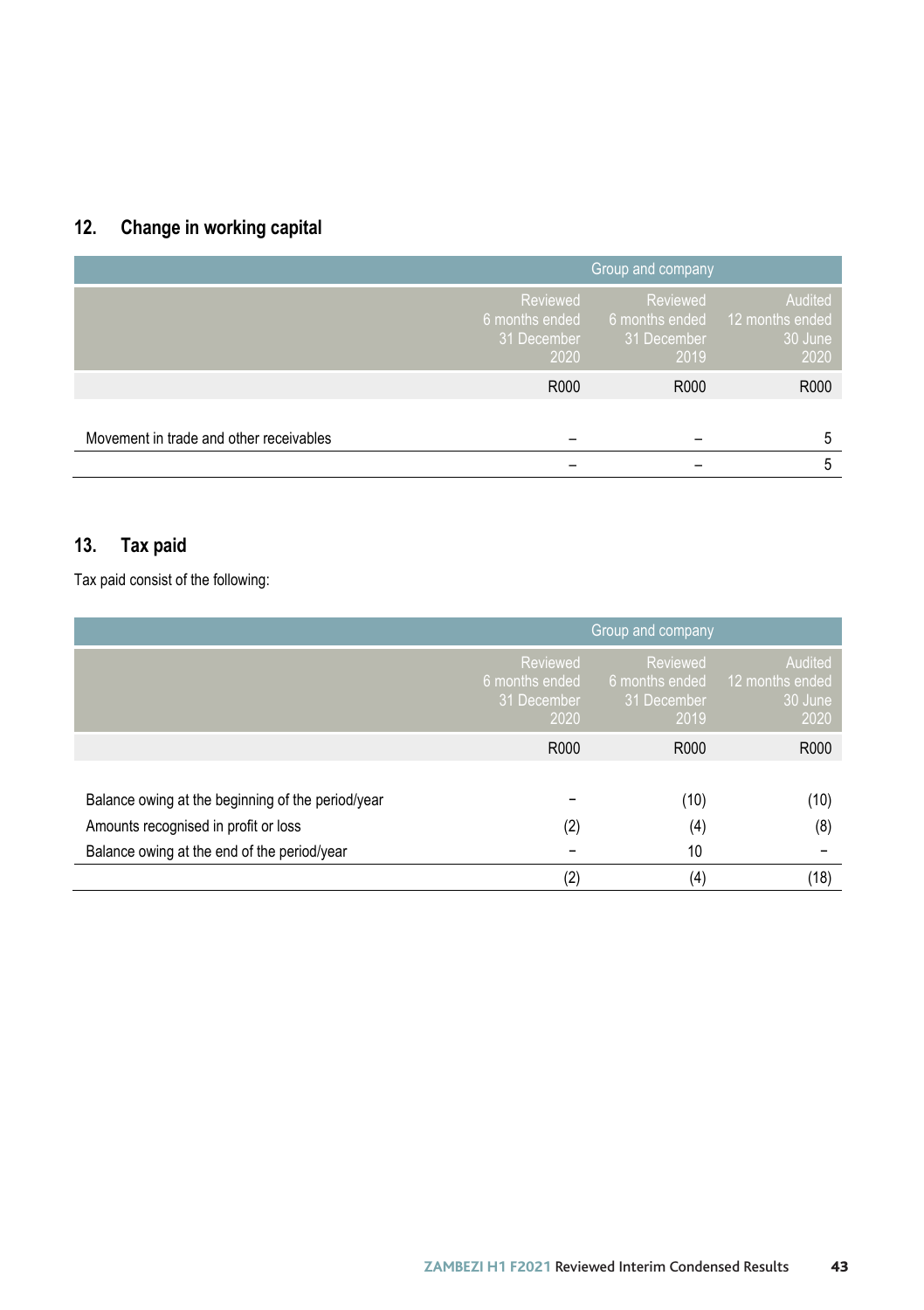## 12. Change in working capital

| | Group and company | | |
|---|---|---|---|
| | Reviewed 6 months ended 31 December 2020 | Reviewed 6 months ended 31 December 2019 | Audited 12 months ended 30 June 2020 |
| | R000 | R000 | R000 |
| Movement in trade and other receivables | – | – | 5 |
| | – | – | 5 |

## 13. Tax paid

Tax paid consist of the following:

| | Group and company | | |
|---|---|---|---|
| | Reviewed 6 months ended 31 December 2020 | Reviewed 6 months ended 31 December 2019 | Audited 12 months ended 30 June 2020 |
| | R000 | R000 | R000 |
| Balance owing at the beginning of the period/year | – | (10) | (10) |
| Amounts recognised in profit or loss | (2) | (4) | (8) |
| Balance owing at the end of the period/year | – | 10 | – |
| | (2) | (4) | (18) |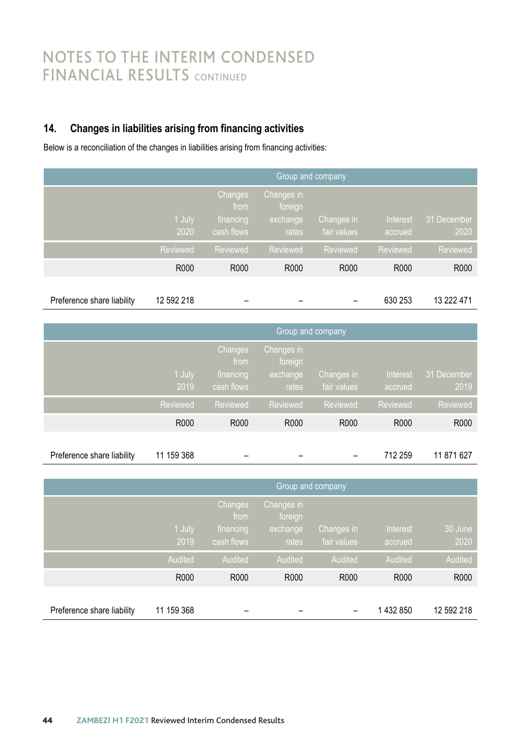## NOTES TO THE INTERIM CONDENSED FINANCIAL RESULTS CONTINUED

### 14. Changes in liabilities arising from financing activities

Below is a reconciliation of the changes in liabilities arising from financing activities:

| | Group and company | | | | | |
|---|---|---|---|---|---|---|
| | 1 July 2020 | Changes from financing cash flows | Changes in foreign exchange rates | Changes in fair values | Interest accrued | 31 December 2020 |
| | Reviewed | Reviewed | Reviewed | Reviewed | Reviewed | Reviewed |
| | R000 | R000 | R000 | R000 | R000 | R000 |
| Preference share liability | 12 592 218 | – | – | – | 630 253 | 13 222 471 |

| | Group and company | | | | | |
|---|---|---|---|---|---|---|
| | 1 July 2019 | Changes from financing cash flows | Changes in foreign exchange rates | Changes in fair values | Interest accrued | 31 December 2019 |
| | Reviewed | Reviewed | Reviewed | Reviewed | Reviewed | Reviewed |
| | R000 | R000 | R000 | R000 | R000 | R000 |
| Preference share liability | 11 159 368 | – | – | – | 712 259 | 11 871 627 |

| | Group and company | | | | | |
|---|---|---|---|---|---|---|
| | 1 July 2019 | Changes from financing cash flows | Changes in foreign exchange rates | Changes in fair values | Interest accrued | 30 June 2020 |
| | Audited | Audited | Audited | Audited | Audited | Audited |
| | R000 | R000 | R000 | R000 | R000 | R000 |
| Preference share liability | 11 159 368 | – | – | – | 1 432 850 | 12 592 218 |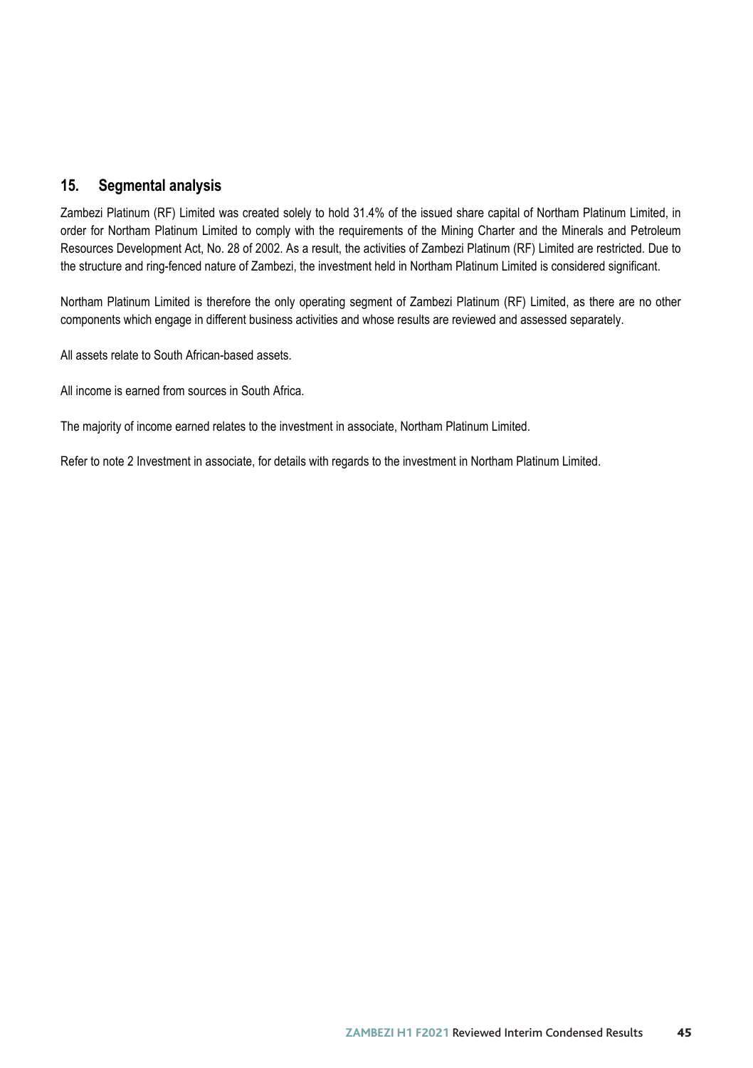## 15. Segmental analysis

Zambezi Platinum (RF) Limited was created solely to hold 31.4% of the issued share capital of Northam Platinum Limited, in order for Northam Platinum Limited to comply with the requirements of the Mining Charter and the Minerals and Petroleum Resources Development Act, No. 28 of 2002. As a result, the activities of Zambezi Platinum (RF) Limited are restricted. Due to the structure and ring-fenced nature of Zambezi, the investment held in Northam Platinum Limited is considered significant.

Northam Platinum Limited is therefore the only operating segment of Zambezi Platinum (RF) Limited, as there are no other components which engage in different business activities and whose results are reviewed and assessed separately.

All assets relate to South African-based assets.

All income is earned from sources in South Africa.

The majority of income earned relates to the investment in associate, Northam Platinum Limited.

Refer to note 2 Investment in associate, for details with regards to the investment in Northam Platinum Limited.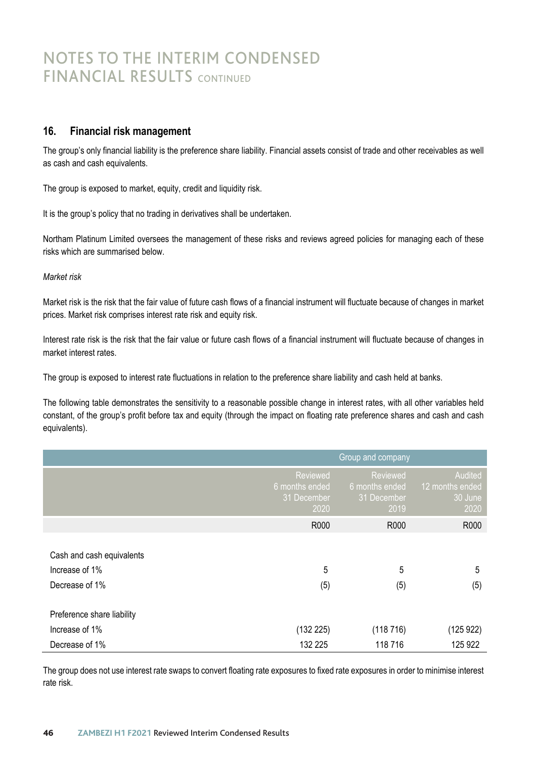# NOTES TO THE INTERIM CONDENSED FINANCIAL RESULTS CONTINUED

## 16. Financial risk management

The group's only financial liability is the preference share liability. Financial assets consist of trade and other receivables as well as cash and cash equivalents.

The group is exposed to market, equity, credit and liquidity risk.

It is the group's policy that no trading in derivatives shall be undertaken.

Northam Platinum Limited oversees the management of these risks and reviews agreed policies for managing each of these risks which are summarised below.

*Market risk*

Market risk is the risk that the fair value of future cash flows of a financial instrument will fluctuate because of changes in market prices. Market risk comprises interest rate risk and equity risk.

Interest rate risk is the risk that the fair value or future cash flows of a financial instrument will fluctuate because of changes in market interest rates.

The group is exposed to interest rate fluctuations in relation to the preference share liability and cash held at banks.

The following table demonstrates the sensitivity to a reasonable possible change in interest rates, with all other variables held constant, of the group's profit before tax and equity (through the impact on floating rate preference shares and cash and cash equivalents).

| | Group and company | | |
|---|---|---|---|
| | Reviewed 6 months ended 31 December 2020 | Reviewed 6 months ended 31 December 2019 | Audited 12 months ended 30 June 2020 |
| | R000 | R000 | R000 |
| **Cash and cash equivalents** | | | |
| Increase of 1% | 5 | 5 | 5 |
| Decrease of 1% | (5) | (5) | (5) |
| **Preference share liability** | | | |
| Increase of 1% | (132 225) | (118 716) | (125 922) |
| Decrease of 1% | 132 225 | 118 716 | 125 922 |

The group does not use interest rate swaps to convert floating rate exposures to fixed rate exposures in order to minimise interest rate risk.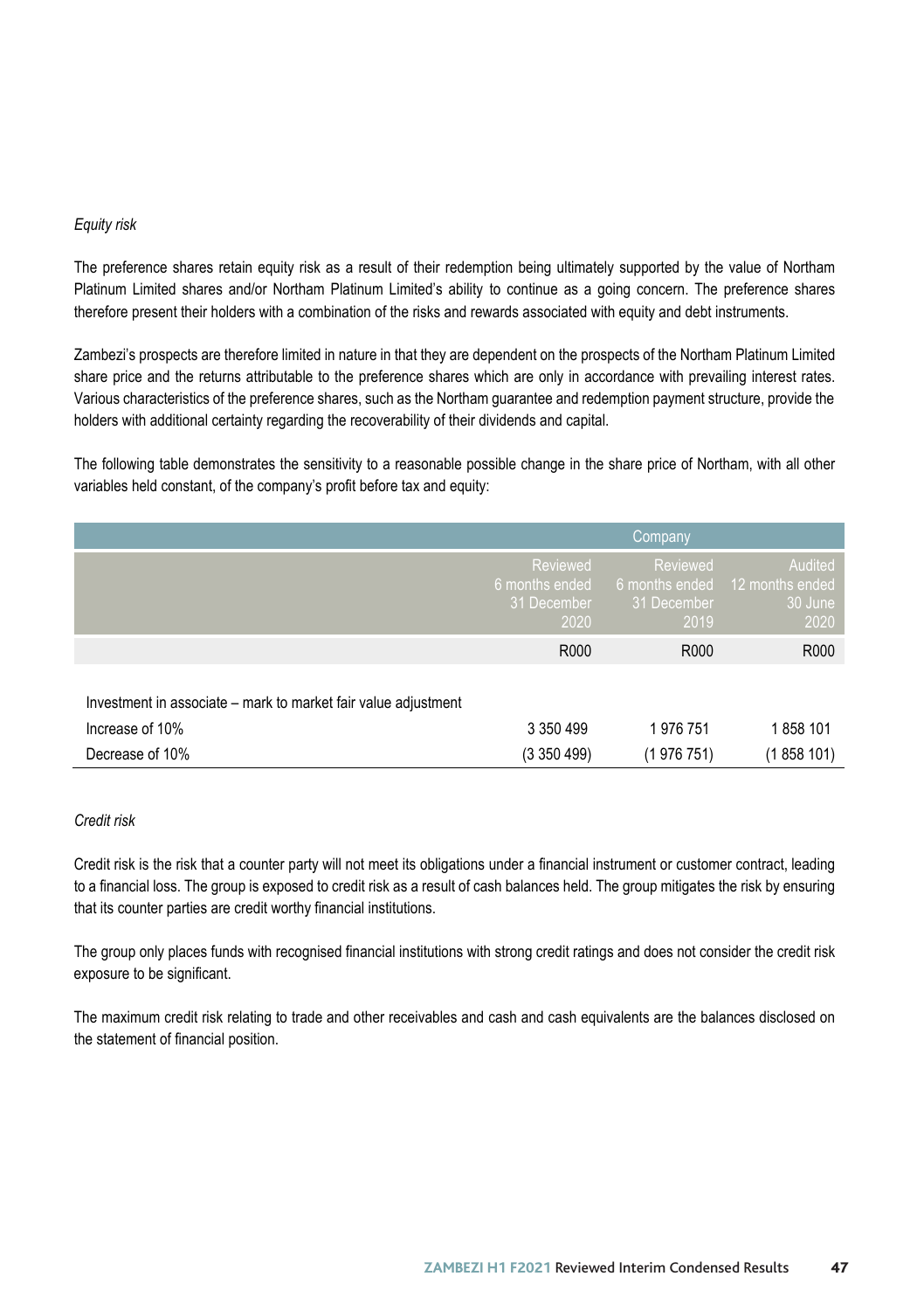*Equity risk*

The preference shares retain equity risk as a result of their redemption being ultimately supported by the value of Northam Platinum Limited shares and/or Northam Platinum Limited's ability to continue as a going concern. The preference shares therefore present their holders with a combination of the risks and rewards associated with equity and debt instruments.

Zambezi's prospects are therefore limited in nature in that they are dependent on the prospects of the Northam Platinum Limited share price and the returns attributable to the preference shares which are only in accordance with prevailing interest rates. Various characteristics of the preference shares, such as the Northam guarantee and redemption payment structure, provide the holders with additional certainty regarding the recoverability of their dividends and capital.

The following table demonstrates the sensitivity to a reasonable possible change in the share price of Northam, with all other variables held constant, of the company's profit before tax and equity:

| | Company | | |
|---|---|---|---|
| | Reviewed 6 months ended 31 December 2020 | Reviewed 6 months ended 31 December 2019 | Audited 12 months ended 30 June 2020 |
| | R000 | R000 | R000 |
| Investment in associate – mark to market fair value adjustment | | | |
| Increase of 10% | 3 350 499 | 1 976 751 | 1 858 101 |
| Decrease of 10% | (3 350 499) | (1 976 751) | (1 858 101) |

*Credit risk*

Credit risk is the risk that a counter party will not meet its obligations under a financial instrument or customer contract, leading to a financial loss. The group is exposed to credit risk as a result of cash balances held. The group mitigates the risk by ensuring that its counter parties are credit worthy financial institutions.

The group only places funds with recognised financial institutions with strong credit ratings and does not consider the credit risk exposure to be significant.

The maximum credit risk relating to trade and other receivables and cash and cash equivalents are the balances disclosed on the statement of financial position.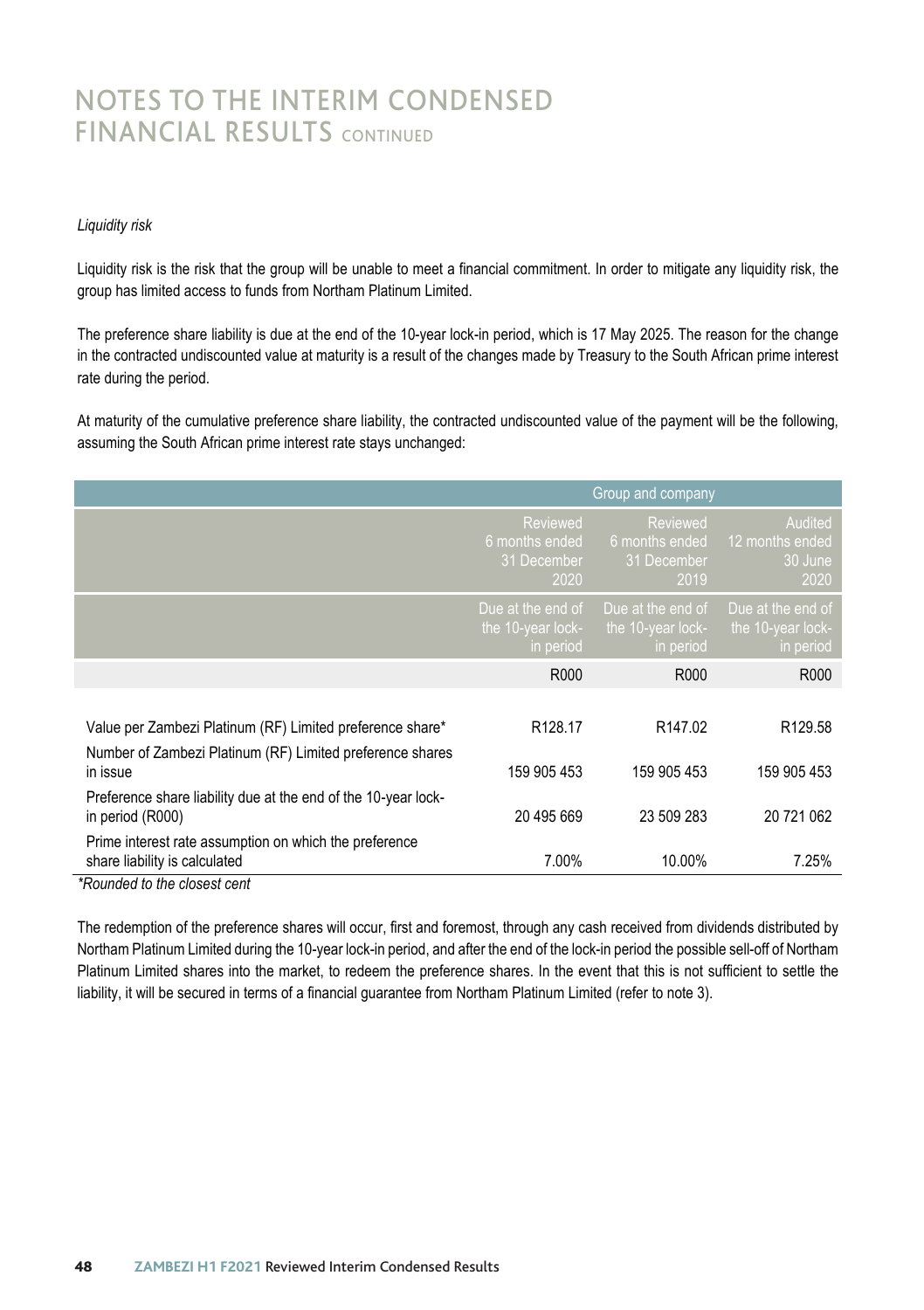# NOTES TO THE INTERIM CONDENSED FINANCIAL RESULTS CONTINUED

*Liquidity risk*

Liquidity risk is the risk that the group will be unable to meet a financial commitment. In order to mitigate any liquidity risk, the group has limited access to funds from Northam Platinum Limited.

The preference share liability is due at the end of the 10-year lock-in period, which is 17 May 2025. The reason for the change in the contracted undiscounted value at maturity is a result of the changes made by Treasury to the South African prime interest rate during the period.

At maturity of the cumulative preference share liability, the contracted undiscounted value of the payment will be the following, assuming the South African prime interest rate stays unchanged:

| | Group and company | | |
|---|---|---|---|
| | Reviewed 6 months ended 31 December 2020 | Reviewed 6 months ended 31 December 2019 | Audited 12 months ended 30 June 2020 |
| | Due at the end of the 10-year lock-in period | Due at the end of the 10-year lock-in period | Due at the end of the 10-year lock-in period |
| | R000 | R000 | R000 |
| Value per Zambezi Platinum (RF) Limited preference share* | R128.17 | R147.02 | R129.58 |
| Number of Zambezi Platinum (RF) Limited preference shares in issue | 159 905 453 | 159 905 453 | 159 905 453 |
| Preference share liability due at the end of the 10-year lock-in period (R000) | 20 495 669 | 23 509 283 | 20 721 062 |
| Prime interest rate assumption on which the preference share liability is calculated | 7.00% | 10.00% | 7.25% |

*\*Rounded to the closest cent*

The redemption of the preference shares will occur, first and foremost, through any cash received from dividends distributed by Northam Platinum Limited during the 10-year lock-in period, and after the end of the lock-in period the possible sell-off of Northam Platinum Limited shares into the market, to redeem the preference shares. In the event that this is not sufficient to settle the liability, it will be secured in terms of a financial guarantee from Northam Platinum Limited (refer to note 3).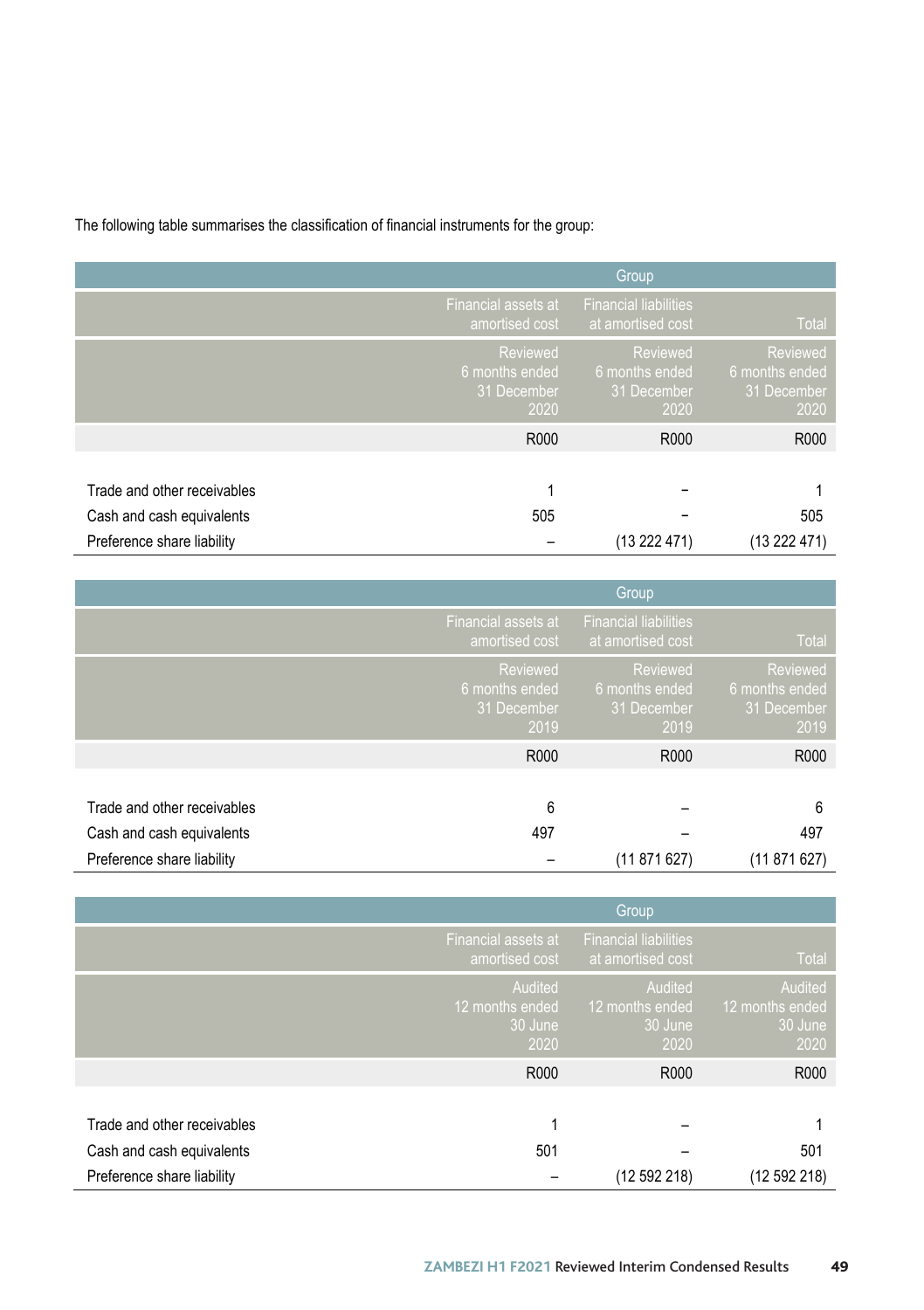The following table summarises the classification of financial instruments for the group:

| | Group | | |
|---|---|---|---|
| | Financial assets at amortised cost | Financial liabilities at amortised cost | Total |
| | Reviewed 6 months ended 31 December 2020 | Reviewed 6 months ended 31 December 2020 | Reviewed 6 months ended 31 December 2020 |
| | R000 | R000 | R000 |
| Trade and other receivables | 1 | – | 1 |
| Cash and cash equivalents | 505 | – | 505 |
| Preference share liability | – | (13 222 471) | (13 222 471) |

| | Group | | |
|---|---|---|---|
| | Financial assets at amortised cost | Financial liabilities at amortised cost | Total |
| | Reviewed 6 months ended 31 December 2019 | Reviewed 6 months ended 31 December 2019 | Reviewed 6 months ended 31 December 2019 |
| | R000 | R000 | R000 |
| Trade and other receivables | 6 | – | 6 |
| Cash and cash equivalents | 497 | – | 497 |
| Preference share liability | – | (11 871 627) | (11 871 627) |

| | Group | | |
|---|---|---|---|
| | Financial assets at amortised cost | Financial liabilities at amortised cost | Total |
| | Audited 12 months ended 30 June 2020 | Audited 12 months ended 30 June 2020 | Audited 12 months ended 30 June 2020 |
| | R000 | R000 | R000 |
| Trade and other receivables | 1 | – | 1 |
| Cash and cash equivalents | 501 | – | 501 |
| Preference share liability | – | (12 592 218) | (12 592 218) |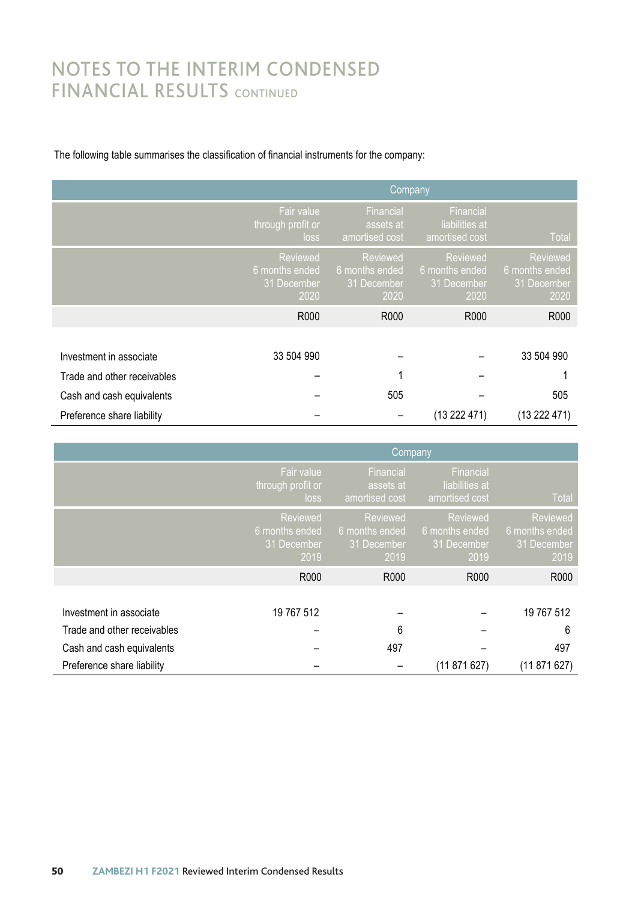# NOTES TO THE INTERIM CONDENSED FINANCIAL RESULTS CONTINUED

The following table summarises the classification of financial instruments for the company:

| | Company | | | |
|---|---|---|---|---|
| | Fair value through profit or loss | Financial assets at amortised cost | Financial liabilities at amortised cost | Total |
| | Reviewed 6 months ended 31 December 2020 | Reviewed 6 months ended 31 December 2020 | Reviewed 6 months ended 31 December 2020 | Reviewed 6 months ended 31 December 2020 |
| | R000 | R000 | R000 | R000 |
| Investment in associate | 33 504 990 | – | – | 33 504 990 |
| Trade and other receivables | – | 1 | – | 1 |
| Cash and cash equivalents | – | 505 | – | 505 |
| Preference share liability | – | – | (13 222 471) | (13 222 471) |

| | Company | | | |
|---|---|---|---|---|
| | Fair value through profit or loss | Financial assets at amortised cost | Financial liabilities at amortised cost | Total |
| | Reviewed 6 months ended 31 December 2019 | Reviewed 6 months ended 31 December 2019 | Reviewed 6 months ended 31 December 2019 | Reviewed 6 months ended 31 December 2019 |
| | R000 | R000 | R000 | R000 |
| Investment in associate | 19 767 512 | – | – | 19 767 512 |
| Trade and other receivables | – | 6 | – | 6 |
| Cash and cash equivalents | – | 497 | – | 497 |
| Preference share liability | – | – | (11 871 627) | (11 871 627) |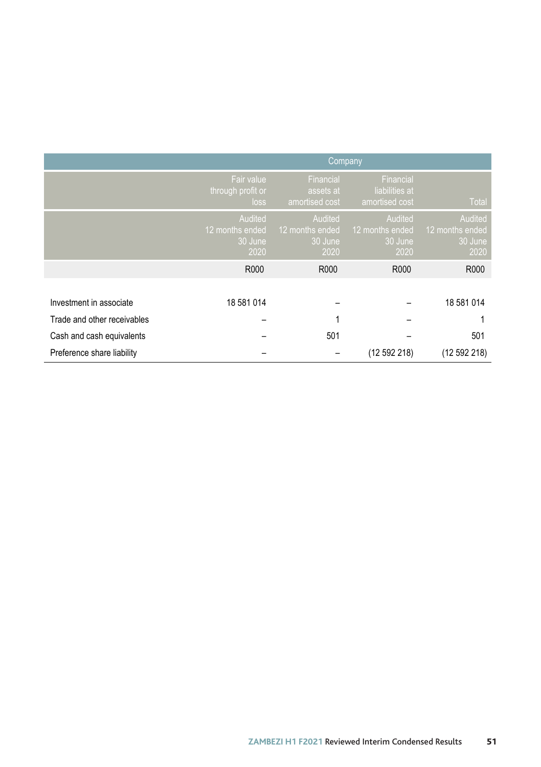| | Company | | | |
|---|---|---|---|---|
| | Fair value through profit or loss | Financial assets at amortised cost | Financial liabilities at amortised cost | Total |
| | Audited 12 months ended 30 June 2020 | Audited 12 months ended 30 June 2020 | Audited 12 months ended 30 June 2020 | Audited 12 months ended 30 June 2020 |
| | R000 | R000 | R000 | R000 |
| Investment in associate | 18 581 014 | – | – | 18 581 014 |
| Trade and other receivables | – | 1 | – | 1 |
| Cash and cash equivalents | – | 501 | – | 501 |
| Preference share liability | – | – | (12 592 218) | (12 592 218) |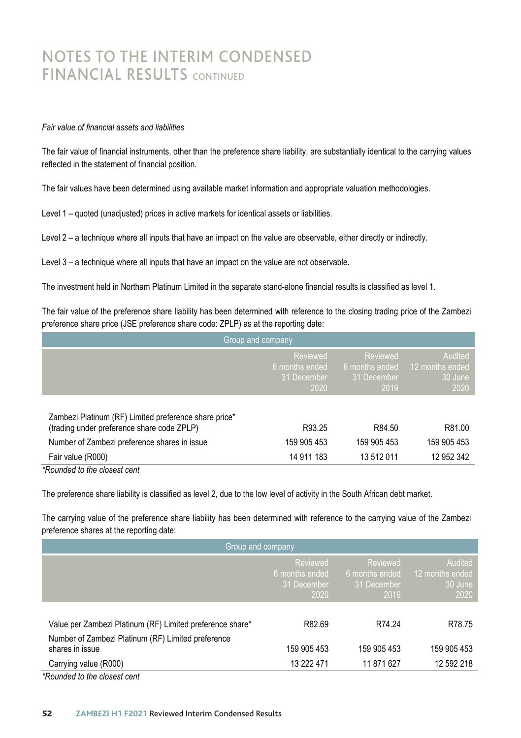# NOTES TO THE INTERIM CONDENSED FINANCIAL RESULTS CONTINUED

*Fair value of financial assets and liabilities*

The fair value of financial instruments, other than the preference share liability, are substantially identical to the carrying values reflected in the statement of financial position.

The fair values have been determined using available market information and appropriate valuation methodologies.

Level 1 – quoted (unadjusted) prices in active markets for identical assets or liabilities.

Level 2 – a technique where all inputs that have an impact on the value are observable, either directly or indirectly.

Level 3 – a technique where all inputs that have an impact on the value are not observable.

The investment held in Northam Platinum Limited in the separate stand-alone financial results is classified as level 1.

The fair value of the preference share liability has been determined with reference to the closing trading price of the Zambezi preference share price (JSE preference share code: ZPLP) as at the reporting date:

| Group and company | | | |
|---|---|---|---|
| | Reviewed 6 months ended 31 December 2020 | Reviewed 6 months ended 31 December 2019 | Audited 12 months ended 30 June 2020 |
| Zambezi Platinum (RF) Limited preference share price* (trading under preference share code ZPLP) | R93.25 | R84.50 | R81.00 |
| Number of Zambezi preference shares in issue | 159 905 453 | 159 905 453 | 159 905 453 |
| Fair value (R000) | 14 911 183 | 13 512 011 | 12 952 342 |

*Rounded to the closest cent

The preference share liability is classified as level 2, due to the low level of activity in the South African debt market.

The carrying value of the preference share liability has been determined with reference to the carrying value of the Zambezi preference shares at the reporting date:

| Group and company | | | |
|---|---|---|---|
| | Reviewed 6 months ended 31 December 2020 | Reviewed 6 months ended 31 December 2019 | Audited 12 months ended 30 June 2020 |
| Value per Zambezi Platinum (RF) Limited preference share* | R82.69 | R74.24 | R78.75 |
| Number of Zambezi Platinum (RF) Limited preference shares in issue | 159 905 453 | 159 905 453 | 159 905 453 |
| Carrying value (R000) | 13 222 471 | 11 871 627 | 12 592 218 |

*Rounded to the closest cent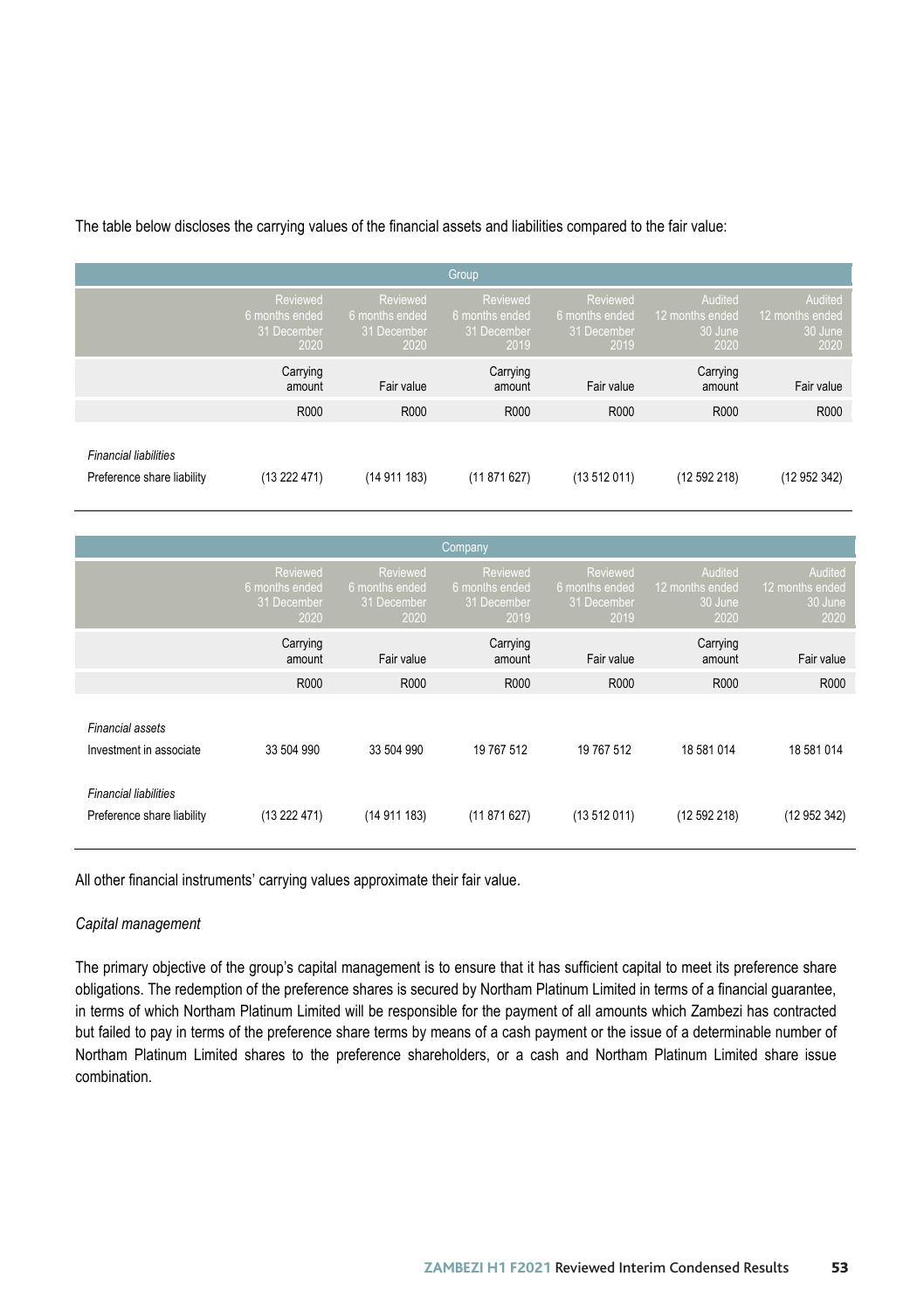The table below discloses the carrying values of the financial assets and liabilities compared to the fair value:

| Group | | | | | | |
|---|---|---|---|---|---|---|
| | Reviewed 6 months ended 31 December 2020 | Reviewed 6 months ended 31 December 2020 | Reviewed 6 months ended 31 December 2019 | Reviewed 6 months ended 31 December 2019 | Audited 12 months ended 30 June 2020 | Audited 12 months ended 30 June 2020 |
| | Carrying amount | Fair value | Carrying amount | Fair value | Carrying amount | Fair value |
| | R000 | R000 | R000 | R000 | R000 | R000 |
| *Financial liabilities* | | | | | | |
| Preference share liability | (13 222 471) | (14 911 183) | (11 871 627) | (13 512 011) | (12 592 218) | (12 952 342) |

| Company | | | | | | |
|---|---|---|---|---|---|---|
| | Reviewed 6 months ended 31 December 2020 | Reviewed 6 months ended 31 December 2020 | Reviewed 6 months ended 31 December 2019 | Reviewed 6 months ended 31 December 2019 | Audited 12 months ended 30 June 2020 | Audited 12 months ended 30 June 2020 |
| | Carrying amount | Fair value | Carrying amount | Fair value | Carrying amount | Fair value |
| | R000 | R000 | R000 | R000 | R000 | R000 |
| *Financial assets* | | | | | | |
| Investment in associate | 33 504 990 | 33 504 990 | 19 767 512 | 19 767 512 | 18 581 014 | 18 581 014 |
| *Financial liabilities* | | | | | | |
| Preference share liability | (13 222 471) | (14 911 183) | (11 871 627) | (13 512 011) | (12 592 218) | (12 952 342) |

All other financial instruments' carrying values approximate their fair value.

*Capital management*

The primary objective of the group's capital management is to ensure that it has sufficient capital to meet its preference share obligations. The redemption of the preference shares is secured by Northam Platinum Limited in terms of a financial guarantee, in terms of which Northam Platinum Limited will be responsible for the payment of all amounts which Zambezi has contracted but failed to pay in terms of the preference share terms by means of a cash payment or the issue of a determinable number of Northam Platinum Limited shares to the preference shareholders, or a cash and Northam Platinum Limited share issue combination.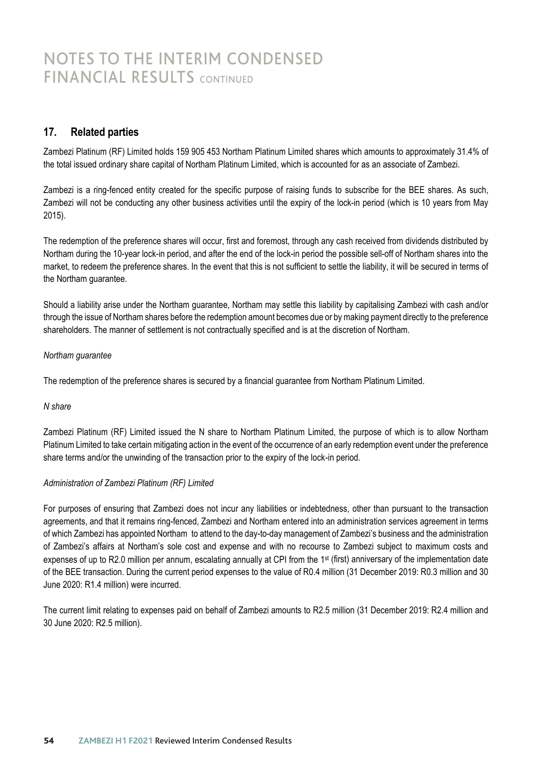# NOTES TO THE INTERIM CONDENSED FINANCIAL RESULTS CONTINUED

## 17. Related parties

Zambezi Platinum (RF) Limited holds 159 905 453 Northam Platinum Limited shares which amounts to approximately 31.4% of the total issued ordinary share capital of Northam Platinum Limited, which is accounted for as an associate of Zambezi.

Zambezi is a ring-fenced entity created for the specific purpose of raising funds to subscribe for the BEE shares. As such, Zambezi will not be conducting any other business activities until the expiry of the lock-in period (which is 10 years from May 2015).

The redemption of the preference shares will occur, first and foremost, through any cash received from dividends distributed by Northam during the 10-year lock-in period, and after the end of the lock-in period the possible sell-off of Northam shares into the market, to redeem the preference shares. In the event that this is not sufficient to settle the liability, it will be secured in terms of the Northam guarantee.

Should a liability arise under the Northam guarantee, Northam may settle this liability by capitalising Zambezi with cash and/or through the issue of Northam shares before the redemption amount becomes due or by making payment directly to the preference shareholders. The manner of settlement is not contractually specified and is at the discretion of Northam.

*Northam guarantee*

The redemption of the preference shares is secured by a financial guarantee from Northam Platinum Limited.

*N share*

Zambezi Platinum (RF) Limited issued the N share to Northam Platinum Limited, the purpose of which is to allow Northam Platinum Limited to take certain mitigating action in the event of the occurrence of an early redemption event under the preference share terms and/or the unwinding of the transaction prior to the expiry of the lock-in period.

*Administration of Zambezi Platinum (RF) Limited*

For purposes of ensuring that Zambezi does not incur any liabilities or indebtedness, other than pursuant to the transaction agreements, and that it remains ring-fenced, Zambezi and Northam entered into an administration services agreement in terms of which Zambezi has appointed Northam to attend to the day-to-day management of Zambezi's business and the administration of Zambezi's affairs at Northam's sole cost and expense and with no recourse to Zambezi subject to maximum costs and expenses of up to R2.0 million per annum, escalating annually at CPI from the 1st (first) anniversary of the implementation date of the BEE transaction. During the current period expenses to the value of R0.4 million (31 December 2019: R0.3 million and 30 June 2020: R1.4 million) were incurred.

The current limit relating to expenses paid on behalf of Zambezi amounts to R2.5 million (31 December 2019: R2.4 million and 30 June 2020: R2.5 million).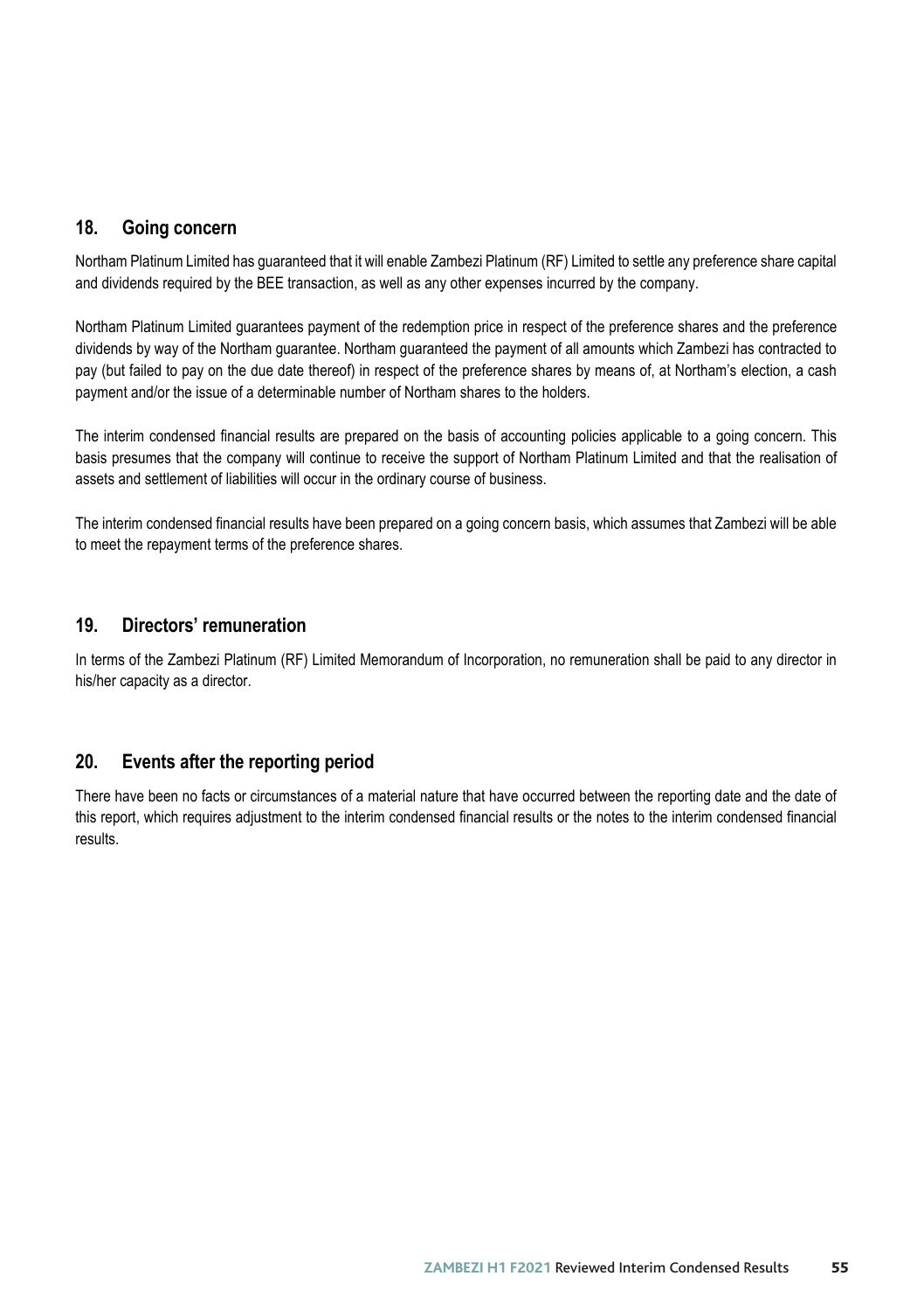## 18. Going concern

Northam Platinum Limited has guaranteed that it will enable Zambezi Platinum (RF) Limited to settle any preference share capital and dividends required by the BEE transaction, as well as any other expenses incurred by the company.

Northam Platinum Limited guarantees payment of the redemption price in respect of the preference shares and the preference dividends by way of the Northam guarantee. Northam guaranteed the payment of all amounts which Zambezi has contracted to pay (but failed to pay on the due date thereof) in respect of the preference shares by means of, at Northam's election, a cash payment and/or the issue of a determinable number of Northam shares to the holders.

The interim condensed financial results are prepared on the basis of accounting policies applicable to a going concern. This basis presumes that the company will continue to receive the support of Northam Platinum Limited and that the realisation of assets and settlement of liabilities will occur in the ordinary course of business.

The interim condensed financial results have been prepared on a going concern basis, which assumes that Zambezi will be able to meet the repayment terms of the preference shares.

## 19. Directors' remuneration

In terms of the Zambezi Platinum (RF) Limited Memorandum of Incorporation, no remuneration shall be paid to any director in his/her capacity as a director.

## 20. Events after the reporting period

There have been no facts or circumstances of a material nature that have occurred between the reporting date and the date of this report, which requires adjustment to the interim condensed financial results or the notes to the interim condensed financial results.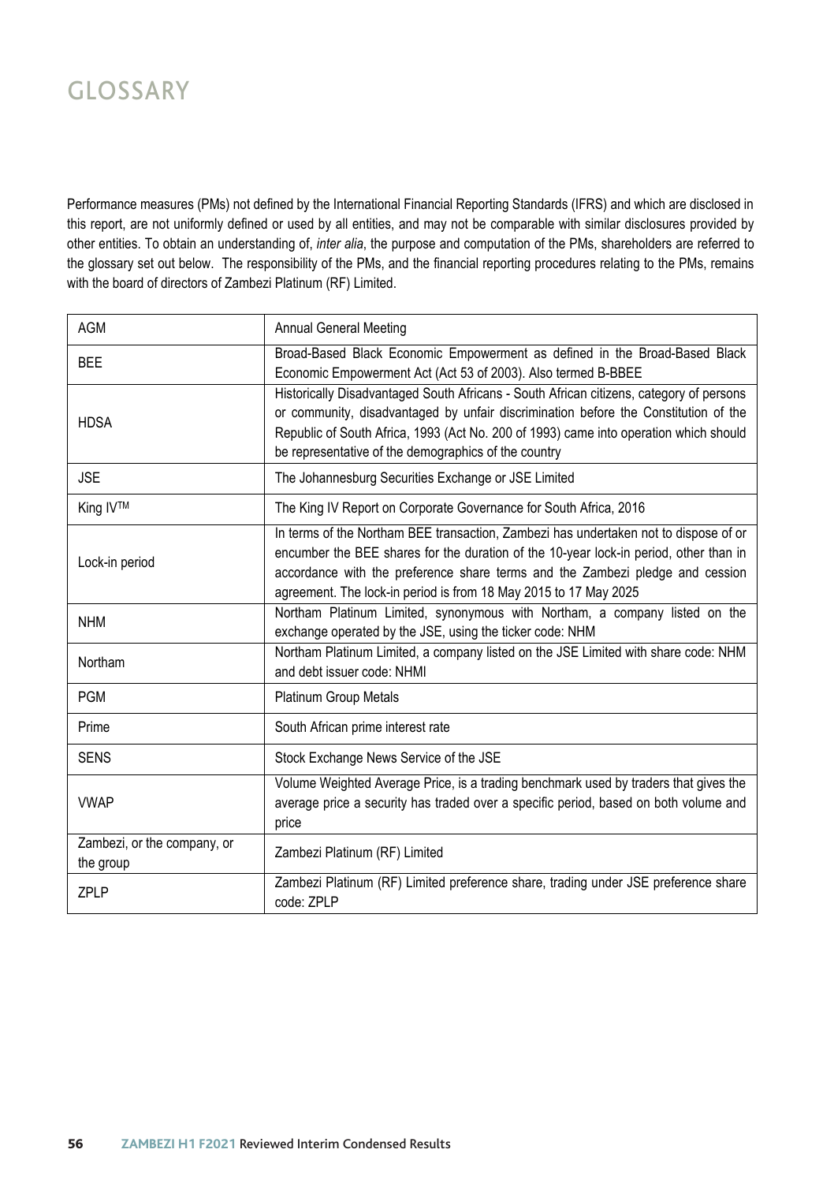# GLOSSARY

Performance measures (PMs) not defined by the International Financial Reporting Standards (IFRS) and which are disclosed in this report, are not uniformly defined or used by all entities, and may not be comparable with similar disclosures provided by other entities. To obtain an understanding of, *inter alia*, the purpose and computation of the PMs, shareholders are referred to the glossary set out below. The responsibility of the PMs, and the financial reporting procedures relating to the PMs, remains with the board of directors of Zambezi Platinum (RF) Limited.

| Term | Definition |
|---|---|
| AGM | Annual General Meeting |
| BEE | Broad-Based Black Economic Empowerment as defined in the Broad-Based Black Economic Empowerment Act (Act 53 of 2003). Also termed B-BBEE |
| HDSA | Historically Disadvantaged South Africans - South African citizens, category of persons or community, disadvantaged by unfair discrimination before the Constitution of the Republic of South Africa, 1993 (Act No. 200 of 1993) came into operation which should be representative of the demographics of the country |
| JSE | The Johannesburg Securities Exchange or JSE Limited |
| King IV™ | The King IV Report on Corporate Governance for South Africa, 2016 |
| Lock-in period | In terms of the Northam BEE transaction, Zambezi has undertaken not to dispose of or encumber the BEE shares for the duration of the 10-year lock-in period, other than in accordance with the preference share terms and the Zambezi pledge and cession agreement. The lock-in period is from 18 May 2015 to 17 May 2025 |
| NHM | Northam Platinum Limited, synonymous with Northam, a company listed on the exchange operated by the JSE, using the ticker code: NHM |
| Northam | Northam Platinum Limited, a company listed on the JSE Limited with share code: NHM and debt issuer code: NHMI |
| PGM | Platinum Group Metals |
| Prime | South African prime interest rate |
| SENS | Stock Exchange News Service of the JSE |
| VWAP | Volume Weighted Average Price, is a trading benchmark used by traders that gives the average price a security has traded over a specific period, based on both volume and price |
| Zambezi, or the company, or the group | Zambezi Platinum (RF) Limited |
| ZPLP | Zambezi Platinum (RF) Limited preference share, trading under JSE preference share code: ZPLP |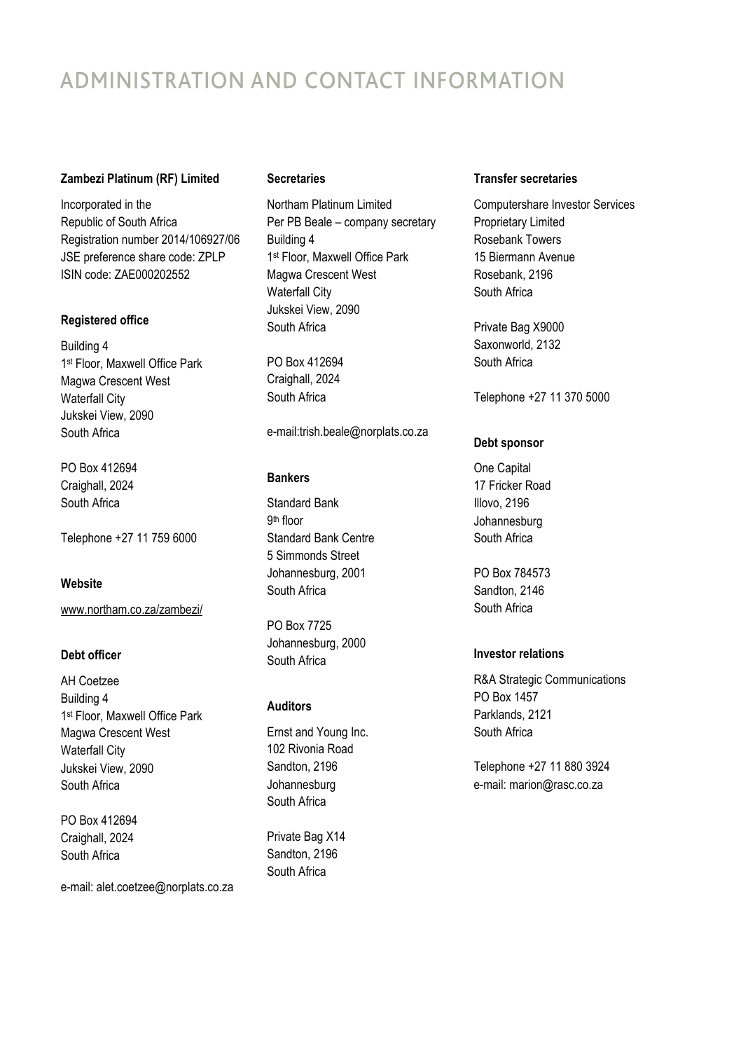# ADMINISTRATION AND CONTACT INFORMATION

**Zambezi Platinum (RF) Limited**

Incorporated in the
Republic of South Africa
Registration number 2014/106927/06
JSE preference share code: ZPLP
ISIN code: ZAE000202552

**Registered office**

Building 4
1st Floor, Maxwell Office Park
Magwa Crescent West
Waterfall City
Jukskei View, 2090
South Africa

PO Box 412694
Craighall, 2024
South Africa

Telephone +27 11 759 6000

**Website**

www.northam.co.za/zambezi/

**Debt officer**

AH Coetzee
Building 4
1st Floor, Maxwell Office Park
Magwa Crescent West
Waterfall City
Jukskei View, 2090
South Africa

PO Box 412694
Craighall, 2024
South Africa

e-mail: alet.coetzee@norplats.co.za

**Secretaries**

Northam Platinum Limited
Per PB Beale – company secretary
Building 4
1st Floor, Maxwell Office Park
Magwa Crescent West
Waterfall City
Jukskei View, 2090
South Africa

PO Box 412694
Craighall, 2024
South Africa

e-mail:trish.beale@norplats.co.za

**Bankers**

Standard Bank
9th floor
Standard Bank Centre
5 Simmonds Street
Johannesburg, 2001
South Africa

PO Box 7725
Johannesburg, 2000
South Africa

**Auditors**

Ernst and Young Inc.
102 Rivonia Road
Sandton, 2196
Johannesburg
South Africa

Private Bag X14
Sandton, 2196
South Africa

**Transfer secretaries**

Computershare Investor Services
Proprietary Limited
Rosebank Towers
15 Biermann Avenue
Rosebank, 2196
South Africa

Private Bag X9000
Saxonworld, 2132
South Africa

Telephone +27 11 370 5000

**Debt sponsor**

One Capital
17 Fricker Road
Illovo, 2196
Johannesburg
South Africa

PO Box 784573
Sandton, 2146
South Africa

**Investor relations**

R&A Strategic Communications
PO Box 1457
Parklands, 2121
South Africa

Telephone +27 11 880 3924
e-mail: marion@rasc.co.za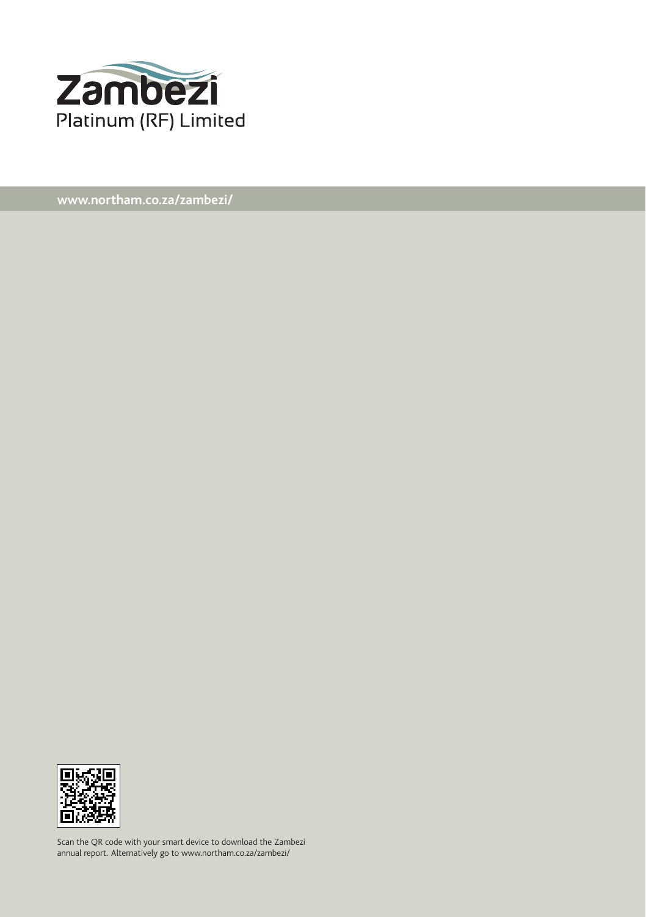**Zambezi**
Platinum (RF) Limited

www.northam.co.za/zambezi/

Scan the QR code with your smart device to download the Zambezi annual report. Alternatively go to www.northam.co.za/zambezi/